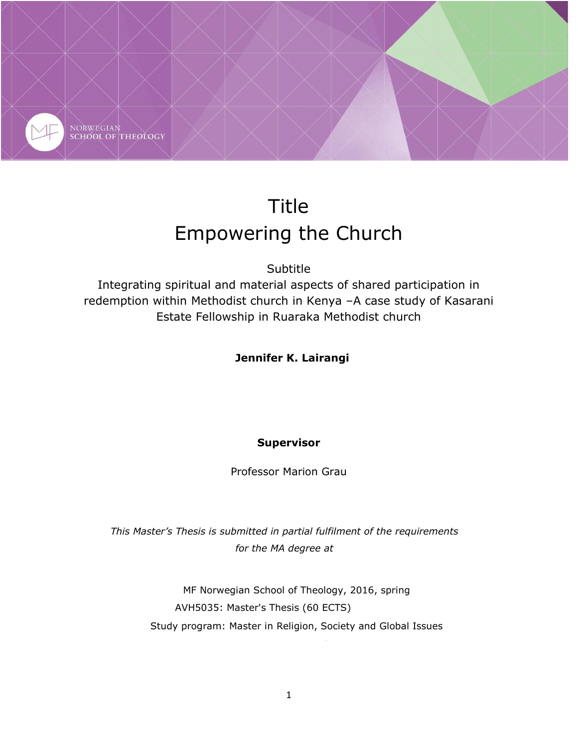NORWEGIAN SCHOOL OF THEOLOGY

# Title
# Empowering the Church

Subtitle

Integrating spiritual and material aspects of shared participation in redemption within Methodist church in Kenya –A case study of Kasarani Estate Fellowship in Ruaraka Methodist church

**Jennifer K. Lairangi**

**Supervisor**

Professor Marion Grau

*This Master's Thesis is submitted in partial fulfilment of the requirements for the MA degree at*

MF Norwegian School of Theology, 2016, spring

AVH5035: Master's Thesis (60 ECTS)

Study program: Master in Religion, Society and Global Issues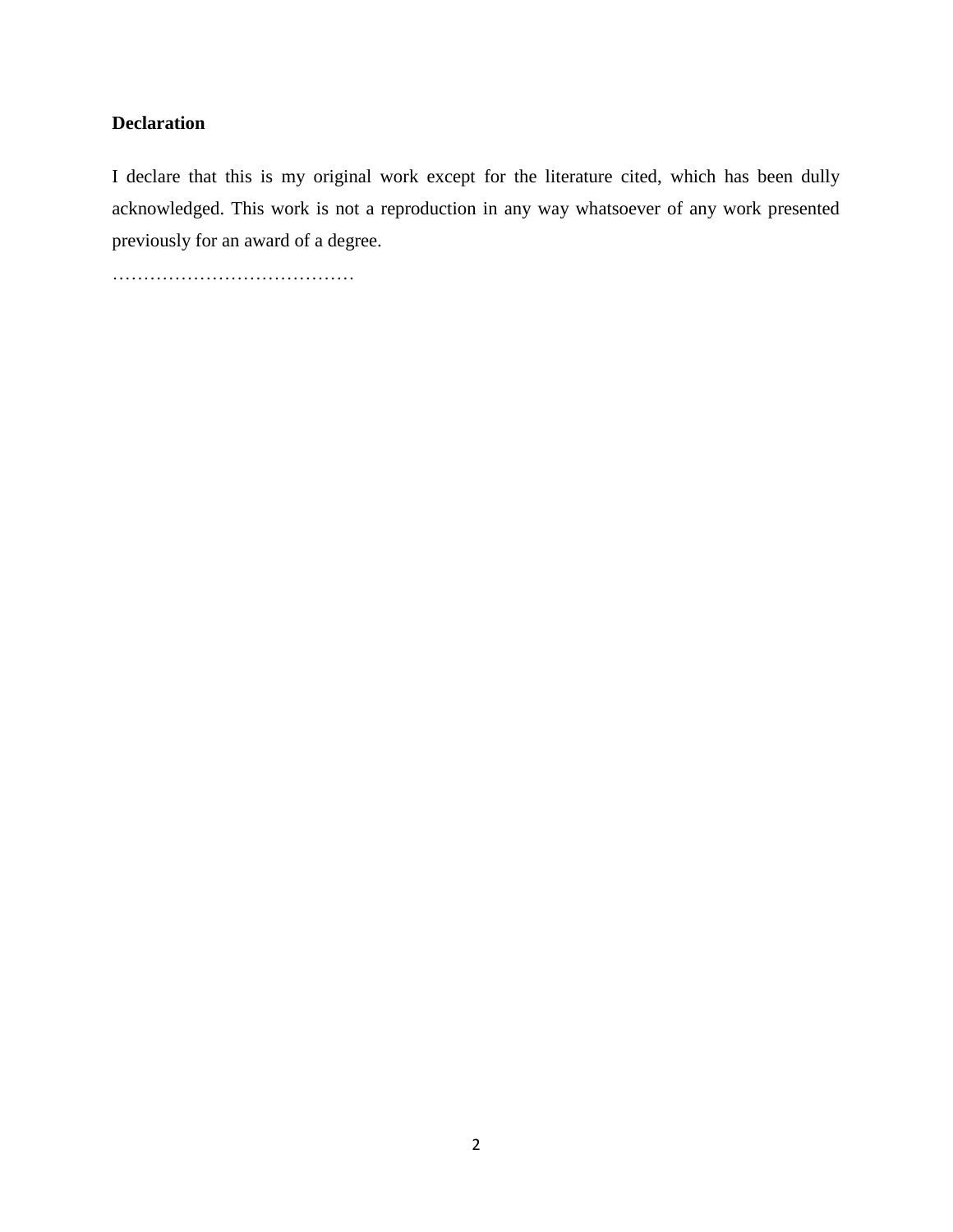**Declaration**

I declare that this is my original work except for the literature cited, which has been dully acknowledged. This work is not a reproduction in any way whatsoever of any work presented previously for an award of a degree.

…………………………………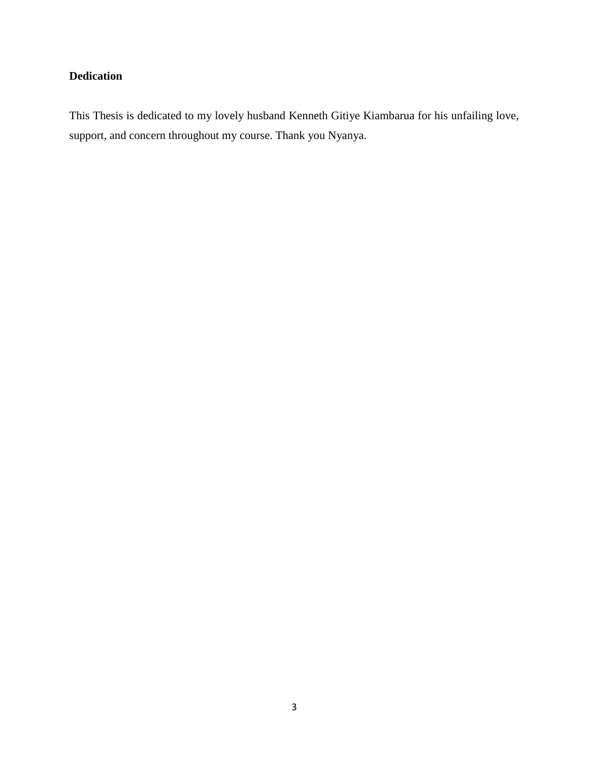## Dedication

This Thesis is dedicated to my lovely husband Kenneth Gitiye Kiambarua for his unfailing love, support, and concern throughout my course. Thank you Nyanya.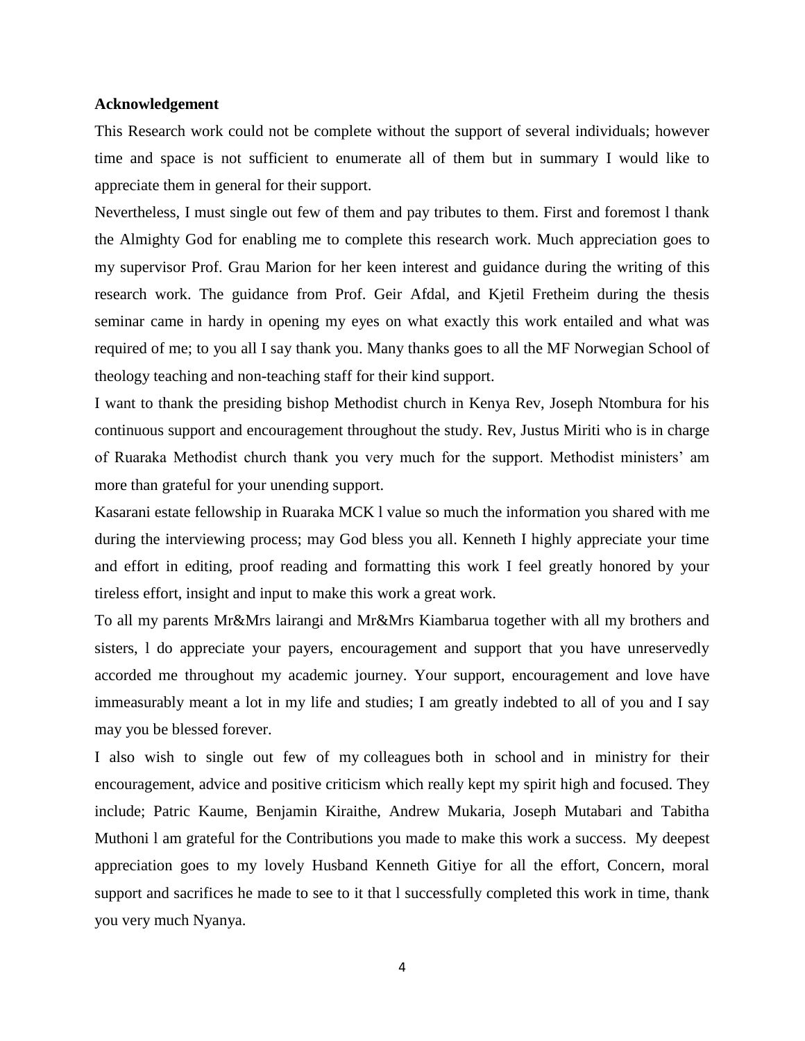**Acknowledgement**

This Research work could not be complete without the support of several individuals; however time and space is not sufficient to enumerate all of them but in summary I would like to appreciate them in general for their support.

Nevertheless, I must single out few of them and pay tributes to them. First and foremost l thank the Almighty God for enabling me to complete this research work. Much appreciation goes to my supervisor Prof. Grau Marion for her keen interest and guidance during the writing of this research work. The guidance from Prof. Geir Afdal, and Kjetil Fretheim during the thesis seminar came in hardy in opening my eyes on what exactly this work entailed and what was required of me; to you all I say thank you. Many thanks goes to all the MF Norwegian School of theology teaching and non-teaching staff for their kind support.

I want to thank the presiding bishop Methodist church in Kenya Rev, Joseph Ntombura for his continuous support and encouragement throughout the study. Rev, Justus Miriti who is in charge of Ruaraka Methodist church thank you very much for the support. Methodist ministers' am more than grateful for your unending support.

Kasarani estate fellowship in Ruaraka MCK l value so much the information you shared with me during the interviewing process; may God bless you all. Kenneth I highly appreciate your time and effort in editing, proof reading and formatting this work I feel greatly honored by your tireless effort, insight and input to make this work a great work.

To all my parents Mr&Mrs lairangi and Mr&Mrs Kiambarua together with all my brothers and sisters, l do appreciate your payers, encouragement and support that you have unreservedly accorded me throughout my academic journey. Your support, encouragement and love have immeasurably meant a lot in my life and studies; I am greatly indebted to all of you and I say may you be blessed forever.

I also wish to single out few of my colleagues both in school and in ministry for their encouragement, advice and positive criticism which really kept my spirit high and focused. They include; Patric Kaume, Benjamin Kiraithe, Andrew Mukaria, Joseph Mutabari and Tabitha Muthoni l am grateful for the Contributions you made to make this work a success. My deepest appreciation goes to my lovely Husband Kenneth Gitiye for all the effort, Concern, moral support and sacrifices he made to see to it that l successfully completed this work in time, thank you very much Nyanya.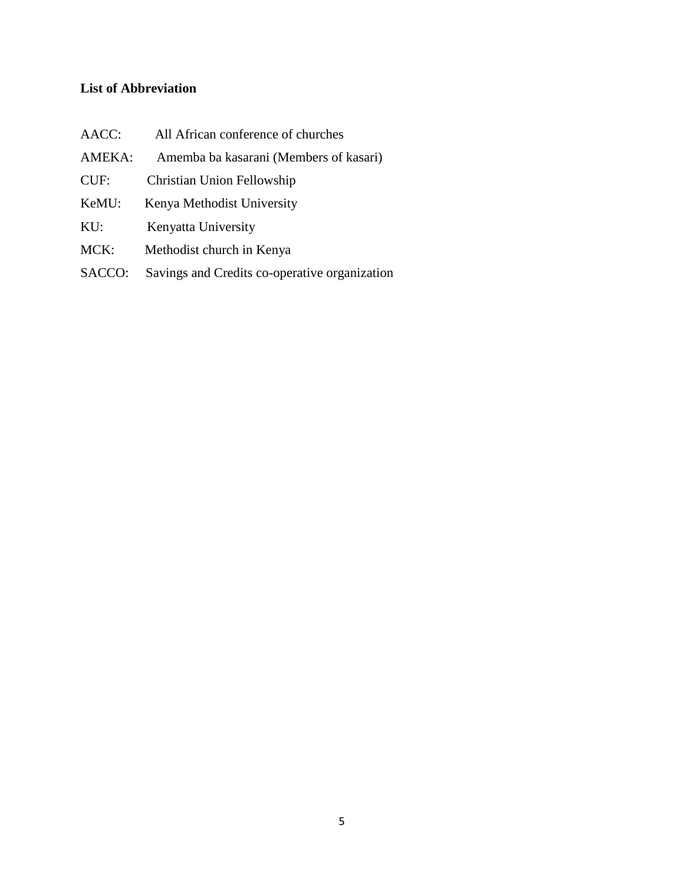**List of Abbreviation**

AACC: All African conference of churches

AMEKA: Amemba ba kasarani (Members of kasari)

CUF: Christian Union Fellowship

KeMU: Kenya Methodist University

KU: Kenyatta University

MCK: Methodist church in Kenya

SACCO: Savings and Credits co-operative organization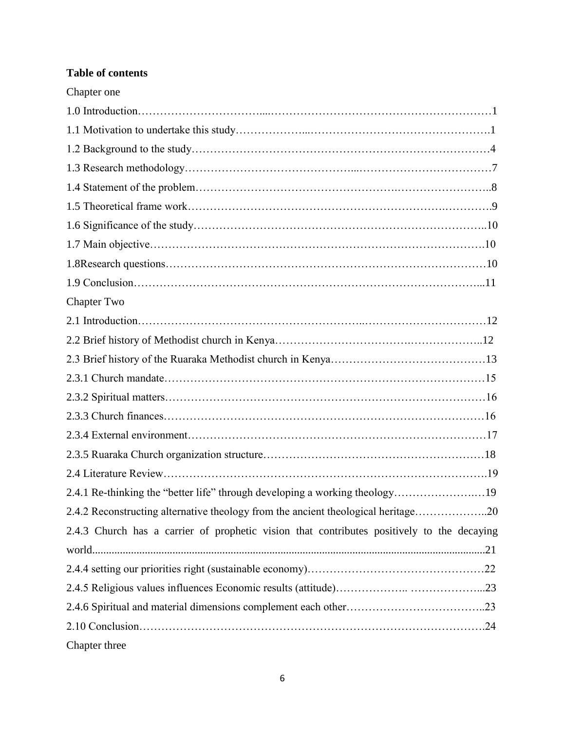**Table of contents**

Chapter one

1.0 Introduction………………………….....……………………………………………………1

1.1 Motivation to undertake this study………………...………………………………………….1

1.2 Background to the study…………………………………………………………………….4

1.3 Research methodology…………….……………………...………………….……………7

1.4 Statement of the problem……………………………………….…………………………..8

1.5 Theoretical frame work…………………………………………………………….………….9

1.6 Significance of the study…………………………………………………………………..10

1.7 Main objective……………………………………………………………………………….10

1.8Research questions……………………….……………………………………………………10

1.9 Conclusion………………………………………………………………………………...11

Chapter Two

2.1 Introduction………………………………………………..……………………………12

2.2 Brief history of Methodist church in Kenya……………………………….………………..12

2.3 Brief history of the Ruaraka Methodist church in Kenya……………………….…………13

2.3.1 Church mandate……………………………………………………………………………15

2.3.2 Spiritual matters……………………………………………………………………………16

2.3.3 Church finances……………………………………………………………………………16

2.3.4 External environment………………………………………………………………………17

2.3.5 Ruaraka Church organization structure………………………………………….…………18

2.4 Literature Review…………………………………………………………………………….19

2.4.1 Re-thinking the "better life" through developing a working theology…………………..…19

2.4.2 Reconstructing alternative theology from the ancient theological heritage………………..20

2.4.3 Church has a carrier of prophetic vision that contributes positively to the decaying world..........................................................................................................................................21

2.4.4 setting our priorities right (sustainable economy)…………………………………………22

2.4.5 Religious values influences Economic results (attitude)……………….. ………………...23

2.4.6 Spiritual and material dimensions complement each other………………………………..23

2.10 Conclusion…………………………………………………………………………………….24

Chapter three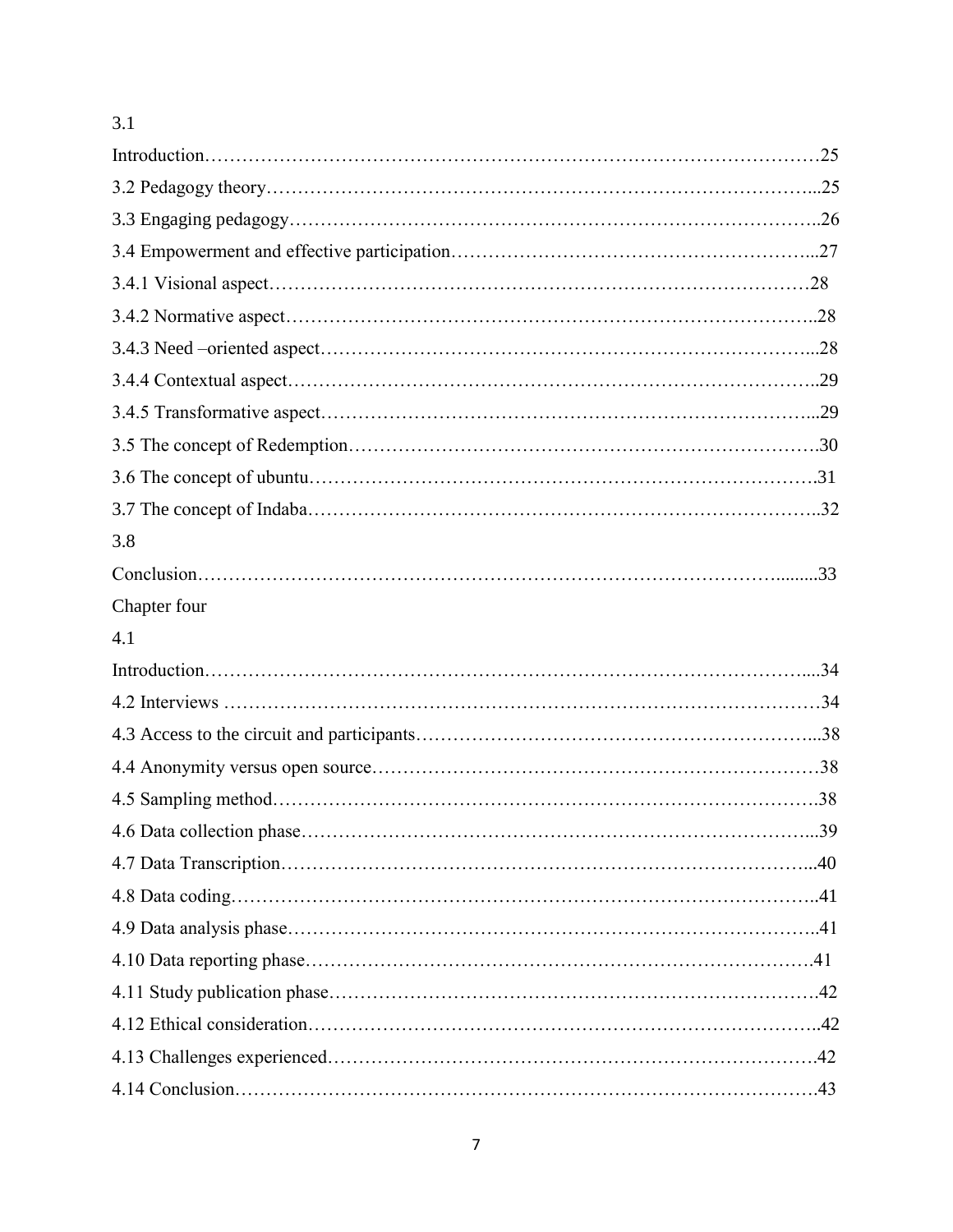3.1 Introduction……………………………………………………………………………………25

3.2 Pedagogy theory…………………………………………………………………………...25

3.3 Engaging pedagogy………………………………………………………………………..26

3.4 Empowerment and effective participation…………………………………………………...27

3.4.1 Visional aspect……………………………………………………………………………28

3.4.2 Normative aspect…………………………………………………………………………..28

3.4.3 Need –oriented aspect……………………………………………………………………...28

3.4.4 Contextual aspect…………………………………………………………………………..29

3.4.5 Transformative aspect……………………………………………………………………...29

3.5 The concept of Redemption…………………………………………………………………30

3.6 The concept of ubuntu……………………………………………………………………….31

3.7 The concept of Indaba………………………………………………………………………..32

3.8 Conclusion……………………………………………………………………………….........33

Chapter four

4.1 Introduction………………………………………………………………………………....34

4.2 Interviews ……………………………………………………………………………………34

4.3 Access to the circuit and participants………………………………………………………...38

4.4 Anonymity versus open source……………………………………………………………38

4.5 Sampling method…………………………………………………………………………….38

4.6 Data collection phase………………………………………………………………………...39

4.7 Data Transcription…………………………………………………………………………...40

4.8 Data coding……………………………………………………………………………….....41

4.9 Data analysis phase…………………………………………………………………………..41

4.10 Data reporting phase……………………………………………………………………….41

4.11 Study publication phase…………………………………………………………………….42

4.12 Ethical consideration………………………………………………………………………..42

4.13 Challenges experienced…………………………………………………………………….42

4.14 Conclusion………………………………………………………………………………….43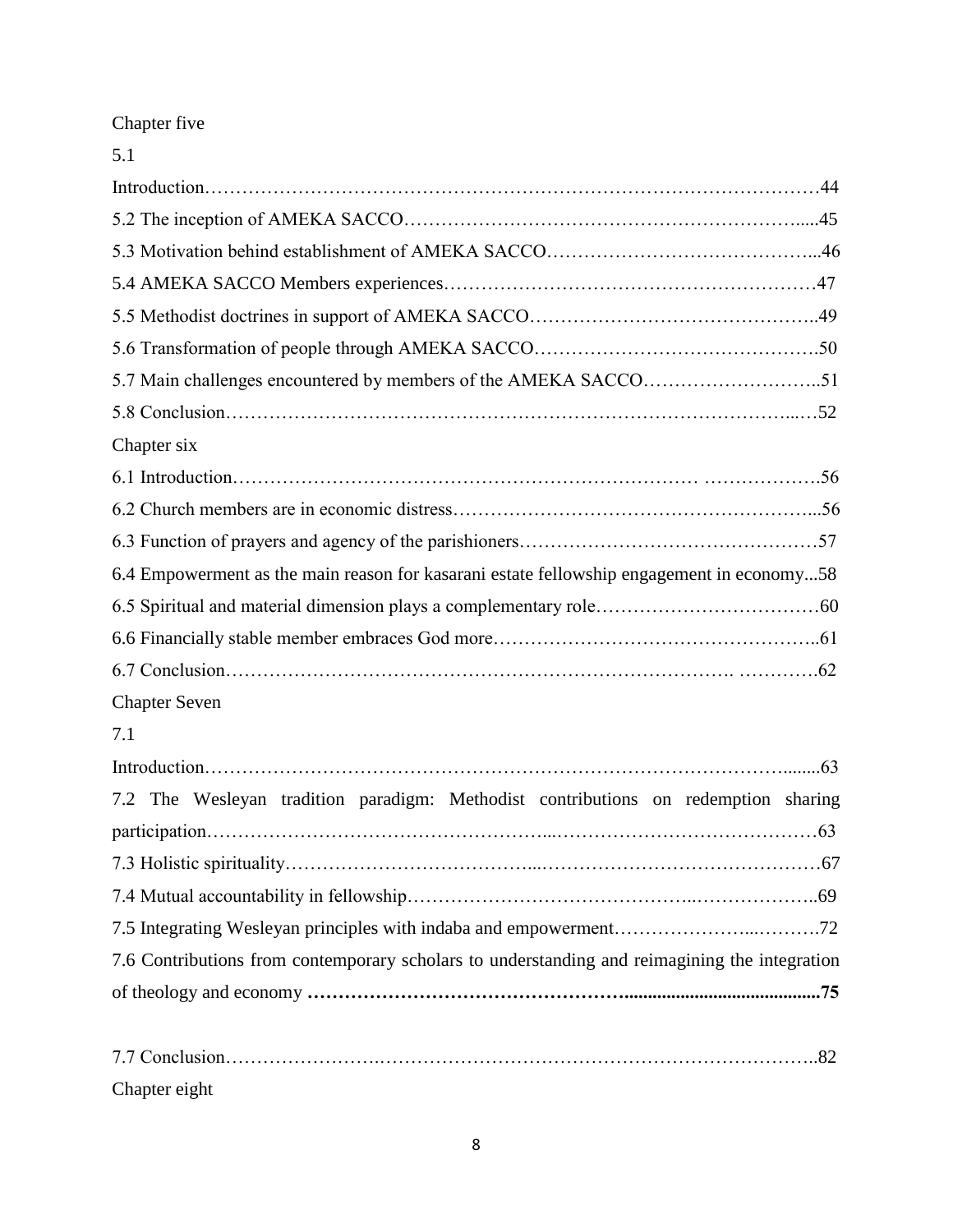Chapter five

5.1

Introduction…………………………………………………………………………………………44

5.2 The inception of AMEKA SACCO………………………………………………………….....45

5.3 Motivation behind establishment of AMEKA SACCO……………………………………...46

5.4 AMEKA SACCO Members experiences…………………………………………………………47

5.5 Methodist doctrines in support of AMEKA SACCO………………………………………..49

5.6 Transformation of people through AMEKA SACCO……………………………………….50

5.7 Main challenges encountered by members of the AMEKA SACCO………………………..51

5.8 Conclusion……………………………………………………………………………...…52

Chapter six

6.1 Introduction…………………………………………………………… ……………….56

6.2 Church members are in economic distress………………………………………………...56

6.3 Function of prayers and agency of the parishioners………………………………………57

6.4 Empowerment as the main reason for kasarani estate fellowship engagement in economy...58

6.5 Spiritual and material dimension plays a complementary role………………………………60

6.6 Financially stable member embraces God more……………………………………………..61

6.7 Conclusion………………………………………………………………. ………….62

Chapter Seven

7.1

Introduction……………………………………………………………………………........63

7.2 The Wesleyan tradition paradigm: Methodist contributions on redemption sharing participation……………………………………………...…………………………………63

7.3 Holistic spirituality…………………………………...……………………………………67

7.4 Mutual accountability in fellowship……………………………………...………………..69

7.5 Integrating Wesleyan principles with indaba and empowerment………………...……….72

7.6 Contributions from contemporary scholars to understanding and reimagining the integration of theology and economy **…………………………………………........................................75**

7.7 Conclusion……………………………………………………………………………..82

Chapter eight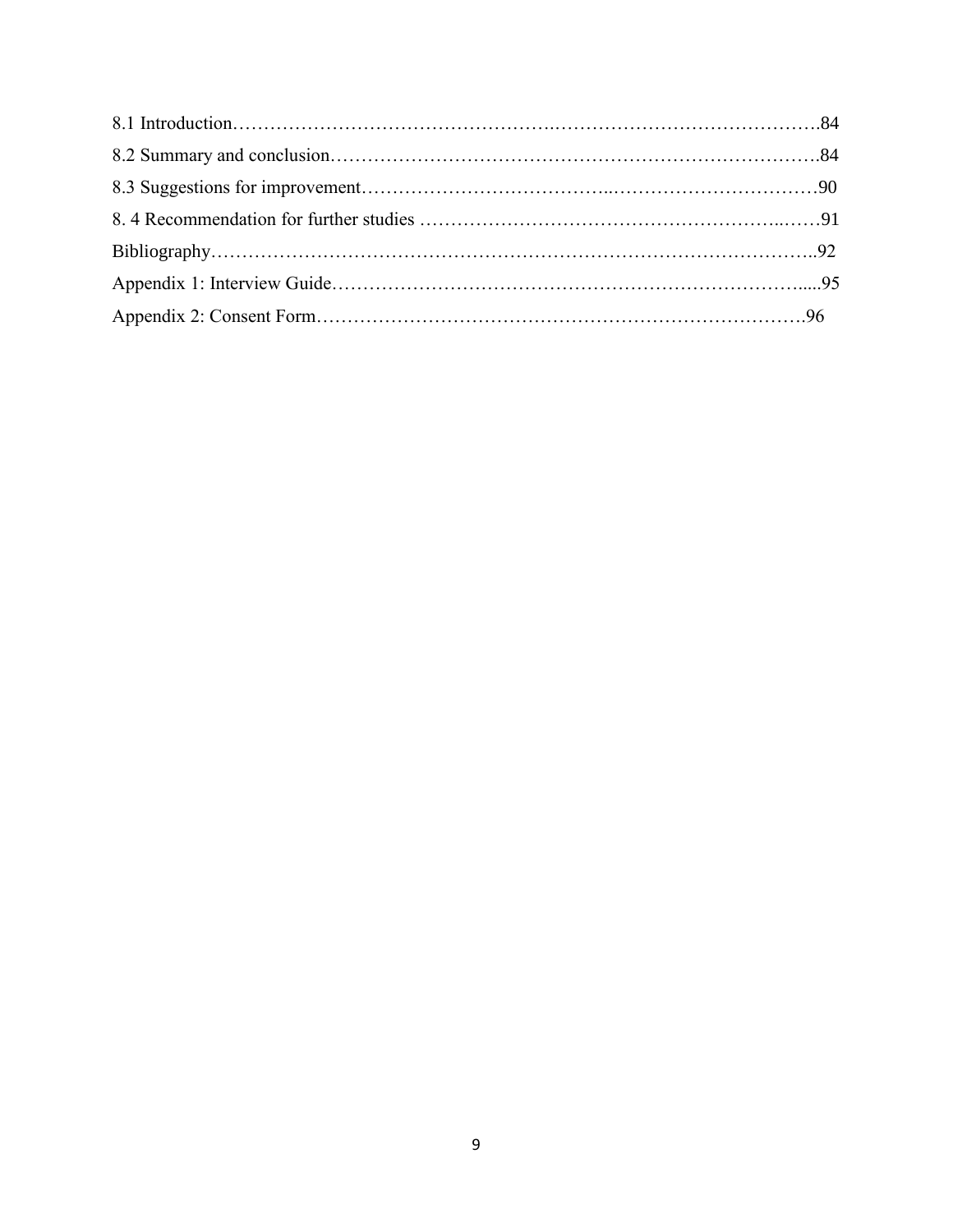8.1 Introduction……………………………………………..…………………………………….84

8.2 Summary and conclusion…………………………………………………………………….84

8.3 Suggestions for improvement………………………………..……………………………90

8. 4 Recommendation for further studies ………………………………………………..……91

Bibliography…………………………………………………………………………………..92

Appendix 1: Interview Guide……………………………………………………………….....95

Appendix 2: Consent Form…………………………………………………………………….96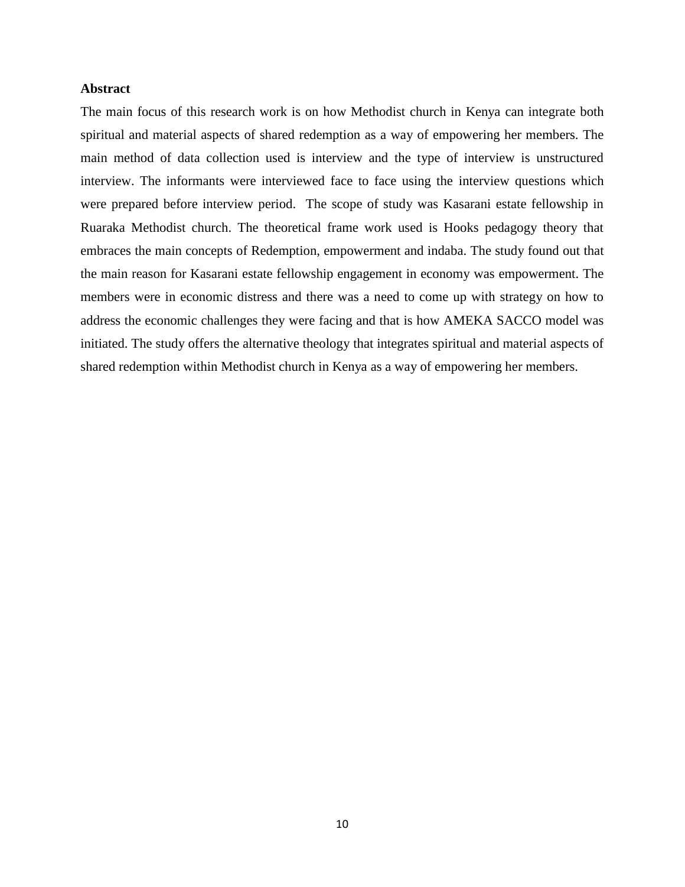**Abstract**

The main focus of this research work is on how Methodist church in Kenya can integrate both spiritual and material aspects of shared redemption as a way of empowering her members. The main method of data collection used is interview and the type of interview is unstructured interview. The informants were interviewed face to face using the interview questions which were prepared before interview period. The scope of study was Kasarani estate fellowship in Ruaraka Methodist church. The theoretical frame work used is Hooks pedagogy theory that embraces the main concepts of Redemption, empowerment and indaba. The study found out that the main reason for Kasarani estate fellowship engagement in economy was empowerment. The members were in economic distress and there was a need to come up with strategy on how to address the economic challenges they were facing and that is how AMEKA SACCO model was initiated. The study offers the alternative theology that integrates spiritual and material aspects of shared redemption within Methodist church in Kenya as a way of empowering her members.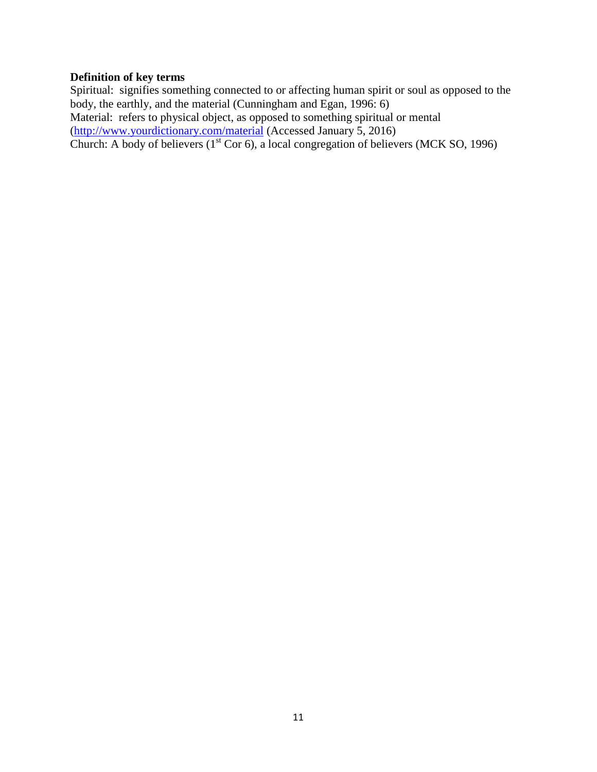**Definition of key terms**

Spiritual: signifies something connected to or affecting human spirit or soul as opposed to the body, the earthly, and the material (Cunningham and Egan, 1996: 6)

Material: refers to physical object, as opposed to something spiritual or mental (http://www.yourdictionary.com/material (Accessed January 5, 2016)

Church: A body of believers (1st Cor 6), a local congregation of believers (MCK SO, 1996)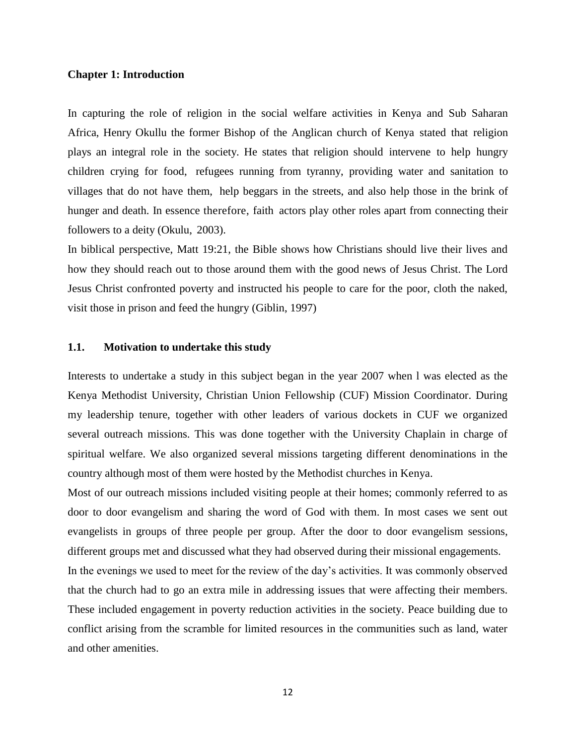## Chapter 1: Introduction

In capturing the role of religion in the social welfare activities in Kenya and Sub Saharan Africa, Henry Okullu the former Bishop of the Anglican church of Kenya stated that religion plays an integral role in the society. He states that religion should intervene to help hungry children crying for food, refugees running from tyranny, providing water and sanitation to villages that do not have them, help beggars in the streets, and also help those in the brink of hunger and death. In essence therefore, faith actors play other roles apart from connecting their followers to a deity (Okulu, 2003).

In biblical perspective, Matt 19:21, the Bible shows how Christians should live their lives and how they should reach out to those around them with the good news of Jesus Christ. The Lord Jesus Christ confronted poverty and instructed his people to care for the poor, cloth the naked, visit those in prison and feed the hungry (Giblin, 1997)

### 1.1. Motivation to undertake this study

Interests to undertake a study in this subject began in the year 2007 when l was elected as the Kenya Methodist University, Christian Union Fellowship (CUF) Mission Coordinator. During my leadership tenure, together with other leaders of various dockets in CUF we organized several outreach missions. This was done together with the University Chaplain in charge of spiritual welfare. We also organized several missions targeting different denominations in the country although most of them were hosted by the Methodist churches in Kenya.

Most of our outreach missions included visiting people at their homes; commonly referred to as door to door evangelism and sharing the word of God with them. In most cases we sent out evangelists in groups of three people per group. After the door to door evangelism sessions, different groups met and discussed what they had observed during their missional engagements.

In the evenings we used to meet for the review of the day's activities. It was commonly observed that the church had to go an extra mile in addressing issues that were affecting their members. These included engagement in poverty reduction activities in the society. Peace building due to conflict arising from the scramble for limited resources in the communities such as land, water and other amenities.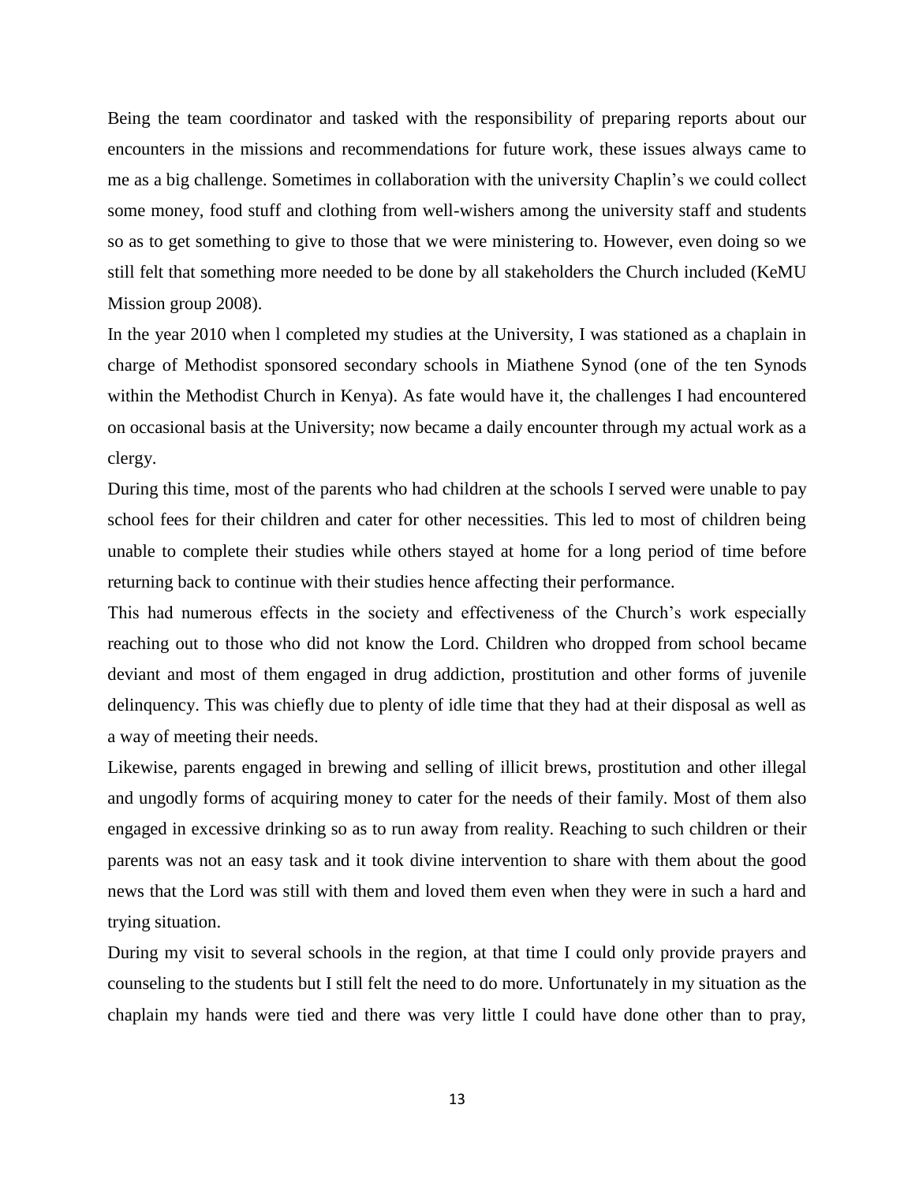Being the team coordinator and tasked with the responsibility of preparing reports about our encounters in the missions and recommendations for future work, these issues always came to me as a big challenge. Sometimes in collaboration with the university Chaplin's we could collect some money, food stuff and clothing from well-wishers among the university staff and students so as to get something to give to those that we were ministering to. However, even doing so we still felt that something more needed to be done by all stakeholders the Church included (KeMU Mission group 2008).

In the year 2010 when l completed my studies at the University, I was stationed as a chaplain in charge of Methodist sponsored secondary schools in Miathene Synod (one of the ten Synods within the Methodist Church in Kenya). As fate would have it, the challenges I had encountered on occasional basis at the University; now became a daily encounter through my actual work as a clergy.

During this time, most of the parents who had children at the schools I served were unable to pay school fees for their children and cater for other necessities. This led to most of children being unable to complete their studies while others stayed at home for a long period of time before returning back to continue with their studies hence affecting their performance.

This had numerous effects in the society and effectiveness of the Church's work especially reaching out to those who did not know the Lord. Children who dropped from school became deviant and most of them engaged in drug addiction, prostitution and other forms of juvenile delinquency. This was chiefly due to plenty of idle time that they had at their disposal as well as a way of meeting their needs.

Likewise, parents engaged in brewing and selling of illicit brews, prostitution and other illegal and ungodly forms of acquiring money to cater for the needs of their family. Most of them also engaged in excessive drinking so as to run away from reality. Reaching to such children or their parents was not an easy task and it took divine intervention to share with them about the good news that the Lord was still with them and loved them even when they were in such a hard and trying situation.

During my visit to several schools in the region, at that time I could only provide prayers and counseling to the students but I still felt the need to do more. Unfortunately in my situation as the chaplain my hands were tied and there was very little I could have done other than to pray,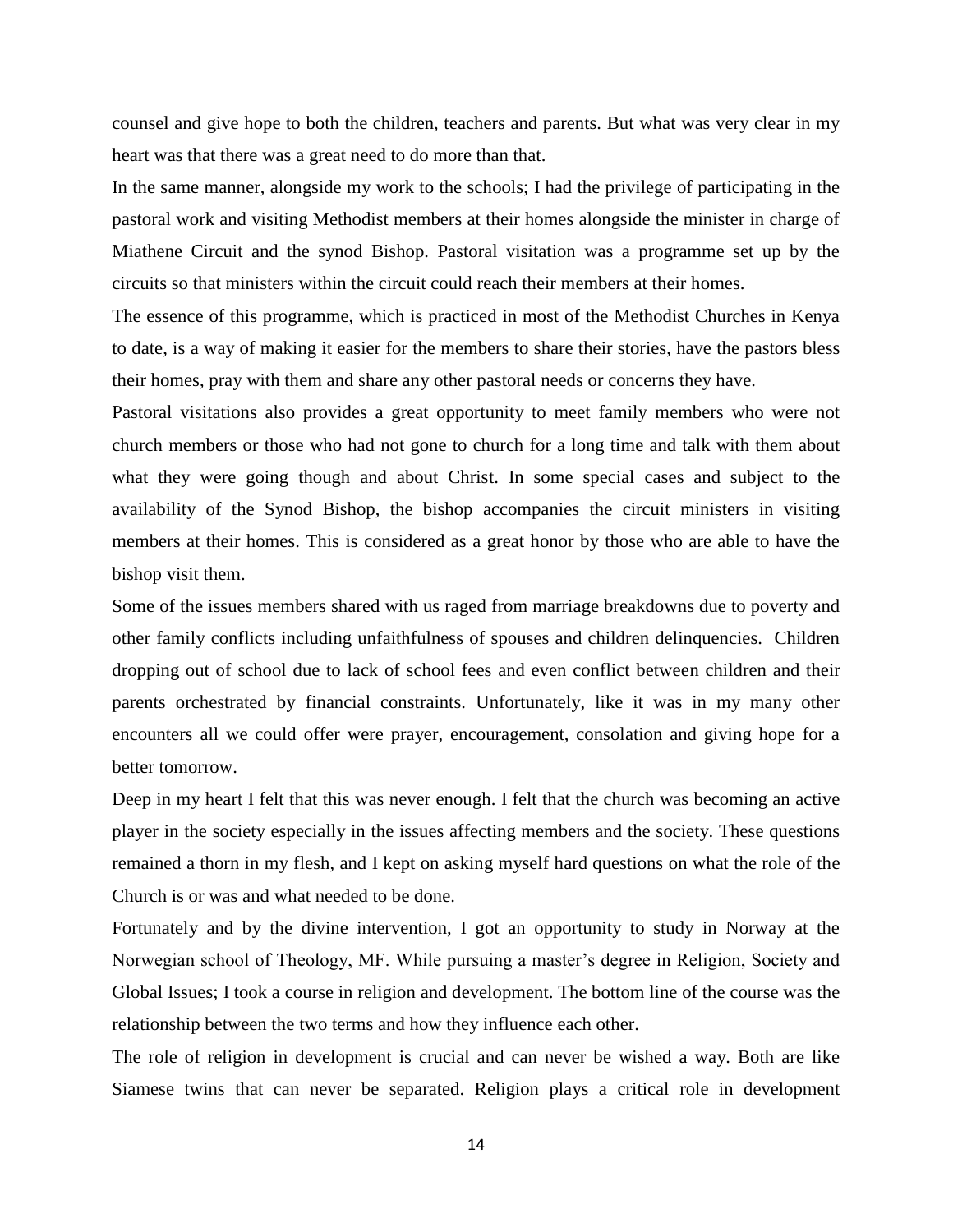counsel and give hope to both the children, teachers and parents. But what was very clear in my heart was that there was a great need to do more than that.

In the same manner, alongside my work to the schools; I had the privilege of participating in the pastoral work and visiting Methodist members at their homes alongside the minister in charge of Miathene Circuit and the synod Bishop. Pastoral visitation was a programme set up by the circuits so that ministers within the circuit could reach their members at their homes.

The essence of this programme, which is practiced in most of the Methodist Churches in Kenya to date, is a way of making it easier for the members to share their stories, have the pastors bless their homes, pray with them and share any other pastoral needs or concerns they have.

Pastoral visitations also provides a great opportunity to meet family members who were not church members or those who had not gone to church for a long time and talk with them about what they were going though and about Christ. In some special cases and subject to the availability of the Synod Bishop, the bishop accompanies the circuit ministers in visiting members at their homes. This is considered as a great honor by those who are able to have the bishop visit them.

Some of the issues members shared with us raged from marriage breakdowns due to poverty and other family conflicts including unfaithfulness of spouses and children delinquencies. Children dropping out of school due to lack of school fees and even conflict between children and their parents orchestrated by financial constraints. Unfortunately, like it was in my many other encounters all we could offer were prayer, encouragement, consolation and giving hope for a better tomorrow.

Deep in my heart I felt that this was never enough. I felt that the church was becoming an active player in the society especially in the issues affecting members and the society. These questions remained a thorn in my flesh, and I kept on asking myself hard questions on what the role of the Church is or was and what needed to be done.

Fortunately and by the divine intervention, I got an opportunity to study in Norway at the Norwegian school of Theology, MF. While pursuing a master's degree in Religion, Society and Global Issues; I took a course in religion and development. The bottom line of the course was the relationship between the two terms and how they influence each other.

The role of religion in development is crucial and can never be wished a way. Both are like Siamese twins that can never be separated. Religion plays a critical role in development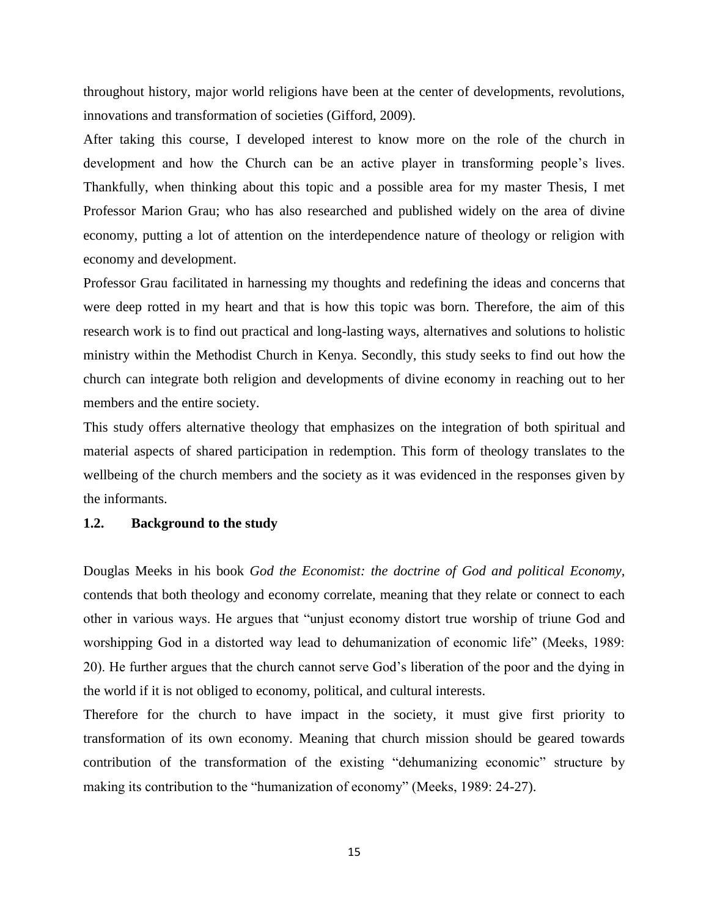throughout history, major world religions have been at the center of developments, revolutions, innovations and transformation of societies (Gifford, 2009).

After taking this course, I developed interest to know more on the role of the church in development and how the Church can be an active player in transforming people's lives. Thankfully, when thinking about this topic and a possible area for my master Thesis, I met Professor Marion Grau; who has also researched and published widely on the area of divine economy, putting a lot of attention on the interdependence nature of theology or religion with economy and development.

Professor Grau facilitated in harnessing my thoughts and redefining the ideas and concerns that were deep rotted in my heart and that is how this topic was born. Therefore, the aim of this research work is to find out practical and long-lasting ways, alternatives and solutions to holistic ministry within the Methodist Church in Kenya. Secondly, this study seeks to find out how the church can integrate both religion and developments of divine economy in reaching out to her members and the entire society.

This study offers alternative theology that emphasizes on the integration of both spiritual and material aspects of shared participation in redemption. This form of theology translates to the wellbeing of the church members and the society as it was evidenced in the responses given by the informants.

### 1.2. Background to the study

Douglas Meeks in his book *God the Economist: the doctrine of God and political Economy*, contends that both theology and economy correlate, meaning that they relate or connect to each other in various ways. He argues that "unjust economy distort true worship of triune God and worshipping God in a distorted way lead to dehumanization of economic life" (Meeks, 1989: 20). He further argues that the church cannot serve God's liberation of the poor and the dying in the world if it is not obliged to economy, political, and cultural interests.

Therefore for the church to have impact in the society, it must give first priority to transformation of its own economy. Meaning that church mission should be geared towards contribution of the transformation of the existing "dehumanizing economic" structure by making its contribution to the "humanization of economy" (Meeks, 1989: 24-27).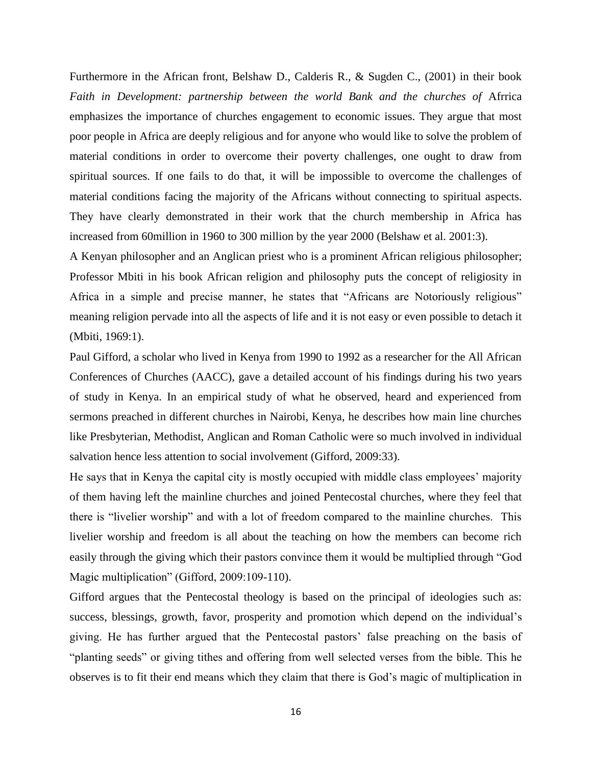Furthermore in the African front, Belshaw D., Calderis R., & Sugden C., (2001) in their book *Faith in Development: partnership between the world Bank and the churches of* Afrrica emphasizes the importance of churches engagement to economic issues. They argue that most poor people in Africa are deeply religious and for anyone who would like to solve the problem of material conditions in order to overcome their poverty challenges, one ought to draw from spiritual sources. If one fails to do that, it will be impossible to overcome the challenges of material conditions facing the majority of the Africans without connecting to spiritual aspects. They have clearly demonstrated in their work that the church membership in Africa has increased from 60million in 1960 to 300 million by the year 2000 (Belshaw et al. 2001:3).

A Kenyan philosopher and an Anglican priest who is a prominent African religious philosopher; Professor Mbiti in his book African religion and philosophy puts the concept of religiosity in Africa in a simple and precise manner, he states that "Africans are Notoriously religious" meaning religion pervade into all the aspects of life and it is not easy or even possible to detach it (Mbiti, 1969:1).

Paul Gifford, a scholar who lived in Kenya from 1990 to 1992 as a researcher for the All African Conferences of Churches (AACC), gave a detailed account of his findings during his two years of study in Kenya. In an empirical study of what he observed, heard and experienced from sermons preached in different churches in Nairobi, Kenya, he describes how main line churches like Presbyterian, Methodist, Anglican and Roman Catholic were so much involved in individual salvation hence less attention to social involvement (Gifford, 2009:33).

He says that in Kenya the capital city is mostly occupied with middle class employees' majority of them having left the mainline churches and joined Pentecostal churches, where they feel that there is "livelier worship" and with a lot of freedom compared to the mainline churches. This livelier worship and freedom is all about the teaching on how the members can become rich easily through the giving which their pastors convince them it would be multiplied through "God Magic multiplication" (Gifford, 2009:109-110).

Gifford argues that the Pentecostal theology is based on the principal of ideologies such as: success, blessings, growth, favor, prosperity and promotion which depend on the individual's giving. He has further argued that the Pentecostal pastors' false preaching on the basis of "planting seeds" or giving tithes and offering from well selected verses from the bible. This he observes is to fit their end means which they claim that there is God's magic of multiplication in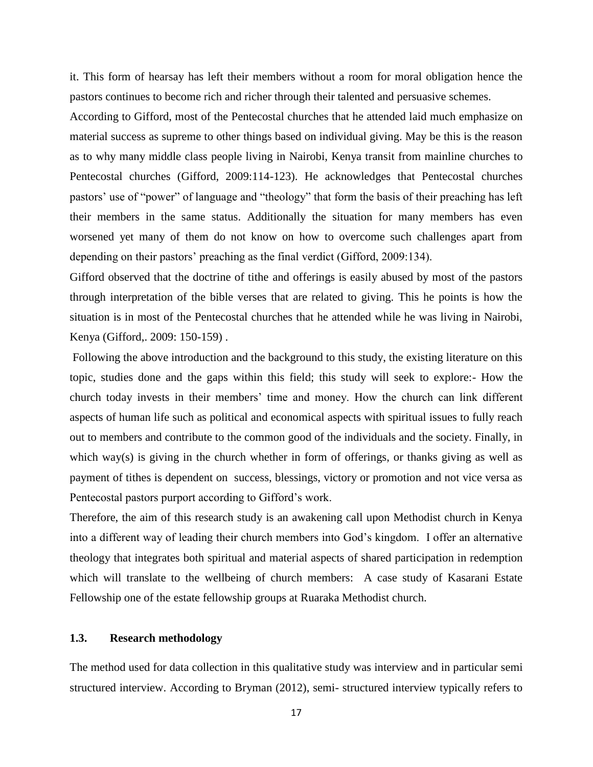it. This form of hearsay has left their members without a room for moral obligation hence the pastors continues to become rich and richer through their talented and persuasive schemes.

According to Gifford, most of the Pentecostal churches that he attended laid much emphasize on material success as supreme to other things based on individual giving. May be this is the reason as to why many middle class people living in Nairobi, Kenya transit from mainline churches to Pentecostal churches (Gifford, 2009:114-123). He acknowledges that Pentecostal churches pastors' use of "power" of language and "theology" that form the basis of their preaching has left their members in the same status. Additionally the situation for many members has even worsened yet many of them do not know on how to overcome such challenges apart from depending on their pastors' preaching as the final verdict (Gifford, 2009:134).

Gifford observed that the doctrine of tithe and offerings is easily abused by most of the pastors through interpretation of the bible verses that are related to giving. This he points is how the situation is in most of the Pentecostal churches that he attended while he was living in Nairobi, Kenya (Gifford,. 2009: 150-159) .

Following the above introduction and the background to this study, the existing literature on this topic, studies done and the gaps within this field; this study will seek to explore:- How the church today invests in their members' time and money. How the church can link different aspects of human life such as political and economical aspects with spiritual issues to fully reach out to members and contribute to the common good of the individuals and the society. Finally, in which way(s) is giving in the church whether in form of offerings, or thanks giving as well as payment of tithes is dependent on success, blessings, victory or promotion and not vice versa as Pentecostal pastors purport according to Gifford's work.

Therefore, the aim of this research study is an awakening call upon Methodist church in Kenya into a different way of leading their church members into God's kingdom. I offer an alternative theology that integrates both spiritual and material aspects of shared participation in redemption which will translate to the wellbeing of church members: A case study of Kasarani Estate Fellowship one of the estate fellowship groups at Ruaraka Methodist church.

### 1.3. Research methodology

The method used for data collection in this qualitative study was interview and in particular semi structured interview. According to Bryman (2012), semi- structured interview typically refers to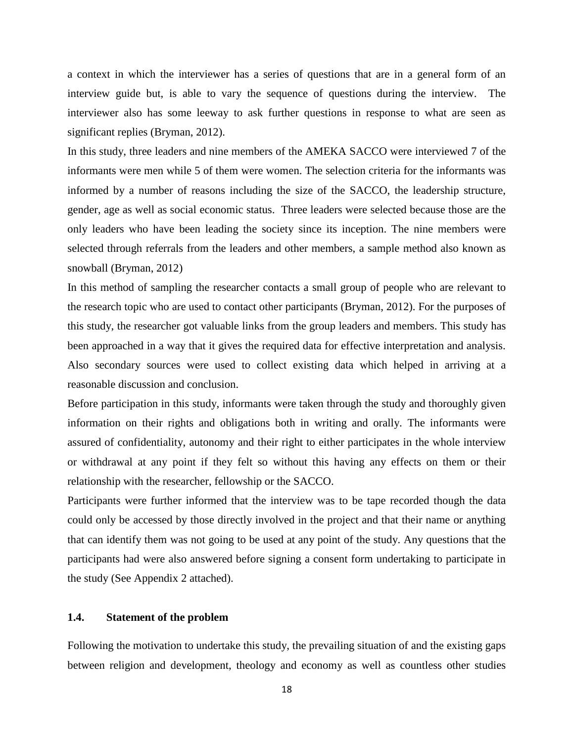a context in which the interviewer has a series of questions that are in a general form of an interview guide but, is able to vary the sequence of questions during the interview. The interviewer also has some leeway to ask further questions in response to what are seen as significant replies (Bryman, 2012).

In this study, three leaders and nine members of the AMEKA SACCO were interviewed 7 of the informants were men while 5 of them were women. The selection criteria for the informants was informed by a number of reasons including the size of the SACCO, the leadership structure, gender, age as well as social economic status. Three leaders were selected because those are the only leaders who have been leading the society since its inception. The nine members were selected through referrals from the leaders and other members, a sample method also known as snowball (Bryman, 2012)

In this method of sampling the researcher contacts a small group of people who are relevant to the research topic who are used to contact other participants (Bryman, 2012). For the purposes of this study, the researcher got valuable links from the group leaders and members. This study has been approached in a way that it gives the required data for effective interpretation and analysis. Also secondary sources were used to collect existing data which helped in arriving at a reasonable discussion and conclusion.

Before participation in this study, informants were taken through the study and thoroughly given information on their rights and obligations both in writing and orally. The informants were assured of confidentiality, autonomy and their right to either participates in the whole interview or withdrawal at any point if they felt so without this having any effects on them or their relationship with the researcher, fellowship or the SACCO.

Participants were further informed that the interview was to be tape recorded though the data could only be accessed by those directly involved in the project and that their name or anything that can identify them was not going to be used at any point of the study. Any questions that the participants had were also answered before signing a consent form undertaking to participate in the study (See Appendix 2 attached).

### 1.4. Statement of the problem

Following the motivation to undertake this study, the prevailing situation of and the existing gaps between religion and development, theology and economy as well as countless other studies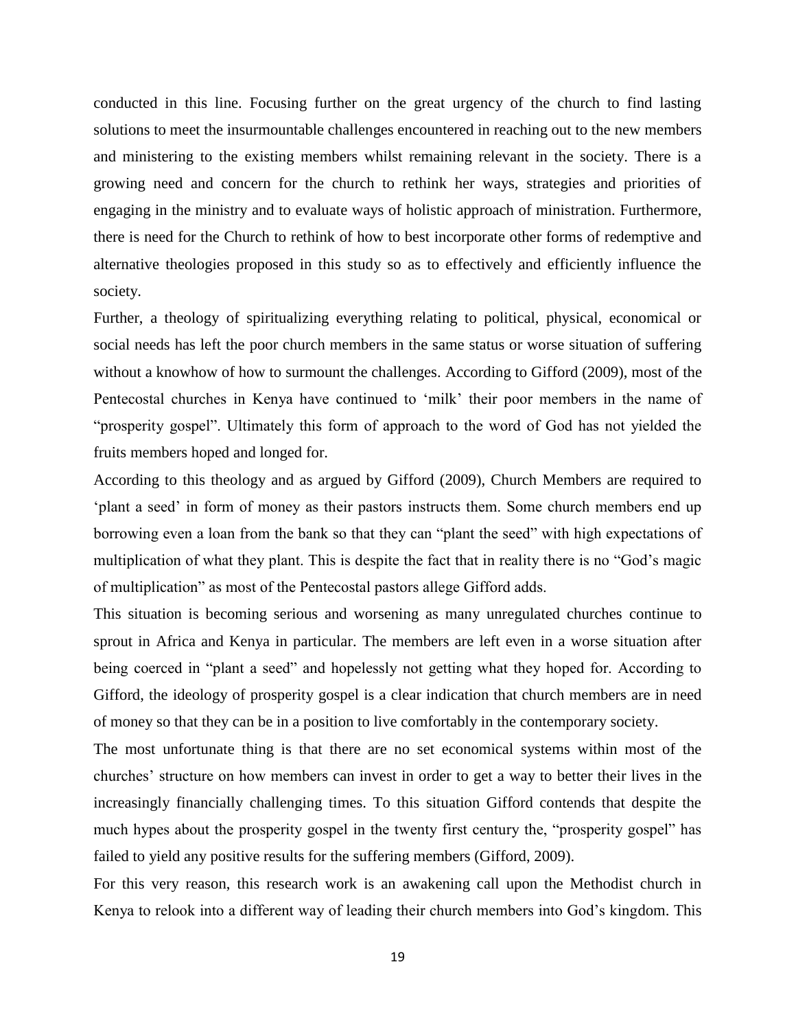conducted in this line. Focusing further on the great urgency of the church to find lasting solutions to meet the insurmountable challenges encountered in reaching out to the new members and ministering to the existing members whilst remaining relevant in the society. There is a growing need and concern for the church to rethink her ways, strategies and priorities of engaging in the ministry and to evaluate ways of holistic approach of ministration. Furthermore, there is need for the Church to rethink of how to best incorporate other forms of redemptive and alternative theologies proposed in this study so as to effectively and efficiently influence the society.

Further, a theology of spiritualizing everything relating to political, physical, economical or social needs has left the poor church members in the same status or worse situation of suffering without a knowhow of how to surmount the challenges. According to Gifford (2009), most of the Pentecostal churches in Kenya have continued to 'milk' their poor members in the name of "prosperity gospel". Ultimately this form of approach to the word of God has not yielded the fruits members hoped and longed for.

According to this theology and as argued by Gifford (2009), Church Members are required to 'plant a seed' in form of money as their pastors instructs them. Some church members end up borrowing even a loan from the bank so that they can "plant the seed" with high expectations of multiplication of what they plant. This is despite the fact that in reality there is no "God's magic of multiplication" as most of the Pentecostal pastors allege Gifford adds.

This situation is becoming serious and worsening as many unregulated churches continue to sprout in Africa and Kenya in particular. The members are left even in a worse situation after being coerced in "plant a seed" and hopelessly not getting what they hoped for. According to Gifford, the ideology of prosperity gospel is a clear indication that church members are in need of money so that they can be in a position to live comfortably in the contemporary society.

The most unfortunate thing is that there are no set economical systems within most of the churches' structure on how members can invest in order to get a way to better their lives in the increasingly financially challenging times. To this situation Gifford contends that despite the much hypes about the prosperity gospel in the twenty first century the, "prosperity gospel" has failed to yield any positive results for the suffering members (Gifford, 2009).

For this very reason, this research work is an awakening call upon the Methodist church in Kenya to relook into a different way of leading their church members into God's kingdom. This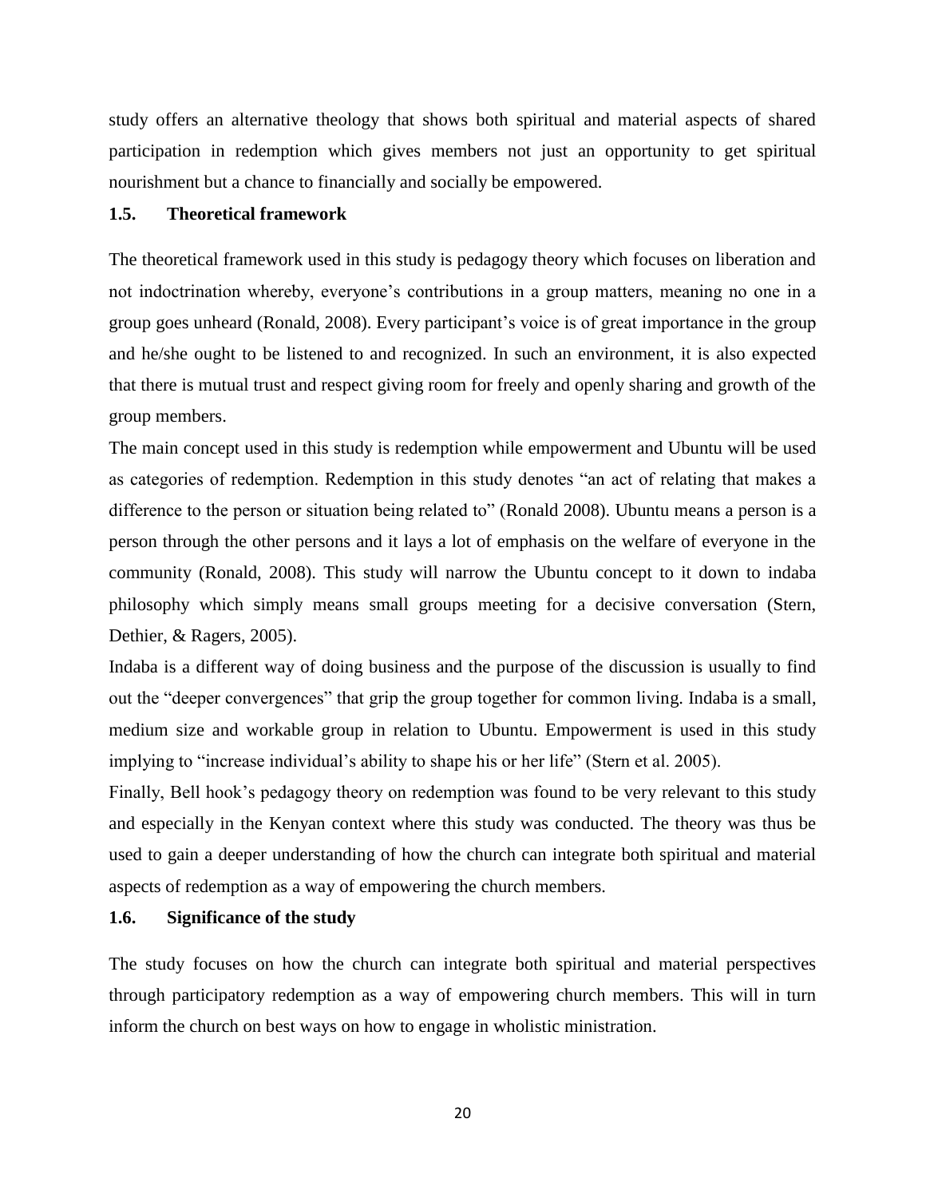study offers an alternative theology that shows both spiritual and material aspects of shared participation in redemption which gives members not just an opportunity to get spiritual nourishment but a chance to financially and socially be empowered.

## 1.5. Theoretical framework

The theoretical framework used in this study is pedagogy theory which focuses on liberation and not indoctrination whereby, everyone's contributions in a group matters, meaning no one in a group goes unheard (Ronald, 2008). Every participant's voice is of great importance in the group and he/she ought to be listened to and recognized. In such an environment, it is also expected that there is mutual trust and respect giving room for freely and openly sharing and growth of the group members.

The main concept used in this study is redemption while empowerment and Ubuntu will be used as categories of redemption. Redemption in this study denotes "an act of relating that makes a difference to the person or situation being related to" (Ronald 2008). Ubuntu means a person is a person through the other persons and it lays a lot of emphasis on the welfare of everyone in the community (Ronald, 2008). This study will narrow the Ubuntu concept to it down to indaba philosophy which simply means small groups meeting for a decisive conversation (Stern, Dethier, & Ragers, 2005).

Indaba is a different way of doing business and the purpose of the discussion is usually to find out the "deeper convergences" that grip the group together for common living. Indaba is a small, medium size and workable group in relation to Ubuntu. Empowerment is used in this study implying to "increase individual's ability to shape his or her life" (Stern et al. 2005).

Finally, Bell hook's pedagogy theory on redemption was found to be very relevant to this study and especially in the Kenyan context where this study was conducted. The theory was thus be used to gain a deeper understanding of how the church can integrate both spiritual and material aspects of redemption as a way of empowering the church members.

## 1.6. Significance of the study

The study focuses on how the church can integrate both spiritual and material perspectives through participatory redemption as a way of empowering church members. This will in turn inform the church on best ways on how to engage in wholistic ministration.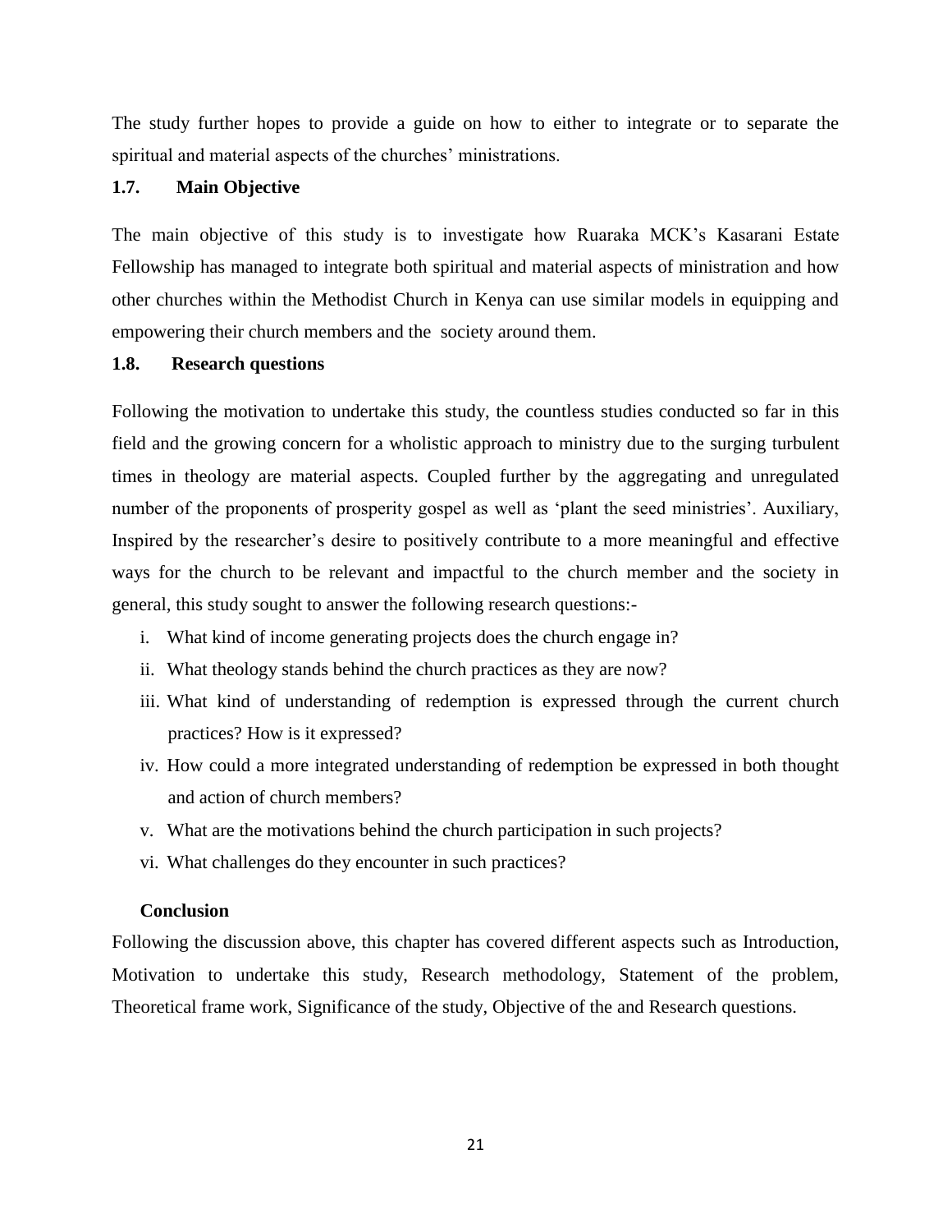The study further hopes to provide a guide on how to either to integrate or to separate the spiritual and material aspects of the churches' ministrations.

### 1.7. Main Objective

The main objective of this study is to investigate how Ruaraka MCK's Kasarani Estate Fellowship has managed to integrate both spiritual and material aspects of ministration and how other churches within the Methodist Church in Kenya can use similar models in equipping and empowering their church members and the society around them.

### 1.8. Research questions

Following the motivation to undertake this study, the countless studies conducted so far in this field and the growing concern for a wholistic approach to ministry due to the surging turbulent times in theology are material aspects. Coupled further by the aggregating and unregulated number of the proponents of prosperity gospel as well as 'plant the seed ministries'. Auxiliary, Inspired by the researcher's desire to positively contribute to a more meaningful and effective ways for the church to be relevant and impactful to the church member and the society in general, this study sought to answer the following research questions:-

i. What kind of income generating projects does the church engage in?
ii. What theology stands behind the church practices as they are now?
iii. What kind of understanding of redemption is expressed through the current church practices? How is it expressed?
iv. How could a more integrated understanding of redemption be expressed in both thought and action of church members?
v. What are the motivations behind the church participation in such projects?
vi. What challenges do they encounter in such practices?

### Conclusion

Following the discussion above, this chapter has covered different aspects such as Introduction, Motivation to undertake this study, Research methodology, Statement of the problem, Theoretical frame work, Significance of the study, Objective of the and Research questions.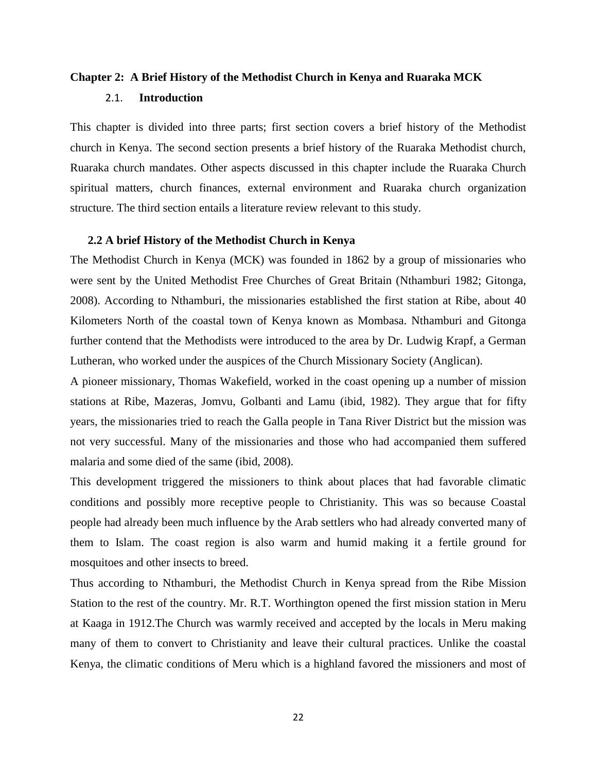## Chapter 2: A Brief History of the Methodist Church in Kenya and Ruaraka MCK

### 2.1. Introduction

This chapter is divided into three parts; first section covers a brief history of the Methodist church in Kenya. The second section presents a brief history of the Ruaraka Methodist church, Ruaraka church mandates. Other aspects discussed in this chapter include the Ruaraka Church spiritual matters, church finances, external environment and Ruaraka church organization structure. The third section entails a literature review relevant to this study.

### 2.2 A brief History of the Methodist Church in Kenya

The Methodist Church in Kenya (MCK) was founded in 1862 by a group of missionaries who were sent by the United Methodist Free Churches of Great Britain (Nthamburi 1982; Gitonga, 2008). According to Nthamburi, the missionaries established the first station at Ribe, about 40 Kilometers North of the coastal town of Kenya known as Mombasa. Nthamburi and Gitonga further contend that the Methodists were introduced to the area by Dr. Ludwig Krapf, a German Lutheran, who worked under the auspices of the Church Missionary Society (Anglican).

A pioneer missionary, Thomas Wakefield, worked in the coast opening up a number of mission stations at Ribe, Mazeras, Jomvu, Golbanti and Lamu (ibid, 1982). They argue that for fifty years, the missionaries tried to reach the Galla people in Tana River District but the mission was not very successful. Many of the missionaries and those who had accompanied them suffered malaria and some died of the same (ibid, 2008).

This development triggered the missioners to think about places that had favorable climatic conditions and possibly more receptive people to Christianity. This was so because Coastal people had already been much influence by the Arab settlers who had already converted many of them to Islam. The coast region is also warm and humid making it a fertile ground for mosquitoes and other insects to breed.

Thus according to Nthamburi, the Methodist Church in Kenya spread from the Ribe Mission Station to the rest of the country. Mr. R.T. Worthington opened the first mission station in Meru at Kaaga in 1912.The Church was warmly received and accepted by the locals in Meru making many of them to convert to Christianity and leave their cultural practices. Unlike the coastal Kenya, the climatic conditions of Meru which is a highland favored the missioners and most of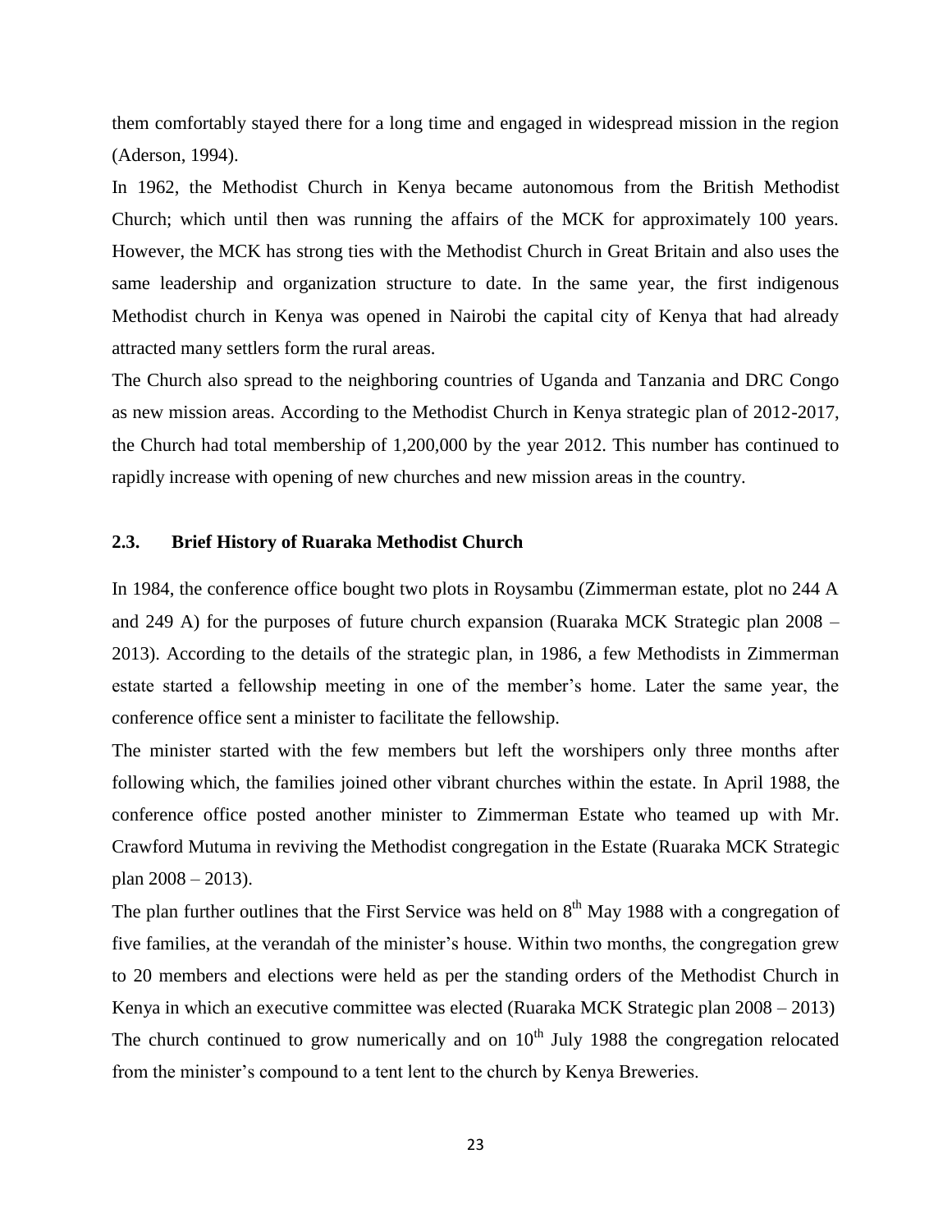them comfortably stayed there for a long time and engaged in widespread mission in the region (Aderson, 1994).

In 1962, the Methodist Church in Kenya became autonomous from the British Methodist Church; which until then was running the affairs of the MCK for approximately 100 years. However, the MCK has strong ties with the Methodist Church in Great Britain and also uses the same leadership and organization structure to date. In the same year, the first indigenous Methodist church in Kenya was opened in Nairobi the capital city of Kenya that had already attracted many settlers form the rural areas.

The Church also spread to the neighboring countries of Uganda and Tanzania and DRC Congo as new mission areas. According to the Methodist Church in Kenya strategic plan of 2012-2017, the Church had total membership of 1,200,000 by the year 2012. This number has continued to rapidly increase with opening of new churches and new mission areas in the country.

### 2.3. Brief History of Ruaraka Methodist Church

In 1984, the conference office bought two plots in Roysambu (Zimmerman estate, plot no 244 A and 249 A) for the purposes of future church expansion (Ruaraka MCK Strategic plan 2008 – 2013). According to the details of the strategic plan, in 1986, a few Methodists in Zimmerman estate started a fellowship meeting in one of the member's home. Later the same year, the conference office sent a minister to facilitate the fellowship.

The minister started with the few members but left the worshipers only three months after following which, the families joined other vibrant churches within the estate. In April 1988, the conference office posted another minister to Zimmerman Estate who teamed up with Mr. Crawford Mutuma in reviving the Methodist congregation in the Estate (Ruaraka MCK Strategic plan 2008 – 2013).

The plan further outlines that the First Service was held on 8th May 1988 with a congregation of five families, at the verandah of the minister's house. Within two months, the congregation grew to 20 members and elections were held as per the standing orders of the Methodist Church in Kenya in which an executive committee was elected (Ruaraka MCK Strategic plan 2008 – 2013)

The church continued to grow numerically and on 10th July 1988 the congregation relocated from the minister's compound to a tent lent to the church by Kenya Breweries.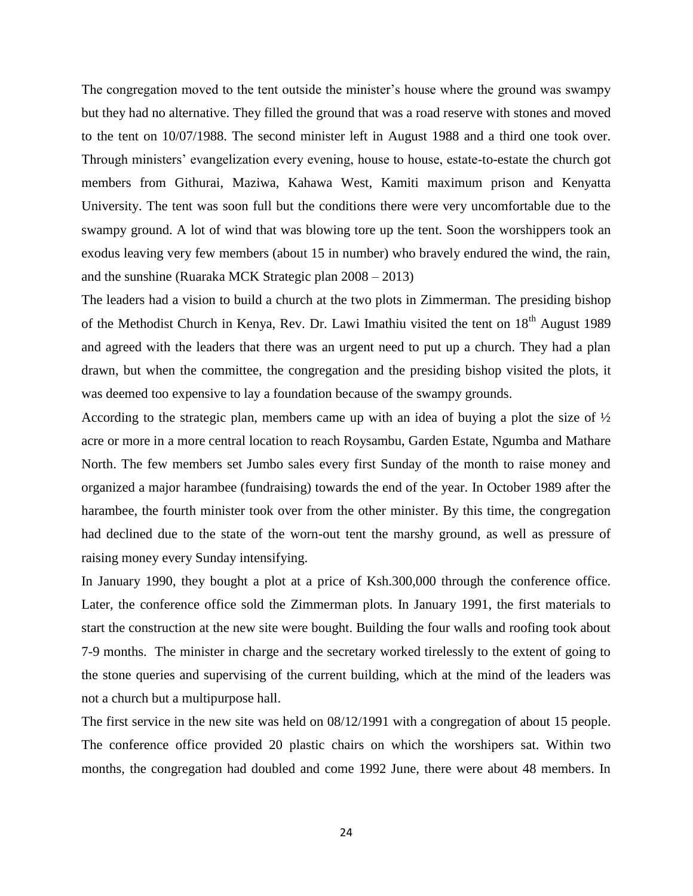The congregation moved to the tent outside the minister's house where the ground was swampy but they had no alternative. They filled the ground that was a road reserve with stones and moved to the tent on 10/07/1988. The second minister left in August 1988 and a third one took over. Through ministers' evangelization every evening, house to house, estate-to-estate the church got members from Githurai, Maziwa, Kahawa West, Kamiti maximum prison and Kenyatta University. The tent was soon full but the conditions there were very uncomfortable due to the swampy ground. A lot of wind that was blowing tore up the tent. Soon the worshippers took an exodus leaving very few members (about 15 in number) who bravely endured the wind, the rain, and the sunshine (Ruaraka MCK Strategic plan 2008 – 2013)

The leaders had a vision to build a church at the two plots in Zimmerman. The presiding bishop of the Methodist Church in Kenya, Rev. Dr. Lawi Imathiu visited the tent on 18th August 1989 and agreed with the leaders that there was an urgent need to put up a church. They had a plan drawn, but when the committee, the congregation and the presiding bishop visited the plots, it was deemed too expensive to lay a foundation because of the swampy grounds.

According to the strategic plan, members came up with an idea of buying a plot the size of ½ acre or more in a more central location to reach Roysambu, Garden Estate, Ngumba and Mathare North. The few members set Jumbo sales every first Sunday of the month to raise money and organized a major harambee (fundraising) towards the end of the year. In October 1989 after the harambee, the fourth minister took over from the other minister. By this time, the congregation had declined due to the state of the worn-out tent the marshy ground, as well as pressure of raising money every Sunday intensifying.

In January 1990, they bought a plot at a price of Ksh.300,000 through the conference office. Later, the conference office sold the Zimmerman plots. In January 1991, the first materials to start the construction at the new site were bought. Building the four walls and roofing took about 7-9 months. The minister in charge and the secretary worked tirelessly to the extent of going to the stone queries and supervising of the current building, which at the mind of the leaders was not a church but a multipurpose hall.

The first service in the new site was held on 08/12/1991 with a congregation of about 15 people. The conference office provided 20 plastic chairs on which the worshipers sat. Within two months, the congregation had doubled and come 1992 June, there were about 48 members. In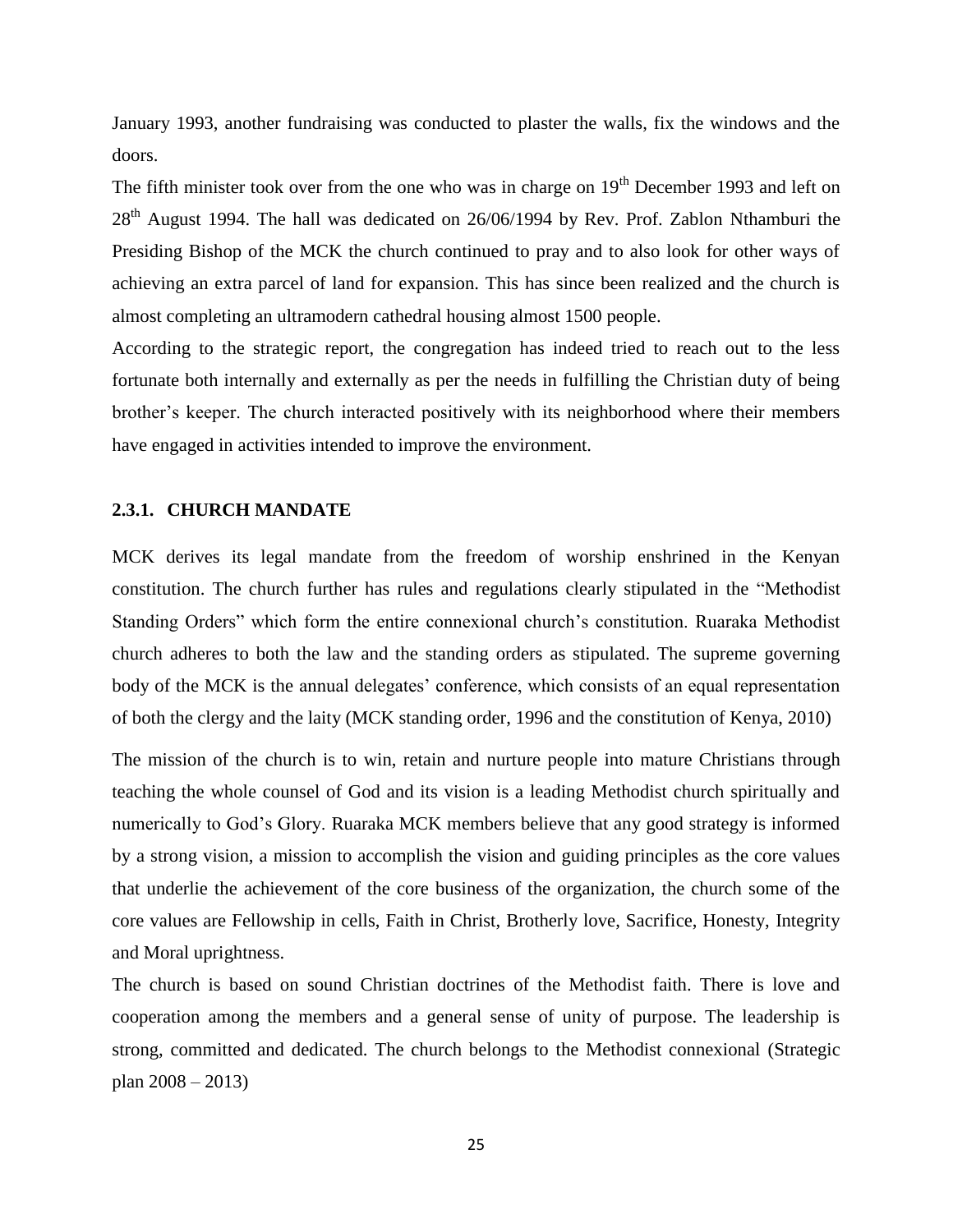January 1993, another fundraising was conducted to plaster the walls, fix the windows and the doors.

The fifth minister took over from the one who was in charge on 19th December 1993 and left on 28th August 1994. The hall was dedicated on 26/06/1994 by Rev. Prof. Zablon Nthamburi the Presiding Bishop of the MCK the church continued to pray and to also look for other ways of achieving an extra parcel of land for expansion. This has since been realized and the church is almost completing an ultramodern cathedral housing almost 1500 people.

According to the strategic report, the congregation has indeed tried to reach out to the less fortunate both internally and externally as per the needs in fulfilling the Christian duty of being brother's keeper. The church interacted positively with its neighborhood where their members have engaged in activities intended to improve the environment.

### 2.3.1. CHURCH MANDATE

MCK derives its legal mandate from the freedom of worship enshrined in the Kenyan constitution. The church further has rules and regulations clearly stipulated in the "Methodist Standing Orders" which form the entire connexional church's constitution. Ruaraka Methodist church adheres to both the law and the standing orders as stipulated. The supreme governing body of the MCK is the annual delegates' conference, which consists of an equal representation of both the clergy and the laity (MCK standing order, 1996 and the constitution of Kenya, 2010)

The mission of the church is to win, retain and nurture people into mature Christians through teaching the whole counsel of God and its vision is a leading Methodist church spiritually and numerically to God's Glory. Ruaraka MCK members believe that any good strategy is informed by a strong vision, a mission to accomplish the vision and guiding principles as the core values that underlie the achievement of the core business of the organization, the church some of the core values are Fellowship in cells, Faith in Christ, Brotherly love, Sacrifice, Honesty, Integrity and Moral uprightness.

The church is based on sound Christian doctrines of the Methodist faith. There is love and cooperation among the members and a general sense of unity of purpose. The leadership is strong, committed and dedicated. The church belongs to the Methodist connexional (Strategic plan 2008 – 2013)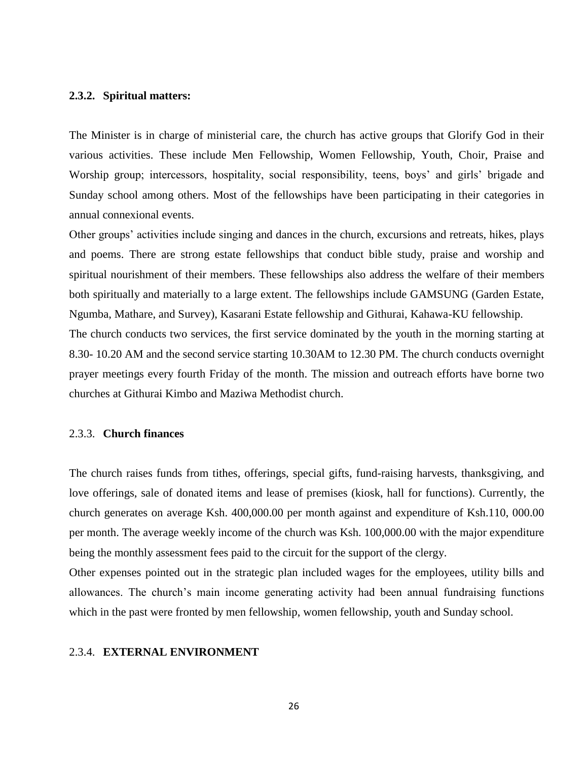### 2.3.2. Spiritual matters:

The Minister is in charge of ministerial care, the church has active groups that Glorify God in their various activities. These include Men Fellowship, Women Fellowship, Youth, Choir, Praise and Worship group; intercessors, hospitality, social responsibility, teens, boys' and girls' brigade and Sunday school among others. Most of the fellowships have been participating in their categories in annual connexional events.

Other groups' activities include singing and dances in the church, excursions and retreats, hikes, plays and poems. There are strong estate fellowships that conduct bible study, praise and worship and spiritual nourishment of their members. These fellowships also address the welfare of their members both spiritually and materially to a large extent. The fellowships include GAMSUNG (Garden Estate, Ngumba, Mathare, and Survey), Kasarani Estate fellowship and Githurai, Kahawa-KU fellowship.

The church conducts two services, the first service dominated by the youth in the morning starting at 8.30- 10.20 AM and the second service starting 10.30AM to 12.30 PM. The church conducts overnight prayer meetings every fourth Friday of the month. The mission and outreach efforts have borne two churches at Githurai Kimbo and Maziwa Methodist church.

### 2.3.3. Church finances

The church raises funds from tithes, offerings, special gifts, fund-raising harvests, thanksgiving, and love offerings, sale of donated items and lease of premises (kiosk, hall for functions). Currently, the church generates on average Ksh. 400,000.00 per month against and expenditure of Ksh.110, 000.00 per month. The average weekly income of the church was Ksh. 100,000.00 with the major expenditure being the monthly assessment fees paid to the circuit for the support of the clergy.

Other expenses pointed out in the strategic plan included wages for the employees, utility bills and allowances. The church's main income generating activity had been annual fundraising functions which in the past were fronted by men fellowship, women fellowship, youth and Sunday school.

### 2.3.4. EXTERNAL ENVIRONMENT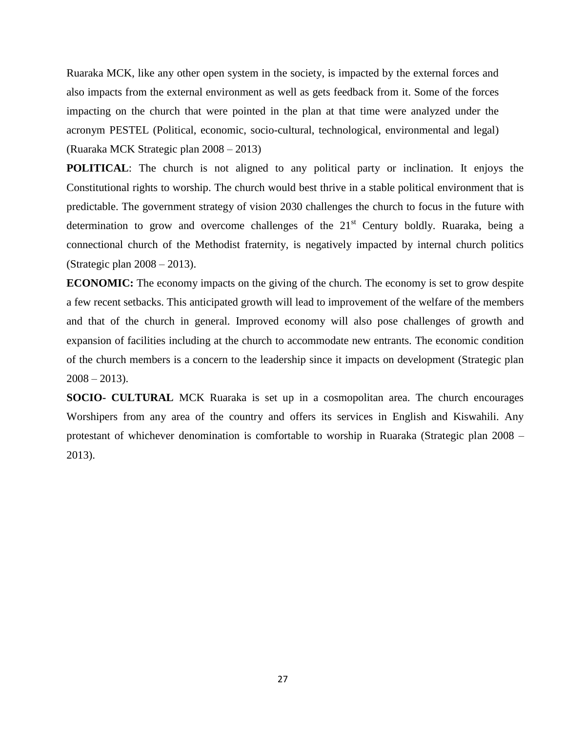Ruaraka MCK, like any other open system in the society, is impacted by the external forces and also impacts from the external environment as well as gets feedback from it. Some of the forces impacting on the church that were pointed in the plan at that time were analyzed under the acronym PESTEL (Political, economic, socio-cultural, technological, environmental and legal) (Ruaraka MCK Strategic plan 2008 – 2013)

**POLITICAL**: The church is not aligned to any political party or inclination. It enjoys the Constitutional rights to worship. The church would best thrive in a stable political environment that is predictable. The government strategy of vision 2030 challenges the church to focus in the future with determination to grow and overcome challenges of the 21st Century boldly. Ruaraka, being a connectional church of the Methodist fraternity, is negatively impacted by internal church politics (Strategic plan 2008 – 2013).

**ECONOMIC:** The economy impacts on the giving of the church. The economy is set to grow despite a few recent setbacks. This anticipated growth will lead to improvement of the welfare of the members and that of the church in general. Improved economy will also pose challenges of growth and expansion of facilities including at the church to accommodate new entrants. The economic condition of the church members is a concern to the leadership since it impacts on development (Strategic plan 2008 – 2013).

**SOCIO- CULTURAL** MCK Ruaraka is set up in a cosmopolitan area. The church encourages Worshipers from any area of the country and offers its services in English and Kiswahili. Any protestant of whichever denomination is comfortable to worship in Ruaraka (Strategic plan 2008 – 2013).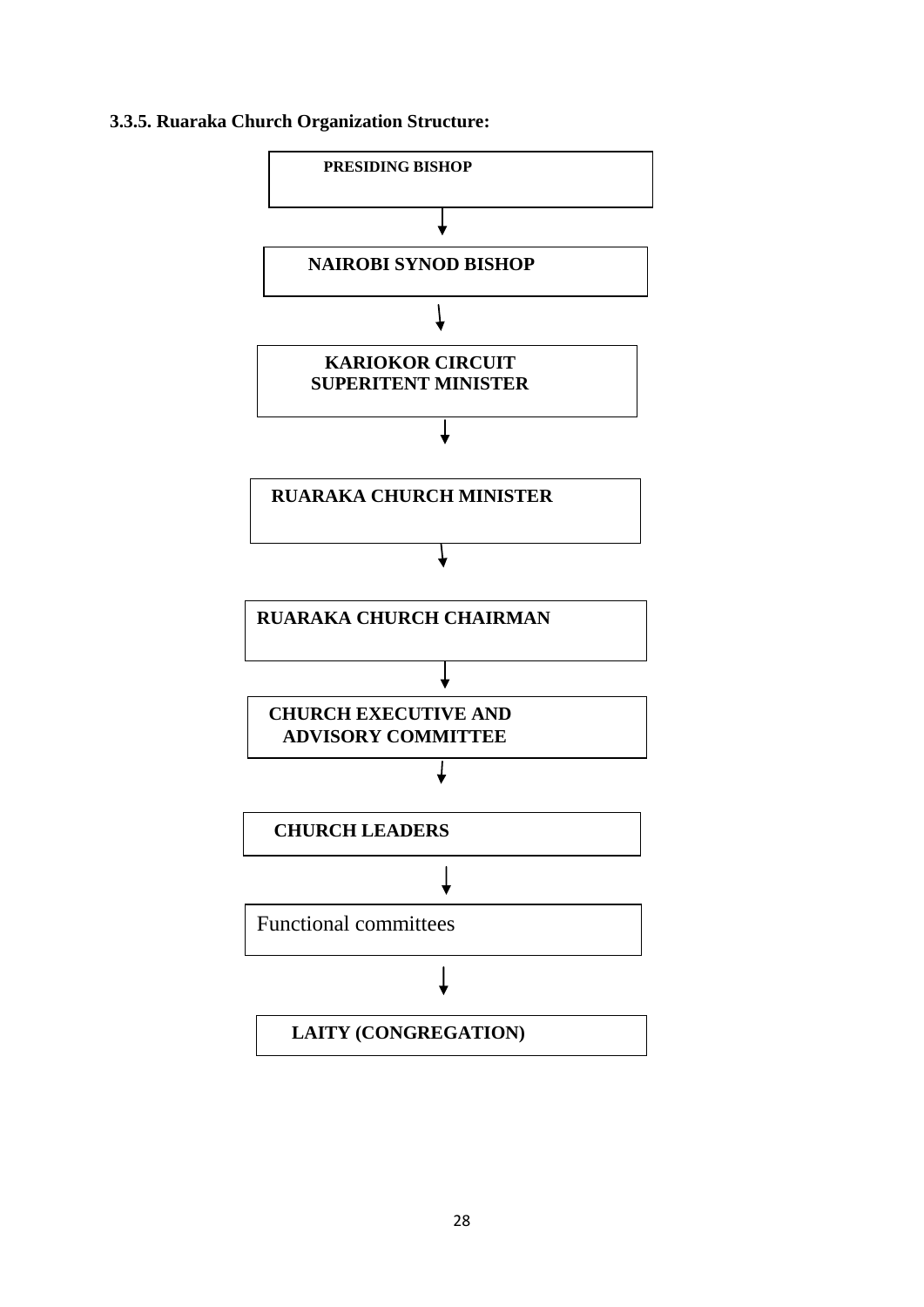### 3.3.5. Ruaraka Church Organization Structure:

**PRESIDING BISHOP**

↓

**NAIROBI SYNOD BISHOP**

↓

**KARIOKOR CIRCUIT SUPERITENT MINISTER**

↓

**RUARAKA CHURCH MINISTER**

↓

**RUARAKA CHURCH CHAIRMAN**

↓

**CHURCH EXECUTIVE AND ADVISORY COMMITTEE**

↓

**CHURCH LEADERS**

↓

Functional committees

↓

**LAITY (CONGREGATION)**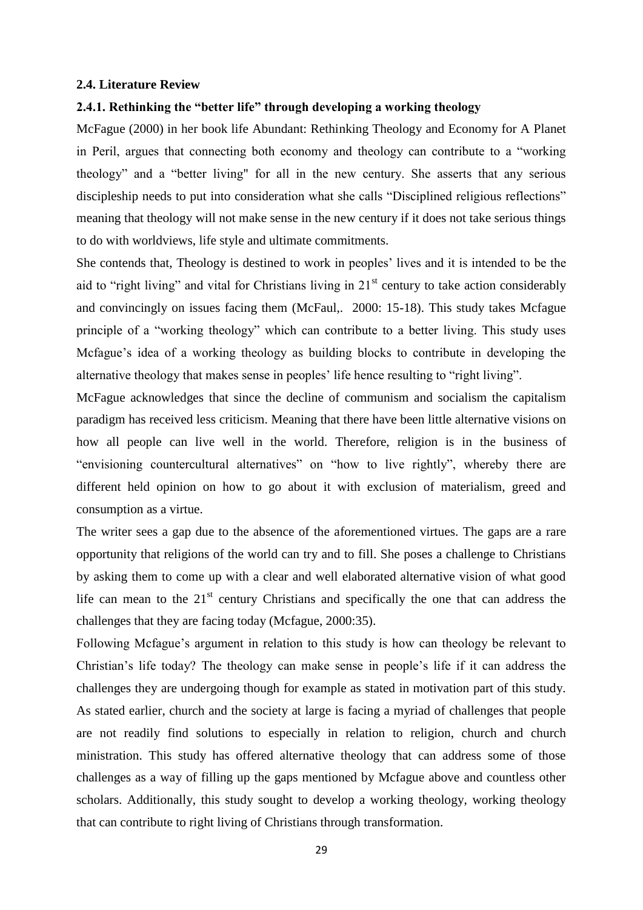### 2.4. Literature Review

#### 2.4.1. Rethinking the "better life" through developing a working theology

McFague (2000) in her book life Abundant: Rethinking Theology and Economy for A Planet in Peril, argues that connecting both economy and theology can contribute to a "working theology" and a "better living" for all in the new century. She asserts that any serious discipleship needs to put into consideration what she calls "Disciplined religious reflections" meaning that theology will not make sense in the new century if it does not take serious things to do with worldviews, life style and ultimate commitments.

She contends that, Theology is destined to work in peoples' lives and it is intended to be the aid to "right living" and vital for Christians living in 21st century to take action considerably and convincingly on issues facing them (McFaul,. 2000: 15-18). This study takes Mcfague principle of a "working theology" which can contribute to a better living. This study uses Mcfague's idea of a working theology as building blocks to contribute in developing the alternative theology that makes sense in peoples' life hence resulting to "right living".

McFague acknowledges that since the decline of communism and socialism the capitalism paradigm has received less criticism. Meaning that there have been little alternative visions on how all people can live well in the world. Therefore, religion is in the business of "envisioning countercultural alternatives" on "how to live rightly", whereby there are different held opinion on how to go about it with exclusion of materialism, greed and consumption as a virtue.

The writer sees a gap due to the absence of the aforementioned virtues. The gaps are a rare opportunity that religions of the world can try and to fill. She poses a challenge to Christians by asking them to come up with a clear and well elaborated alternative vision of what good life can mean to the 21st century Christians and specifically the one that can address the challenges that they are facing today (Mcfague, 2000:35).

Following Mcfague's argument in relation to this study is how can theology be relevant to Christian's life today? The theology can make sense in people's life if it can address the challenges they are undergoing though for example as stated in motivation part of this study. As stated earlier, church and the society at large is facing a myriad of challenges that people are not readily find solutions to especially in relation to religion, church and church ministration. This study has offered alternative theology that can address some of those challenges as a way of filling up the gaps mentioned by Mcfague above and countless other scholars. Additionally, this study sought to develop a working theology, working theology that can contribute to right living of Christians through transformation.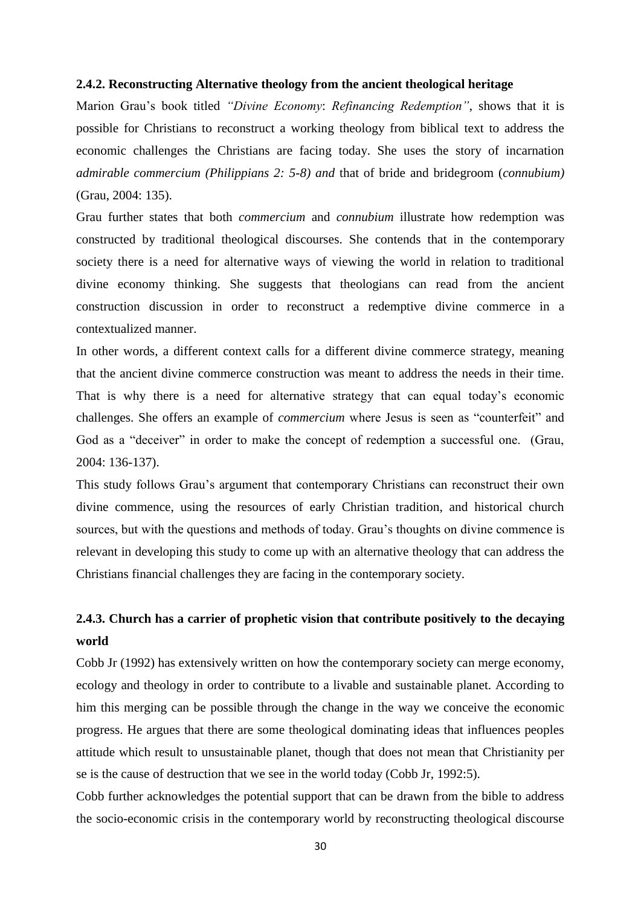### 2.4.2. Reconstructing Alternative theology from the ancient theological heritage

Marion Grau's book titled *"Divine Economy*: *Refinancing Redemption"*, shows that it is possible for Christians to reconstruct a working theology from biblical text to address the economic challenges the Christians are facing today. She uses the story of incarnation *admirable commercium (Philippians 2: 5-8) and* that of bride and bridegroom (*connubium)* (Grau, 2004: 135).

Grau further states that both *commercium* and *connubium* illustrate how redemption was constructed by traditional theological discourses. She contends that in the contemporary society there is a need for alternative ways of viewing the world in relation to traditional divine economy thinking. She suggests that theologians can read from the ancient construction discussion in order to reconstruct a redemptive divine commerce in a contextualized manner.

In other words, a different context calls for a different divine commerce strategy, meaning that the ancient divine commerce construction was meant to address the needs in their time. That is why there is a need for alternative strategy that can equal today's economic challenges. She offers an example of *commercium* where Jesus is seen as "counterfeit" and God as a "deceiver" in order to make the concept of redemption a successful one. (Grau, 2004: 136-137).

This study follows Grau's argument that contemporary Christians can reconstruct their own divine commence, using the resources of early Christian tradition, and historical church sources, but with the questions and methods of today. Grau's thoughts on divine commence is relevant in developing this study to come up with an alternative theology that can address the Christians financial challenges they are facing in the contemporary society.

### 2.4.3. Church has a carrier of prophetic vision that contribute positively to the decaying world

Cobb Jr (1992) has extensively written on how the contemporary society can merge economy, ecology and theology in order to contribute to a livable and sustainable planet. According to him this merging can be possible through the change in the way we conceive the economic progress. He argues that there are some theological dominating ideas that influences peoples attitude which result to unsustainable planet, though that does not mean that Christianity per se is the cause of destruction that we see in the world today (Cobb Jr, 1992:5).

Cobb further acknowledges the potential support that can be drawn from the bible to address the socio-economic crisis in the contemporary world by reconstructing theological discourse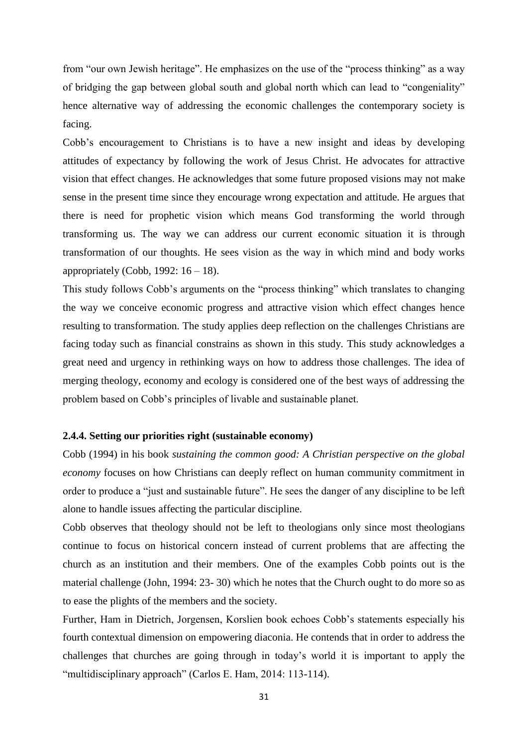from "our own Jewish heritage". He emphasizes on the use of the "process thinking" as a way of bridging the gap between global south and global north which can lead to "congeniality" hence alternative way of addressing the economic challenges the contemporary society is facing.

Cobb's encouragement to Christians is to have a new insight and ideas by developing attitudes of expectancy by following the work of Jesus Christ. He advocates for attractive vision that effect changes. He acknowledges that some future proposed visions may not make sense in the present time since they encourage wrong expectation and attitude. He argues that there is need for prophetic vision which means God transforming the world through transforming us. The way we can address our current economic situation it is through transformation of our thoughts. He sees vision as the way in which mind and body works appropriately (Cobb, 1992: 16 – 18).

This study follows Cobb's arguments on the "process thinking" which translates to changing the way we conceive economic progress and attractive vision which effect changes hence resulting to transformation. The study applies deep reflection on the challenges Christians are facing today such as financial constrains as shown in this study. This study acknowledges a great need and urgency in rethinking ways on how to address those challenges. The idea of merging theology, economy and ecology is considered one of the best ways of addressing the problem based on Cobb's principles of livable and sustainable planet.

### 2.4.4. Setting our priorities right (sustainable economy)

Cobb (1994) in his book *sustaining the common good: A Christian perspective on the global economy* focuses on how Christians can deeply reflect on human community commitment in order to produce a "just and sustainable future". He sees the danger of any discipline to be left alone to handle issues affecting the particular discipline.

Cobb observes that theology should not be left to theologians only since most theologians continue to focus on historical concern instead of current problems that are affecting the church as an institution and their members. One of the examples Cobb points out is the material challenge (John, 1994: 23- 30) which he notes that the Church ought to do more so as to ease the plights of the members and the society.

Further, Ham in Dietrich, Jorgensen, Korslien book echoes Cobb's statements especially his fourth contextual dimension on empowering diaconia. He contends that in order to address the challenges that churches are going through in today's world it is important to apply the "multidisciplinary approach" (Carlos E. Ham, 2014: 113-114).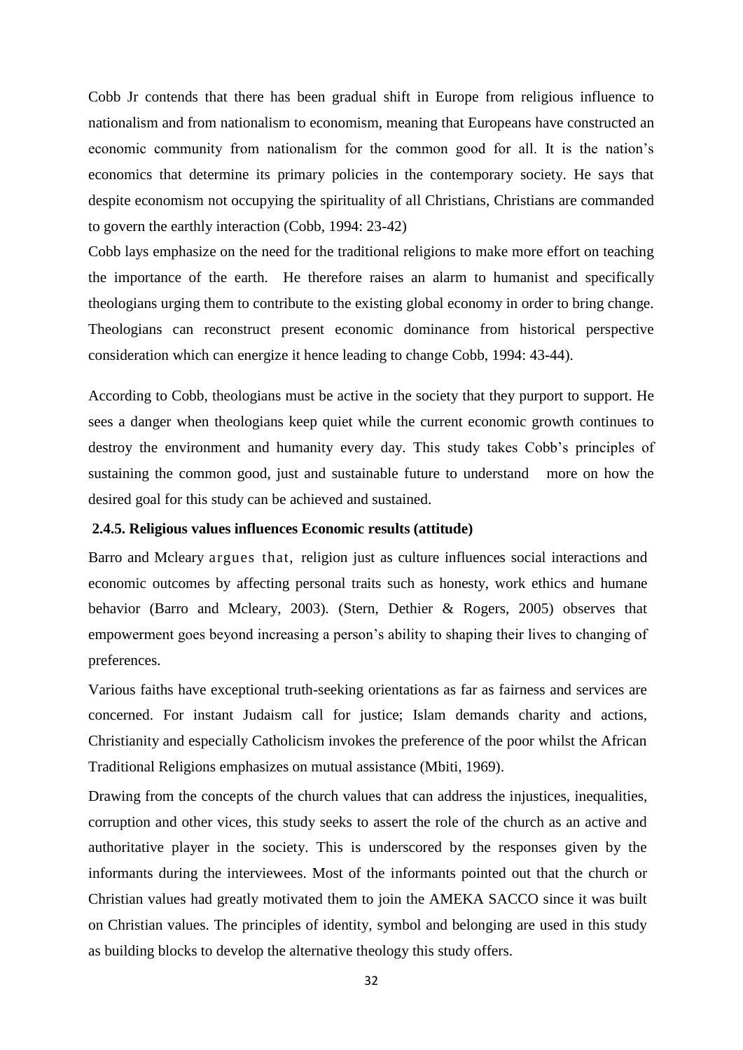Cobb Jr contends that there has been gradual shift in Europe from religious influence to nationalism and from nationalism to economism, meaning that Europeans have constructed an economic community from nationalism for the common good for all. It is the nation's economics that determine its primary policies in the contemporary society. He says that despite economism not occupying the spirituality of all Christians, Christians are commanded to govern the earthly interaction (Cobb, 1994: 23-42)

Cobb lays emphasize on the need for the traditional religions to make more effort on teaching the importance of the earth. He therefore raises an alarm to humanist and specifically theologians urging them to contribute to the existing global economy in order to bring change. Theologians can reconstruct present economic dominance from historical perspective consideration which can energize it hence leading to change Cobb, 1994: 43-44).

According to Cobb, theologians must be active in the society that they purport to support. He sees a danger when theologians keep quiet while the current economic growth continues to destroy the environment and humanity every day. This study takes Cobb's principles of sustaining the common good, just and sustainable future to understand more on how the desired goal for this study can be achieved and sustained.

### 2.4.5. Religious values influences Economic results (attitude)

Barro and Mcleary argues that, religion just as culture influences social interactions and economic outcomes by affecting personal traits such as honesty, work ethics and humane behavior (Barro and Mcleary, 2003). (Stern, Dethier & Rogers, 2005) observes that empowerment goes beyond increasing a person's ability to shaping their lives to changing of preferences.

Various faiths have exceptional truth-seeking orientations as far as fairness and services are concerned. For instant Judaism call for justice; Islam demands charity and actions, Christianity and especially Catholicism invokes the preference of the poor whilst the African Traditional Religions emphasizes on mutual assistance (Mbiti, 1969).

Drawing from the concepts of the church values that can address the injustices, inequalities, corruption and other vices, this study seeks to assert the role of the church as an active and authoritative player in the society. This is underscored by the responses given by the informants during the interviewees. Most of the informants pointed out that the church or Christian values had greatly motivated them to join the AMEKA SACCO since it was built on Christian values. The principles of identity, symbol and belonging are used in this study as building blocks to develop the alternative theology this study offers.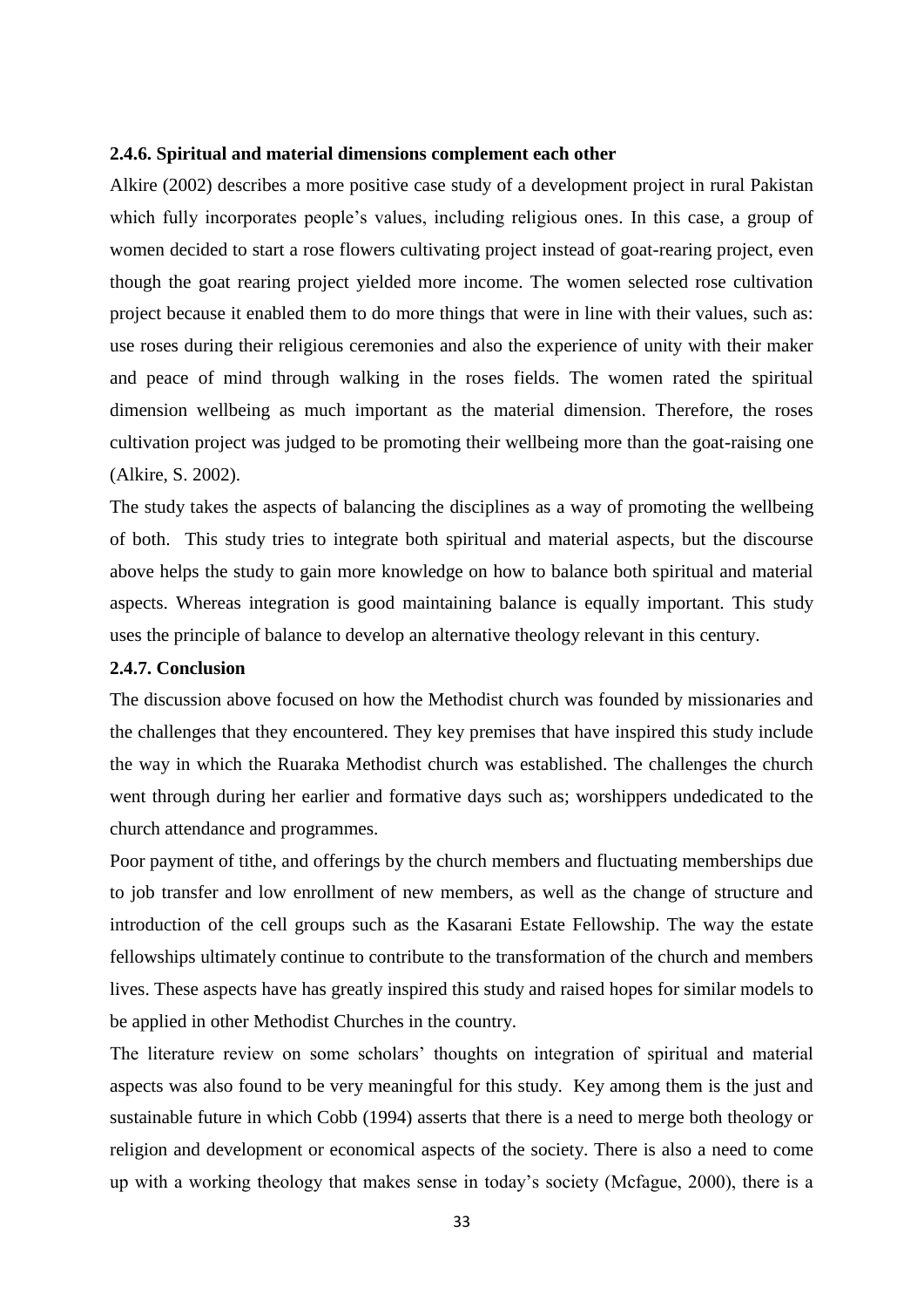#### 2.4.6. Spiritual and material dimensions complement each other

Alkire (2002) describes a more positive case study of a development project in rural Pakistan which fully incorporates people's values, including religious ones. In this case, a group of women decided to start a rose flowers cultivating project instead of goat-rearing project, even though the goat rearing project yielded more income. The women selected rose cultivation project because it enabled them to do more things that were in line with their values, such as: use roses during their religious ceremonies and also the experience of unity with their maker and peace of mind through walking in the roses fields. The women rated the spiritual dimension wellbeing as much important as the material dimension. Therefore, the roses cultivation project was judged to be promoting their wellbeing more than the goat-raising one (Alkire, S. 2002).

The study takes the aspects of balancing the disciplines as a way of promoting the wellbeing of both. This study tries to integrate both spiritual and material aspects, but the discourse above helps the study to gain more knowledge on how to balance both spiritual and material aspects. Whereas integration is good maintaining balance is equally important. This study uses the principle of balance to develop an alternative theology relevant in this century.

#### 2.4.7. Conclusion

The discussion above focused on how the Methodist church was founded by missionaries and the challenges that they encountered. They key premises that have inspired this study include the way in which the Ruaraka Methodist church was established. The challenges the church went through during her earlier and formative days such as; worshippers undedicated to the church attendance and programmes.

Poor payment of tithe, and offerings by the church members and fluctuating memberships due to job transfer and low enrollment of new members, as well as the change of structure and introduction of the cell groups such as the Kasarani Estate Fellowship. The way the estate fellowships ultimately continue to contribute to the transformation of the church and members lives. These aspects have has greatly inspired this study and raised hopes for similar models to be applied in other Methodist Churches in the country.

The literature review on some scholars' thoughts on integration of spiritual and material aspects was also found to be very meaningful for this study. Key among them is the just and sustainable future in which Cobb (1994) asserts that there is a need to merge both theology or religion and development or economical aspects of the society. There is also a need to come up with a working theology that makes sense in today's society (Mcfague, 2000), there is a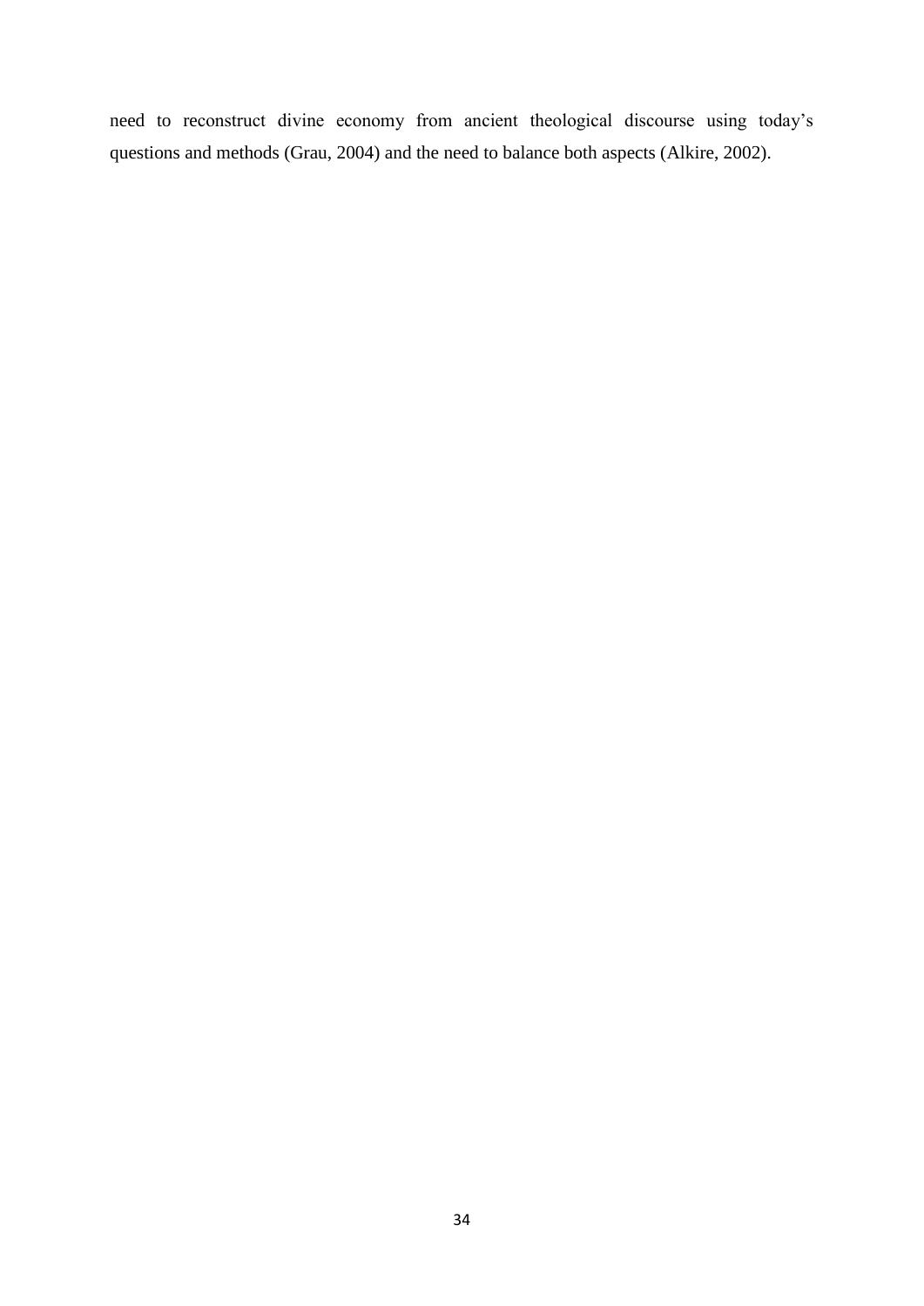need to reconstruct divine economy from ancient theological discourse using today's questions and methods (Grau, 2004) and the need to balance both aspects (Alkire, 2002).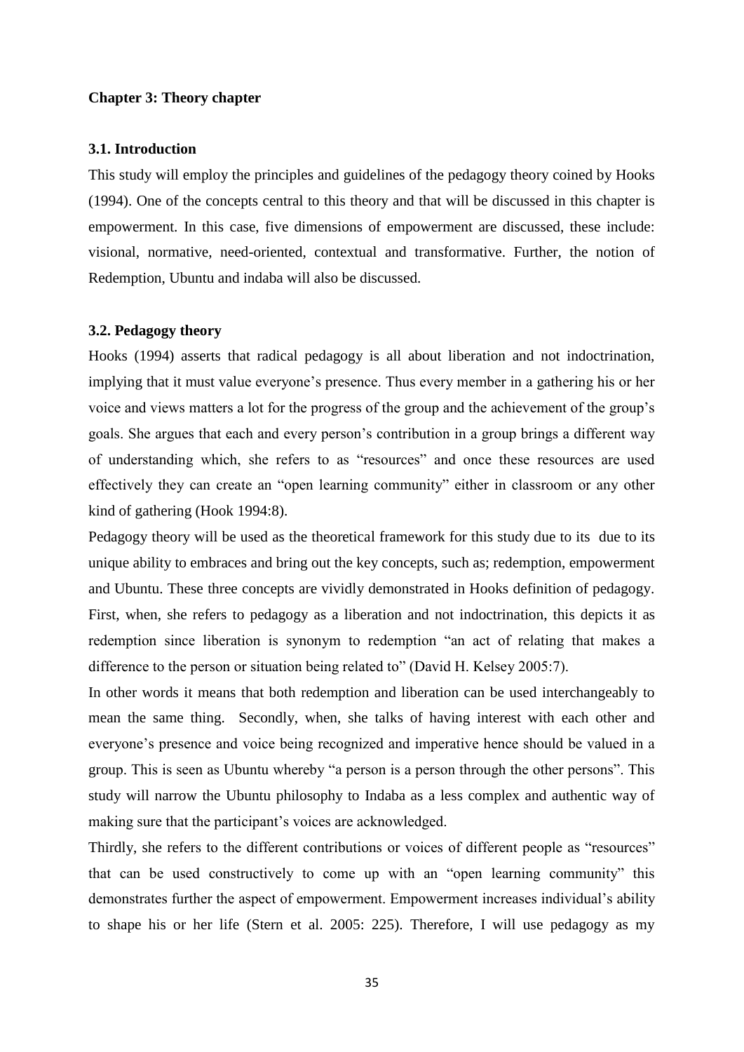**Chapter 3: Theory chapter**

**3.1. Introduction**

This study will employ the principles and guidelines of the pedagogy theory coined by Hooks (1994). One of the concepts central to this theory and that will be discussed in this chapter is empowerment. In this case, five dimensions of empowerment are discussed, these include: visional, normative, need-oriented, contextual and transformative. Further, the notion of Redemption, Ubuntu and indaba will also be discussed.

**3.2. Pedagogy theory**

Hooks (1994) asserts that radical pedagogy is all about liberation and not indoctrination, implying that it must value everyone's presence. Thus every member in a gathering his or her voice and views matters a lot for the progress of the group and the achievement of the group's goals. She argues that each and every person's contribution in a group brings a different way of understanding which, she refers to as "resources" and once these resources are used effectively they can create an "open learning community" either in classroom or any other kind of gathering (Hook 1994:8).

Pedagogy theory will be used as the theoretical framework for this study due to its due to its unique ability to embraces and bring out the key concepts, such as; redemption, empowerment and Ubuntu. These three concepts are vividly demonstrated in Hooks definition of pedagogy. First, when, she refers to pedagogy as a liberation and not indoctrination, this depicts it as redemption since liberation is synonym to redemption "an act of relating that makes a difference to the person or situation being related to" (David H. Kelsey 2005:7).

In other words it means that both redemption and liberation can be used interchangeably to mean the same thing. Secondly, when, she talks of having interest with each other and everyone's presence and voice being recognized and imperative hence should be valued in a group. This is seen as Ubuntu whereby "a person is a person through the other persons". This study will narrow the Ubuntu philosophy to Indaba as a less complex and authentic way of making sure that the participant's voices are acknowledged.

Thirdly, she refers to the different contributions or voices of different people as "resources" that can be used constructively to come up with an "open learning community" this demonstrates further the aspect of empowerment. Empowerment increases individual's ability to shape his or her life (Stern et al. 2005: 225). Therefore, I will use pedagogy as my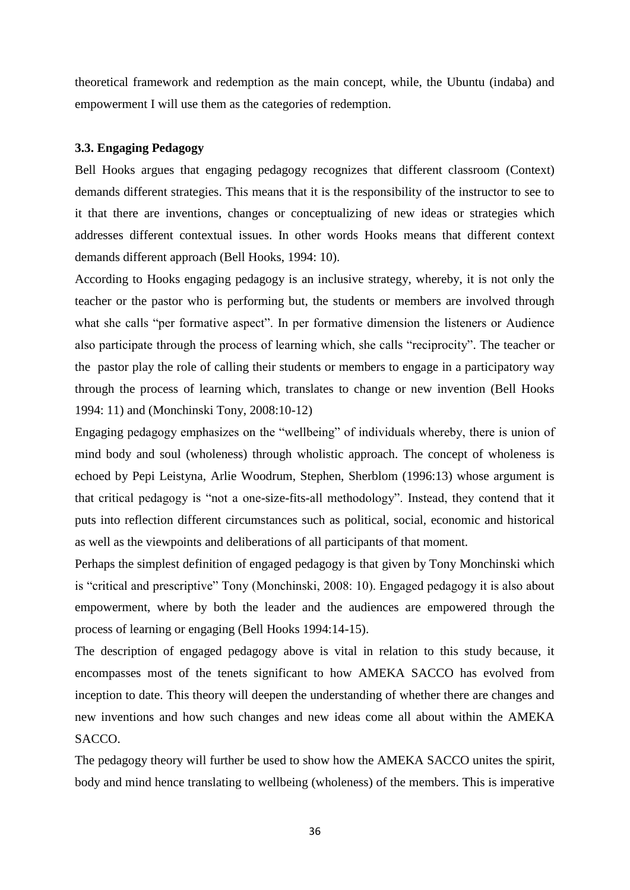theoretical framework and redemption as the main concept, while, the Ubuntu (indaba) and empowerment I will use them as the categories of redemption.

### 3.3. Engaging Pedagogy

Bell Hooks argues that engaging pedagogy recognizes that different classroom (Context) demands different strategies. This means that it is the responsibility of the instructor to see to it that there are inventions, changes or conceptualizing of new ideas or strategies which addresses different contextual issues. In other words Hooks means that different context demands different approach (Bell Hooks, 1994: 10).

According to Hooks engaging pedagogy is an inclusive strategy, whereby, it is not only the teacher or the pastor who is performing but, the students or members are involved through what she calls "per formative aspect". In per formative dimension the listeners or Audience also participate through the process of learning which, she calls "reciprocity". The teacher or the pastor play the role of calling their students or members to engage in a participatory way through the process of learning which, translates to change or new invention (Bell Hooks 1994: 11) and (Monchinski Tony, 2008:10-12)

Engaging pedagogy emphasizes on the "wellbeing" of individuals whereby, there is union of mind body and soul (wholeness) through wholistic approach. The concept of wholeness is echoed by Pepi Leistyna, Arlie Woodrum, Stephen, Sherblom (1996:13) whose argument is that critical pedagogy is "not a one-size-fits-all methodology". Instead, they contend that it puts into reflection different circumstances such as political, social, economic and historical as well as the viewpoints and deliberations of all participants of that moment.

Perhaps the simplest definition of engaged pedagogy is that given by Tony Monchinski which is "critical and prescriptive" Tony (Monchinski, 2008: 10). Engaged pedagogy it is also about empowerment, where by both the leader and the audiences are empowered through the process of learning or engaging (Bell Hooks 1994:14-15).

The description of engaged pedagogy above is vital in relation to this study because, it encompasses most of the tenets significant to how AMEKA SACCO has evolved from inception to date. This theory will deepen the understanding of whether there are changes and new inventions and how such changes and new ideas come all about within the AMEKA SACCO.

The pedagogy theory will further be used to show how the AMEKA SACCO unites the spirit, body and mind hence translating to wellbeing (wholeness) of the members. This is imperative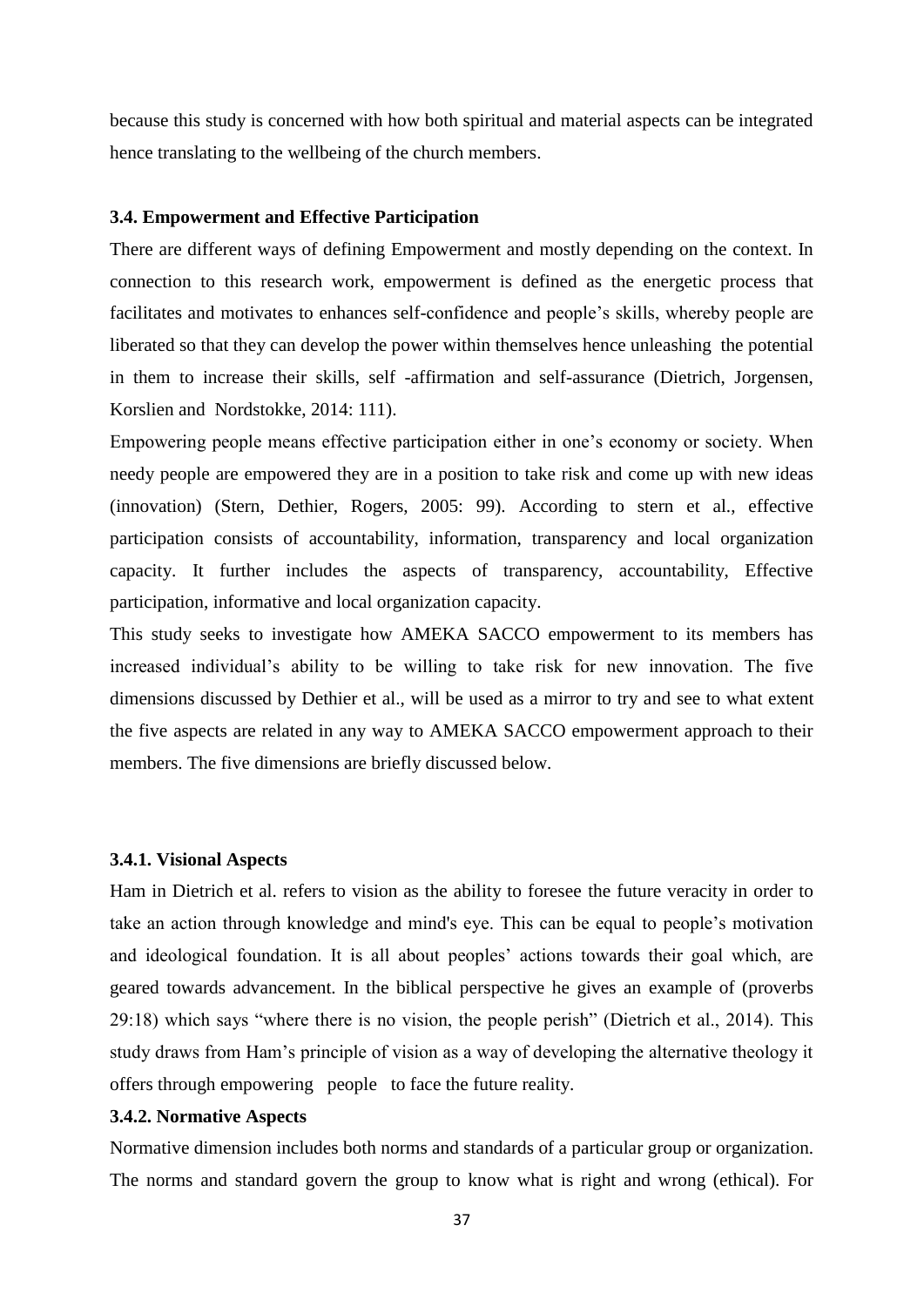because this study is concerned with how both spiritual and material aspects can be integrated hence translating to the wellbeing of the church members.

### 3.4. Empowerment and Effective Participation

There are different ways of defining Empowerment and mostly depending on the context. In connection to this research work, empowerment is defined as the energetic process that facilitates and motivates to enhances self-confidence and people's skills, whereby people are liberated so that they can develop the power within themselves hence unleashing the potential in them to increase their skills, self -affirmation and self-assurance (Dietrich, Jorgensen, Korslien and Nordstokke, 2014: 111).

Empowering people means effective participation either in one's economy or society. When needy people are empowered they are in a position to take risk and come up with new ideas (innovation) (Stern, Dethier, Rogers, 2005: 99). According to stern et al., effective participation consists of accountability, information, transparency and local organization capacity. It further includes the aspects of transparency, accountability, Effective participation, informative and local organization capacity.

This study seeks to investigate how AMEKA SACCO empowerment to its members has increased individual's ability to be willing to take risk for new innovation. The five dimensions discussed by Dethier et al., will be used as a mirror to try and see to what extent the five aspects are related in any way to AMEKA SACCO empowerment approach to their members. The five dimensions are briefly discussed below.

#### 3.4.1. Visional Aspects

Ham in Dietrich et al. refers to vision as the ability to foresee the future veracity in order to take an action through knowledge and mind's eye. This can be equal to people's motivation and ideological foundation. It is all about peoples' actions towards their goal which, are geared towards advancement. In the biblical perspective he gives an example of (proverbs 29:18) which says "where there is no vision, the people perish" (Dietrich et al., 2014). This study draws from Ham's principle of vision as a way of developing the alternative theology it offers through empowering people to face the future reality.

#### 3.4.2. Normative Aspects

Normative dimension includes both norms and standards of a particular group or organization. The norms and standard govern the group to know what is right and wrong (ethical). For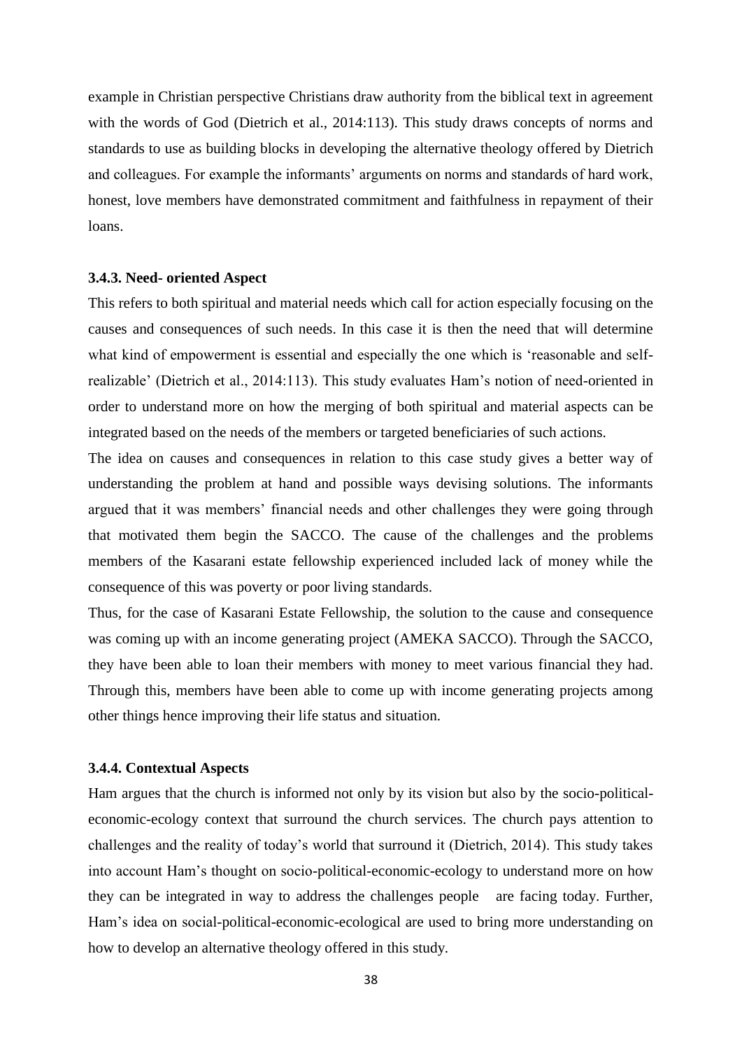example in Christian perspective Christians draw authority from the biblical text in agreement with the words of God (Dietrich et al., 2014:113). This study draws concepts of norms and standards to use as building blocks in developing the alternative theology offered by Dietrich and colleagues. For example the informants' arguments on norms and standards of hard work, honest, love members have demonstrated commitment and faithfulness in repayment of their loans.

### 3.4.3. Need- oriented Aspect

This refers to both spiritual and material needs which call for action especially focusing on the causes and consequences of such needs. In this case it is then the need that will determine what kind of empowerment is essential and especially the one which is 'reasonable and self-realizable' (Dietrich et al., 2014:113). This study evaluates Ham's notion of need-oriented in order to understand more on how the merging of both spiritual and material aspects can be integrated based on the needs of the members or targeted beneficiaries of such actions.

The idea on causes and consequences in relation to this case study gives a better way of understanding the problem at hand and possible ways devising solutions. The informants argued that it was members' financial needs and other challenges they were going through that motivated them begin the SACCO. The cause of the challenges and the problems members of the Kasarani estate fellowship experienced included lack of money while the consequence of this was poverty or poor living standards.

Thus, for the case of Kasarani Estate Fellowship, the solution to the cause and consequence was coming up with an income generating project (AMEKA SACCO). Through the SACCO, they have been able to loan their members with money to meet various financial they had. Through this, members have been able to come up with income generating projects among other things hence improving their life status and situation.

### 3.4.4. Contextual Aspects

Ham argues that the church is informed not only by its vision but also by the socio-political-economic-ecology context that surround the church services. The church pays attention to challenges and the reality of today's world that surround it (Dietrich, 2014). This study takes into account Ham's thought on socio-political-economic-ecology to understand more on how they can be integrated in way to address the challenges people are facing today. Further, Ham's idea on social-political-economic-ecological are used to bring more understanding on how to develop an alternative theology offered in this study.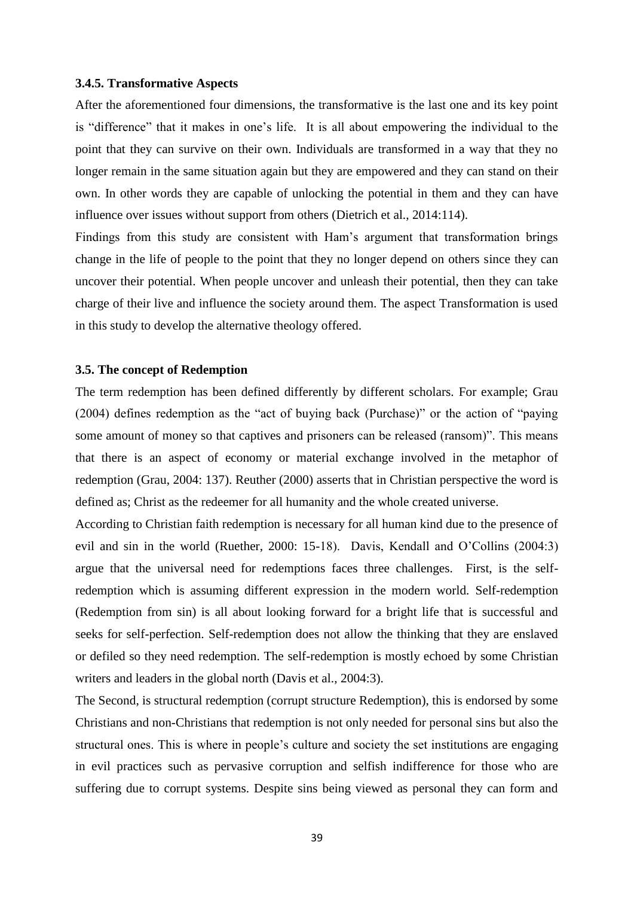### 3.4.5. Transformative Aspects

After the aforementioned four dimensions, the transformative is the last one and its key point is "difference" that it makes in one's life. It is all about empowering the individual to the point that they can survive on their own. Individuals are transformed in a way that they no longer remain in the same situation again but they are empowered and they can stand on their own. In other words they are capable of unlocking the potential in them and they can have influence over issues without support from others (Dietrich et al., 2014:114).

Findings from this study are consistent with Ham's argument that transformation brings change in the life of people to the point that they no longer depend on others since they can uncover their potential. When people uncover and unleash their potential, then they can take charge of their live and influence the society around them. The aspect Transformation is used in this study to develop the alternative theology offered.

### 3.5. The concept of Redemption

The term redemption has been defined differently by different scholars. For example; Grau (2004) defines redemption as the "act of buying back (Purchase)" or the action of "paying some amount of money so that captives and prisoners can be released (ransom)". This means that there is an aspect of economy or material exchange involved in the metaphor of redemption (Grau, 2004: 137). Reuther (2000) asserts that in Christian perspective the word is defined as; Christ as the redeemer for all humanity and the whole created universe.

According to Christian faith redemption is necessary for all human kind due to the presence of evil and sin in the world (Ruether, 2000: 15-18). Davis, Kendall and O'Collins (2004:3) argue that the universal need for redemptions faces three challenges. First, is the self-redemption which is assuming different expression in the modern world. Self-redemption (Redemption from sin) is all about looking forward for a bright life that is successful and seeks for self-perfection. Self-redemption does not allow the thinking that they are enslaved or defiled so they need redemption. The self-redemption is mostly echoed by some Christian writers and leaders in the global north (Davis et al., 2004:3).

The Second, is structural redemption (corrupt structure Redemption), this is endorsed by some Christians and non-Christians that redemption is not only needed for personal sins but also the structural ones. This is where in people's culture and society the set institutions are engaging in evil practices such as pervasive corruption and selfish indifference for those who are suffering due to corrupt systems. Despite sins being viewed as personal they can form and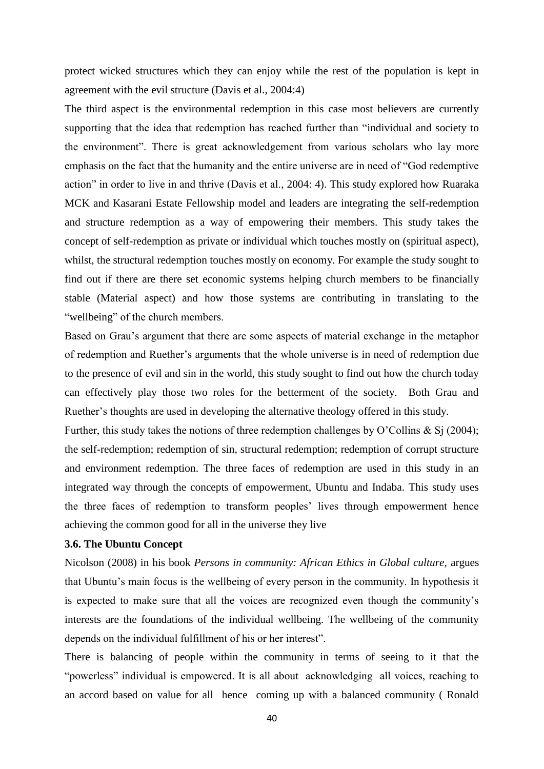protect wicked structures which they can enjoy while the rest of the population is kept in agreement with the evil structure (Davis et al., 2004:4)

The third aspect is the environmental redemption in this case most believers are currently supporting that the idea that redemption has reached further than "individual and society to the environment". There is great acknowledgement from various scholars who lay more emphasis on the fact that the humanity and the entire universe are in need of "God redemptive action" in order to live in and thrive (Davis et al., 2004: 4). This study explored how Ruaraka MCK and Kasarani Estate Fellowship model and leaders are integrating the self-redemption and structure redemption as a way of empowering their members. This study takes the concept of self-redemption as private or individual which touches mostly on (spiritual aspect), whilst, the structural redemption touches mostly on economy. For example the study sought to find out if there are there set economic systems helping church members to be financially stable (Material aspect) and how those systems are contributing in translating to the "wellbeing" of the church members.

Based on Grau's argument that there are some aspects of material exchange in the metaphor of redemption and Ruether's arguments that the whole universe is in need of redemption due to the presence of evil and sin in the world, this study sought to find out how the church today can effectively play those two roles for the betterment of the society. Both Grau and Ruether's thoughts are used in developing the alternative theology offered in this study.

Further, this study takes the notions of three redemption challenges by O'Collins & Sj (2004); the self-redemption; redemption of sin, structural redemption; redemption of corrupt structure and environment redemption. The three faces of redemption are used in this study in an integrated way through the concepts of empowerment, Ubuntu and Indaba. This study uses the three faces of redemption to transform peoples' lives through empowerment hence achieving the common good for all in the universe they live

### 3.6. The Ubuntu Concept

Nicolson (2008) in his book *Persons in community: African Ethics in Global culture,* argues that Ubuntu's main focus is the wellbeing of every person in the community. In hypothesis it is expected to make sure that all the voices are recognized even though the community's interests are the foundations of the individual wellbeing. The wellbeing of the community depends on the individual fulfillment of his or her interest".

There is balancing of people within the community in terms of seeing to it that the "powerless" individual is empowered. It is all about acknowledging all voices, reaching to an accord based on value for all hence coming up with a balanced community ( Ronald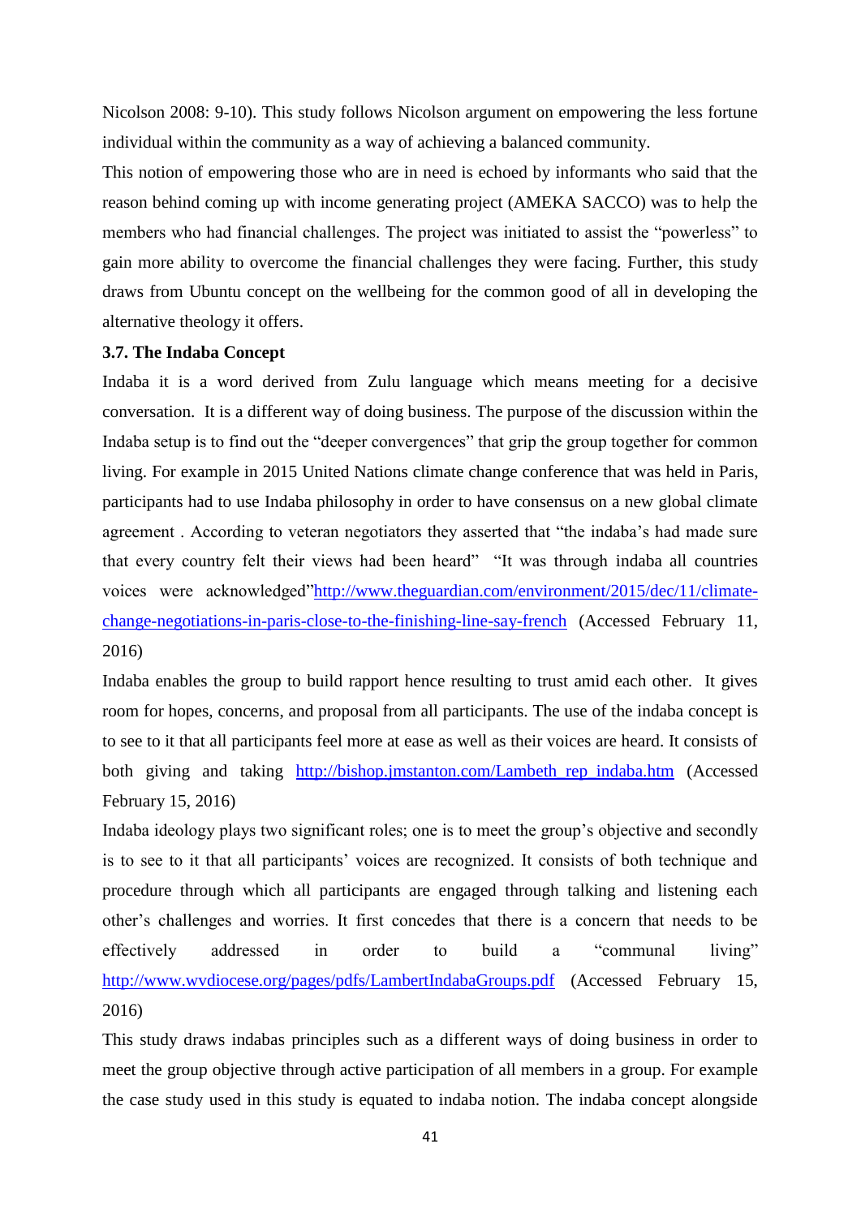Nicolson 2008: 9-10). This study follows Nicolson argument on empowering the less fortune individual within the community as a way of achieving a balanced community.

This notion of empowering those who are in need is echoed by informants who said that the reason behind coming up with income generating project (AMEKA SACCO) was to help the members who had financial challenges. The project was initiated to assist the "powerless" to gain more ability to overcome the financial challenges they were facing. Further, this study draws from Ubuntu concept on the wellbeing for the common good of all in developing the alternative theology it offers.

**3.7. The Indaba Concept**

Indaba it is a word derived from Zulu language which means meeting for a decisive conversation. It is a different way of doing business. The purpose of the discussion within the Indaba setup is to find out the "deeper convergences" that grip the group together for common living. For example in 2015 United Nations climate change conference that was held in Paris, participants had to use Indaba philosophy in order to have consensus on a new global climate agreement . According to veteran negotiators they asserted that "the indaba's had made sure that every country felt their views had been heard" "It was through indaba all countries voices were acknowledged"http://www.theguardian.com/environment/2015/dec/11/climate-change-negotiations-in-paris-close-to-the-finishing-line-say-french (Accessed February 11, 2016)

Indaba enables the group to build rapport hence resulting to trust amid each other. It gives room for hopes, concerns, and proposal from all participants. The use of the indaba concept is to see to it that all participants feel more at ease as well as their voices are heard. It consists of both giving and taking http://bishop.jmstanton.com/Lambeth_rep_indaba.htm (Accessed February 15, 2016)

Indaba ideology plays two significant roles; one is to meet the group's objective and secondly is to see to it that all participants' voices are recognized. It consists of both technique and procedure through which all participants are engaged through talking and listening each other's challenges and worries. It first concedes that there is a concern that needs to be effectively addressed in order to build a "communal living" http://www.wvdiocese.org/pages/pdfs/LambertIndabaGroups.pdf (Accessed February 15, 2016)

This study draws indabas principles such as a different ways of doing business in order to meet the group objective through active participation of all members in a group. For example the case study used in this study is equated to indaba notion. The indaba concept alongside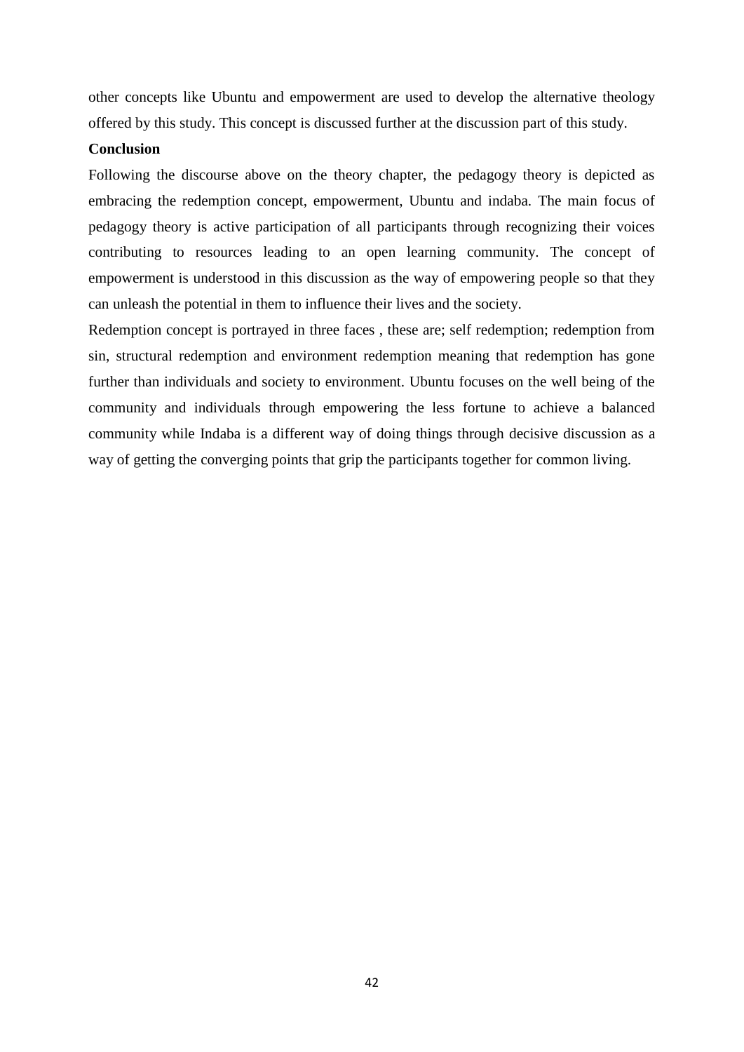other concepts like Ubuntu and empowerment are used to develop the alternative theology offered by this study. This concept is discussed further at the discussion part of this study.

**Conclusion**

Following the discourse above on the theory chapter, the pedagogy theory is depicted as embracing the redemption concept, empowerment, Ubuntu and indaba. The main focus of pedagogy theory is active participation of all participants through recognizing their voices contributing to resources leading to an open learning community. The concept of empowerment is understood in this discussion as the way of empowering people so that they can unleash the potential in them to influence their lives and the society.

Redemption concept is portrayed in three faces , these are; self redemption; redemption from sin, structural redemption and environment redemption meaning that redemption has gone further than individuals and society to environment. Ubuntu focuses on the well being of the community and individuals through empowering the less fortune to achieve a balanced community while Indaba is a different way of doing things through decisive discussion as a way of getting the converging points that grip the participants together for common living.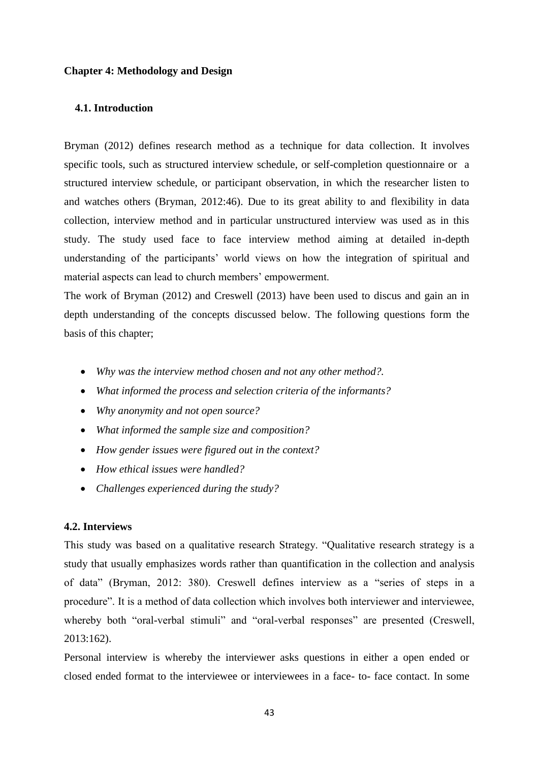## Chapter 4: Methodology and Design

### 4.1. Introduction

Bryman (2012) defines research method as a technique for data collection. It involves specific tools, such as structured interview schedule, or self-completion questionnaire or a structured interview schedule, or participant observation, in which the researcher listen to and watches others (Bryman, 2012:46). Due to its great ability to and flexibility in data collection, interview method and in particular unstructured interview was used as in this study. The study used face to face interview method aiming at detailed in-depth understanding of the participants' world views on how the integration of spiritual and material aspects can lead to church members' empowerment.

The work of Bryman (2012) and Creswell (2013) have been used to discus and gain an in depth understanding of the concepts discussed below. The following questions form the basis of this chapter;

- *Why was the interview method chosen and not any other method?.*
- *What informed the process and selection criteria of the informants?*
- *Why anonymity and not open source?*
- *What informed the sample size and composition?*
- *How gender issues were figured out in the context?*
- *How ethical issues were handled?*
- *Challenges experienced during the study?*

### 4.2. Interviews

This study was based on a qualitative research Strategy. "Qualitative research strategy is a study that usually emphasizes words rather than quantification in the collection and analysis of data" (Bryman, 2012: 380). Creswell defines interview as a "series of steps in a procedure". It is a method of data collection which involves both interviewer and interviewee, whereby both "oral-verbal stimuli" and "oral-verbal responses" are presented (Creswell, 2013:162).

Personal interview is whereby the interviewer asks questions in either a open ended or closed ended format to the interviewee or interviewees in a face- to- face contact. In some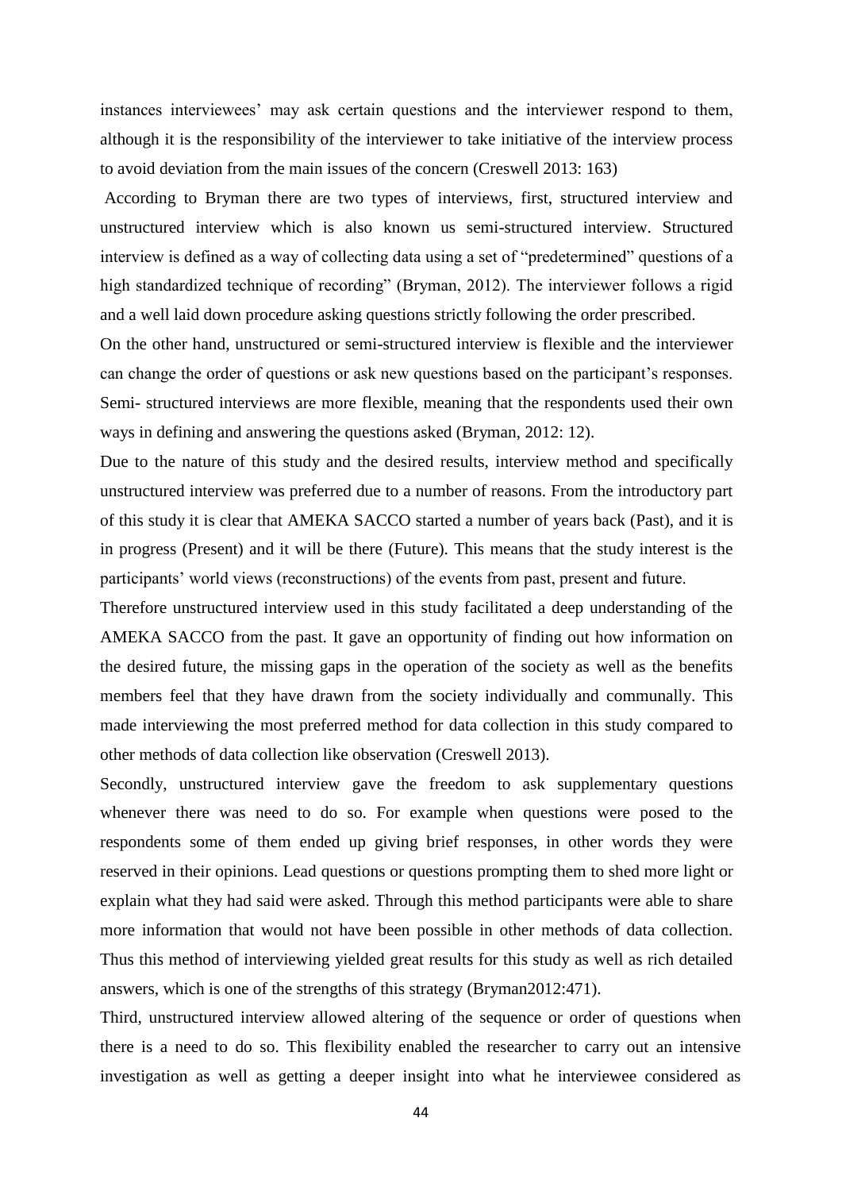instances interviewees' may ask certain questions and the interviewer respond to them, although it is the responsibility of the interviewer to take initiative of the interview process to avoid deviation from the main issues of the concern (Creswell 2013: 163)

According to Bryman there are two types of interviews, first, structured interview and unstructured interview which is also known us semi-structured interview. Structured interview is defined as a way of collecting data using a set of "predetermined" questions of a high standardized technique of recording" (Bryman, 2012). The interviewer follows a rigid and a well laid down procedure asking questions strictly following the order prescribed.

On the other hand, unstructured or semi-structured interview is flexible and the interviewer can change the order of questions or ask new questions based on the participant's responses. Semi- structured interviews are more flexible, meaning that the respondents used their own ways in defining and answering the questions asked (Bryman, 2012: 12).

Due to the nature of this study and the desired results, interview method and specifically unstructured interview was preferred due to a number of reasons. From the introductory part of this study it is clear that AMEKA SACCO started a number of years back (Past), and it is in progress (Present) and it will be there (Future). This means that the study interest is the participants' world views (reconstructions) of the events from past, present and future.

Therefore unstructured interview used in this study facilitated a deep understanding of the AMEKA SACCO from the past. It gave an opportunity of finding out how information on the desired future, the missing gaps in the operation of the society as well as the benefits members feel that they have drawn from the society individually and communally. This made interviewing the most preferred method for data collection in this study compared to other methods of data collection like observation (Creswell 2013).

Secondly, unstructured interview gave the freedom to ask supplementary questions whenever there was need to do so. For example when questions were posed to the respondents some of them ended up giving brief responses, in other words they were reserved in their opinions. Lead questions or questions prompting them to shed more light or explain what they had said were asked. Through this method participants were able to share more information that would not have been possible in other methods of data collection. Thus this method of interviewing yielded great results for this study as well as rich detailed answers, which is one of the strengths of this strategy (Bryman2012:471).

Third, unstructured interview allowed altering of the sequence or order of questions when there is a need to do so. This flexibility enabled the researcher to carry out an intensive investigation as well as getting a deeper insight into what he interviewee considered as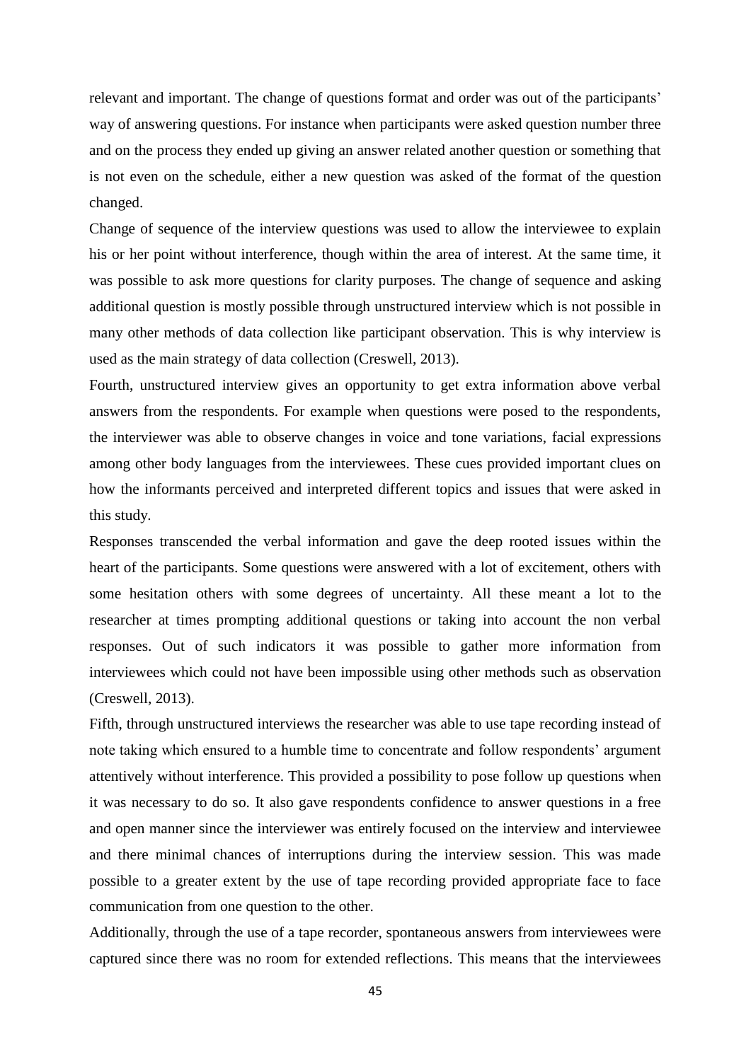relevant and important. The change of questions format and order was out of the participants' way of answering questions. For instance when participants were asked question number three and on the process they ended up giving an answer related another question or something that is not even on the schedule, either a new question was asked of the format of the question changed.

Change of sequence of the interview questions was used to allow the interviewee to explain his or her point without interference, though within the area of interest. At the same time, it was possible to ask more questions for clarity purposes. The change of sequence and asking additional question is mostly possible through unstructured interview which is not possible in many other methods of data collection like participant observation. This is why interview is used as the main strategy of data collection (Creswell, 2013).

Fourth, unstructured interview gives an opportunity to get extra information above verbal answers from the respondents. For example when questions were posed to the respondents, the interviewer was able to observe changes in voice and tone variations, facial expressions among other body languages from the interviewees. These cues provided important clues on how the informants perceived and interpreted different topics and issues that were asked in this study.

Responses transcended the verbal information and gave the deep rooted issues within the heart of the participants. Some questions were answered with a lot of excitement, others with some hesitation others with some degrees of uncertainty. All these meant a lot to the researcher at times prompting additional questions or taking into account the non verbal responses. Out of such indicators it was possible to gather more information from interviewees which could not have been impossible using other methods such as observation (Creswell, 2013).

Fifth, through unstructured interviews the researcher was able to use tape recording instead of note taking which ensured to a humble time to concentrate and follow respondents' argument attentively without interference. This provided a possibility to pose follow up questions when it was necessary to do so. It also gave respondents confidence to answer questions in a free and open manner since the interviewer was entirely focused on the interview and interviewee and there minimal chances of interruptions during the interview session. This was made possible to a greater extent by the use of tape recording provided appropriate face to face communication from one question to the other.

Additionally, through the use of a tape recorder, spontaneous answers from interviewees were captured since there was no room for extended reflections. This means that the interviewees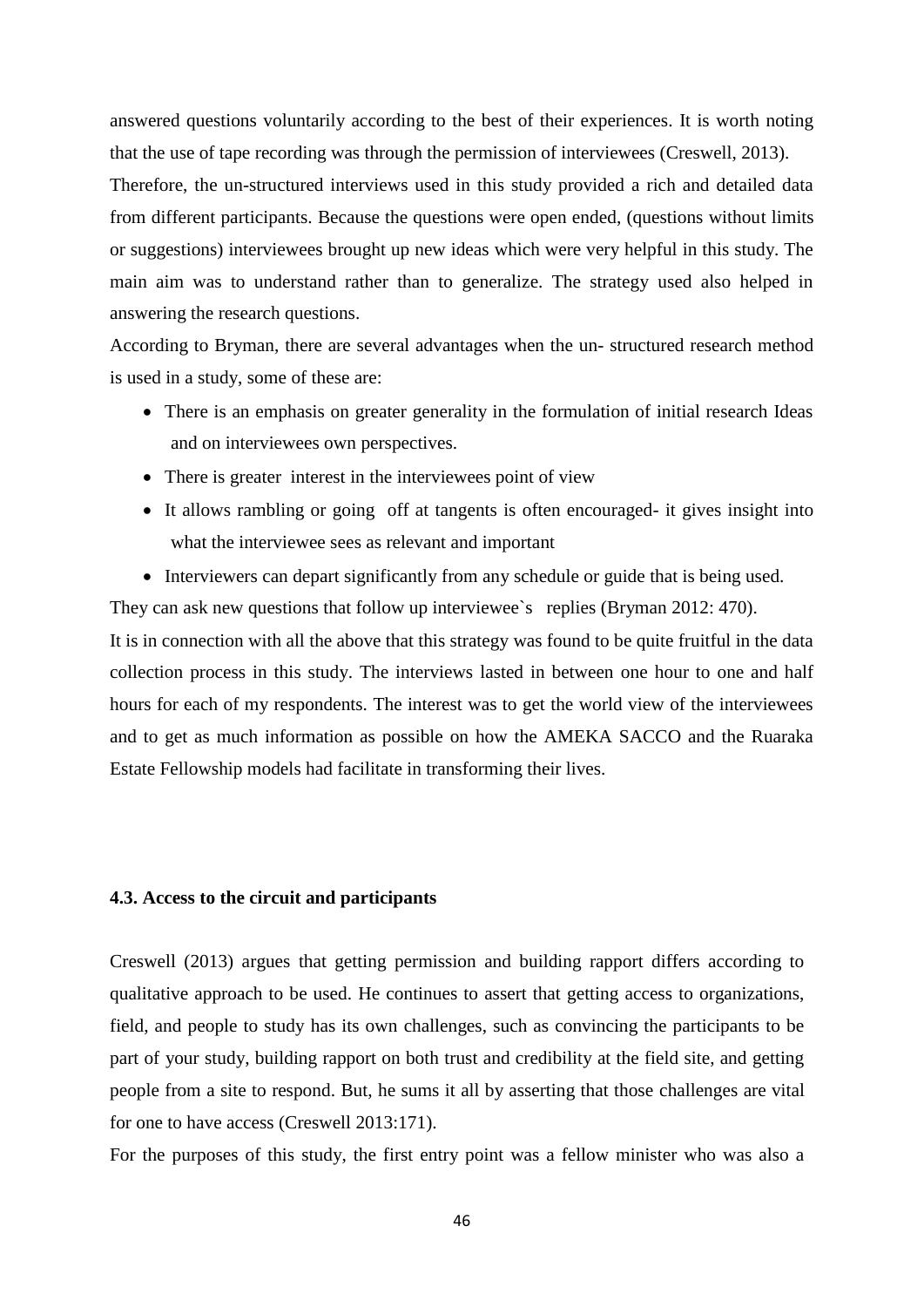answered questions voluntarily according to the best of their experiences. It is worth noting that the use of tape recording was through the permission of interviewees (Creswell, 2013).

Therefore, the un-structured interviews used in this study provided a rich and detailed data from different participants. Because the questions were open ended, (questions without limits or suggestions) interviewees brought up new ideas which were very helpful in this study. The main aim was to understand rather than to generalize. The strategy used also helped in answering the research questions.

According to Bryman, there are several advantages when the un- structured research method is used in a study, some of these are:

- There is an emphasis on greater generality in the formulation of initial research Ideas and on interviewees own perspectives.
- There is greater interest in the interviewees point of view
- It allows rambling or going off at tangents is often encouraged- it gives insight into what the interviewee sees as relevant and important
- Interviewers can depart significantly from any schedule or guide that is being used.

They can ask new questions that follow up interviewee`s replies (Bryman 2012: 470).

It is in connection with all the above that this strategy was found to be quite fruitful in the data collection process in this study. The interviews lasted in between one hour to one and half hours for each of my respondents. The interest was to get the world view of the interviewees and to get as much information as possible on how the AMEKA SACCO and the Ruaraka Estate Fellowship models had facilitate in transforming their lives.

### 4.3. Access to the circuit and participants

Creswell (2013) argues that getting permission and building rapport differs according to qualitative approach to be used. He continues to assert that getting access to organizations, field, and people to study has its own challenges, such as convincing the participants to be part of your study, building rapport on both trust and credibility at the field site, and getting people from a site to respond. But, he sums it all by asserting that those challenges are vital for one to have access (Creswell 2013:171).

For the purposes of this study, the first entry point was a fellow minister who was also a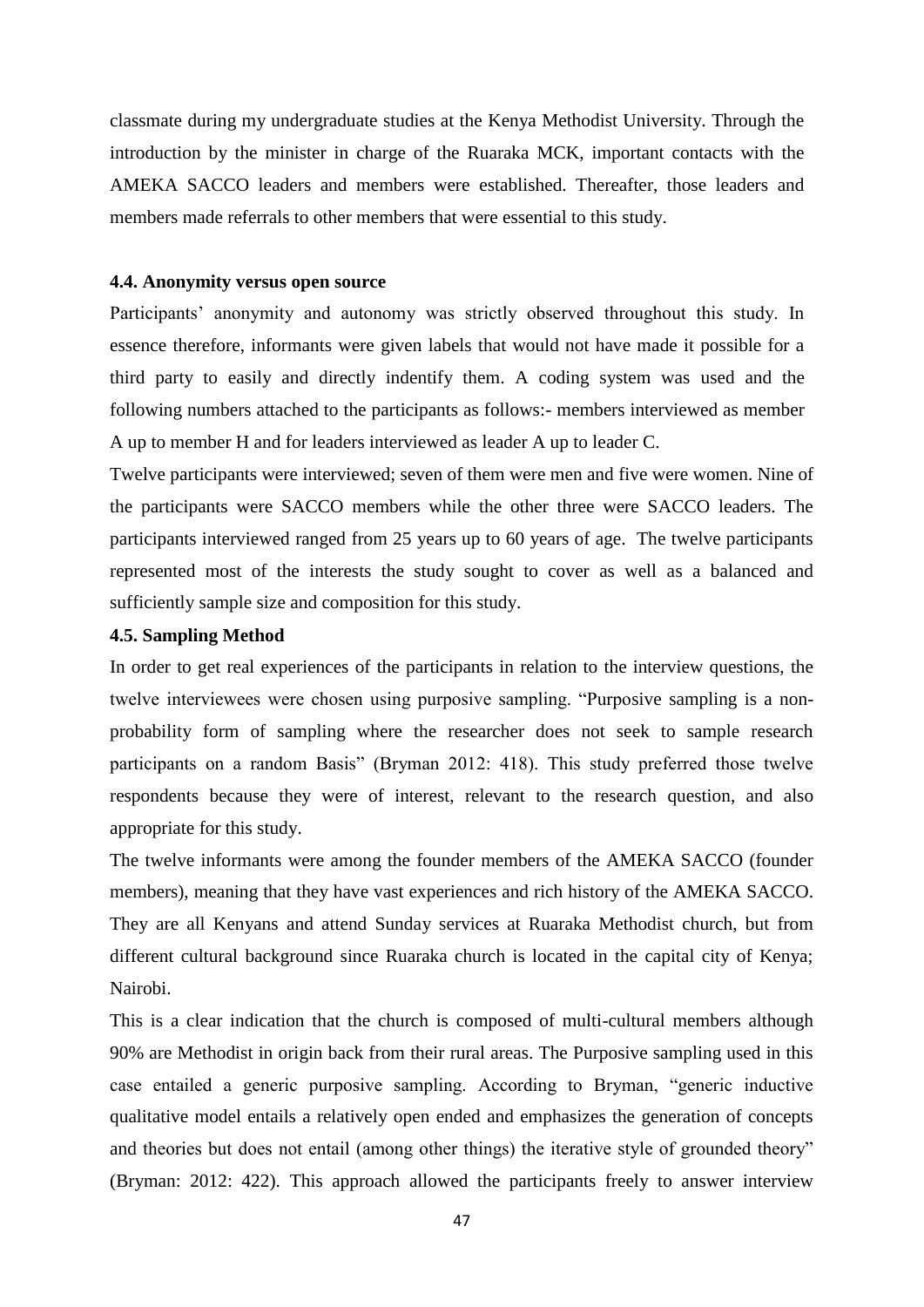classmate during my undergraduate studies at the Kenya Methodist University. Through the introduction by the minister in charge of the Ruaraka MCK, important contacts with the AMEKA SACCO leaders and members were established. Thereafter, those leaders and members made referrals to other members that were essential to this study.

### 4.4. Anonymity versus open source

Participants' anonymity and autonomy was strictly observed throughout this study. In essence therefore, informants were given labels that would not have made it possible for a third party to easily and directly indentify them. A coding system was used and the following numbers attached to the participants as follows:- members interviewed as member A up to member H and for leaders interviewed as leader A up to leader C.

Twelve participants were interviewed; seven of them were men and five were women. Nine of the participants were SACCO members while the other three were SACCO leaders. The participants interviewed ranged from 25 years up to 60 years of age. The twelve participants represented most of the interests the study sought to cover as well as a balanced and sufficiently sample size and composition for this study.

### 4.5. Sampling Method

In order to get real experiences of the participants in relation to the interview questions, the twelve interviewees were chosen using purposive sampling. "Purposive sampling is a non-probability form of sampling where the researcher does not seek to sample research participants on a random Basis" (Bryman 2012: 418). This study preferred those twelve respondents because they were of interest, relevant to the research question, and also appropriate for this study.

The twelve informants were among the founder members of the AMEKA SACCO (founder members), meaning that they have vast experiences and rich history of the AMEKA SACCO. They are all Kenyans and attend Sunday services at Ruaraka Methodist church, but from different cultural background since Ruaraka church is located in the capital city of Kenya; Nairobi.

This is a clear indication that the church is composed of multi-cultural members although 90% are Methodist in origin back from their rural areas. The Purposive sampling used in this case entailed a generic purposive sampling. According to Bryman, "generic inductive qualitative model entails a relatively open ended and emphasizes the generation of concepts and theories but does not entail (among other things) the iterative style of grounded theory" (Bryman: 2012: 422). This approach allowed the participants freely to answer interview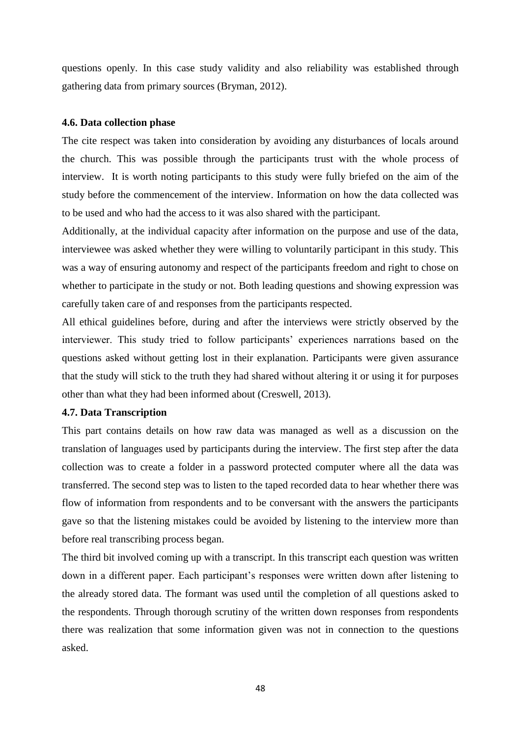questions openly. In this case study validity and also reliability was established through gathering data from primary sources (Bryman, 2012).

### 4.6. Data collection phase

The cite respect was taken into consideration by avoiding any disturbances of locals around the church. This was possible through the participants trust with the whole process of interview. It is worth noting participants to this study were fully briefed on the aim of the study before the commencement of the interview. Information on how the data collected was to be used and who had the access to it was also shared with the participant.

Additionally, at the individual capacity after information on the purpose and use of the data, interviewee was asked whether they were willing to voluntarily participant in this study. This was a way of ensuring autonomy and respect of the participants freedom and right to chose on whether to participate in the study or not. Both leading questions and showing expression was carefully taken care of and responses from the participants respected.

All ethical guidelines before, during and after the interviews were strictly observed by the interviewer. This study tried to follow participants' experiences narrations based on the questions asked without getting lost in their explanation. Participants were given assurance that the study will stick to the truth they had shared without altering it or using it for purposes other than what they had been informed about (Creswell, 2013).

### 4.7. Data Transcription

This part contains details on how raw data was managed as well as a discussion on the translation of languages used by participants during the interview. The first step after the data collection was to create a folder in a password protected computer where all the data was transferred. The second step was to listen to the taped recorded data to hear whether there was flow of information from respondents and to be conversant with the answers the participants gave so that the listening mistakes could be avoided by listening to the interview more than before real transcribing process began.

The third bit involved coming up with a transcript. In this transcript each question was written down in a different paper. Each participant's responses were written down after listening to the already stored data. The formant was used until the completion of all questions asked to the respondents. Through thorough scrutiny of the written down responses from respondents there was realization that some information given was not in connection to the questions asked.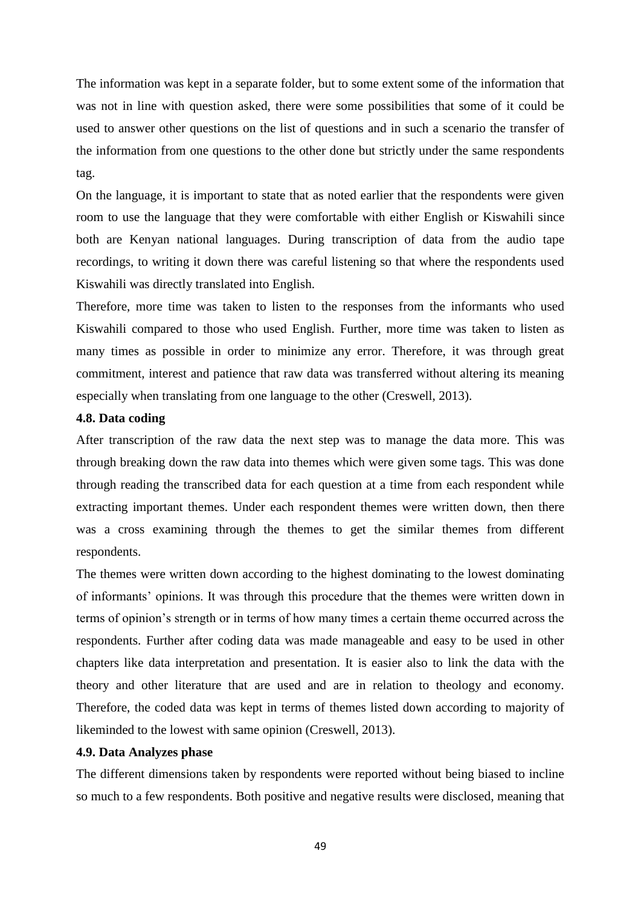The information was kept in a separate folder, but to some extent some of the information that was not in line with question asked, there were some possibilities that some of it could be used to answer other questions on the list of questions and in such a scenario the transfer of the information from one questions to the other done but strictly under the same respondents tag.

On the language, it is important to state that as noted earlier that the respondents were given room to use the language that they were comfortable with either English or Kiswahili since both are Kenyan national languages. During transcription of data from the audio tape recordings, to writing it down there was careful listening so that where the respondents used Kiswahili was directly translated into English.

Therefore, more time was taken to listen to the responses from the informants who used Kiswahili compared to those who used English. Further, more time was taken to listen as many times as possible in order to minimize any error. Therefore, it was through great commitment, interest and patience that raw data was transferred without altering its meaning especially when translating from one language to the other (Creswell, 2013).

### 4.8. Data coding

After transcription of the raw data the next step was to manage the data more. This was through breaking down the raw data into themes which were given some tags. This was done through reading the transcribed data for each question at a time from each respondent while extracting important themes. Under each respondent themes were written down, then there was a cross examining through the themes to get the similar themes from different respondents.

The themes were written down according to the highest dominating to the lowest dominating of informants' opinions. It was through this procedure that the themes were written down in terms of opinion's strength or in terms of how many times a certain theme occurred across the respondents. Further after coding data was made manageable and easy to be used in other chapters like data interpretation and presentation. It is easier also to link the data with the theory and other literature that are used and are in relation to theology and economy. Therefore, the coded data was kept in terms of themes listed down according to majority of likeminded to the lowest with same opinion (Creswell, 2013).

### 4.9. Data Analyzes phase

The different dimensions taken by respondents were reported without being biased to incline so much to a few respondents. Both positive and negative results were disclosed, meaning that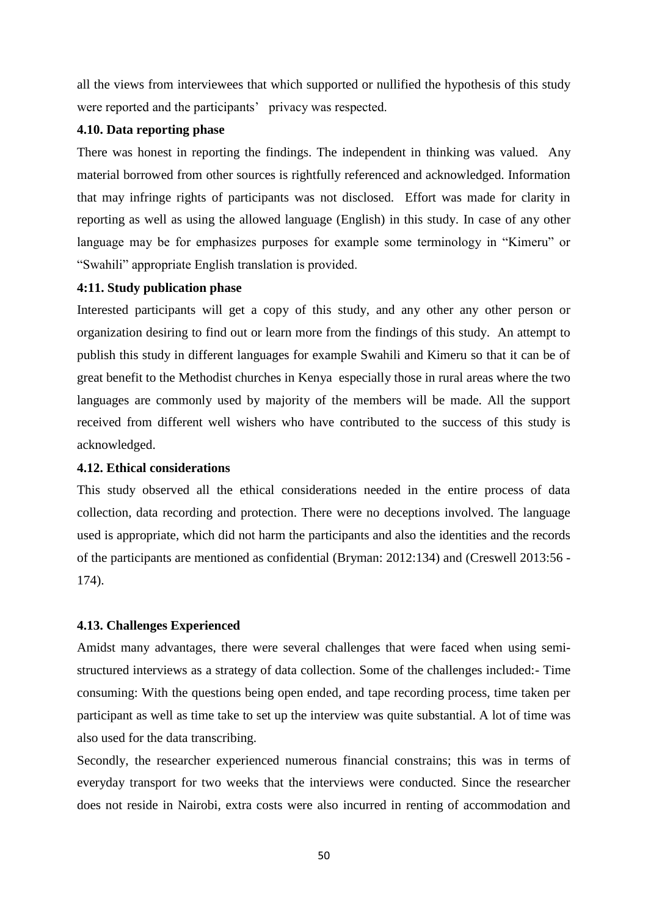all the views from interviewees that which supported or nullified the hypothesis of this study were reported and the participants' privacy was respected.

### 4.10. Data reporting phase

There was honest in reporting the findings. The independent in thinking was valued. Any material borrowed from other sources is rightfully referenced and acknowledged. Information that may infringe rights of participants was not disclosed. Effort was made for clarity in reporting as well as using the allowed language (English) in this study. In case of any other language may be for emphasizes purposes for example some terminology in "Kimeru" or "Swahili" appropriate English translation is provided.

### 4:11. Study publication phase

Interested participants will get a copy of this study, and any other any other person or organization desiring to find out or learn more from the findings of this study. An attempt to publish this study in different languages for example Swahili and Kimeru so that it can be of great benefit to the Methodist churches in Kenya especially those in rural areas where the two languages are commonly used by majority of the members will be made. All the support received from different well wishers who have contributed to the success of this study is acknowledged.

### 4.12. Ethical considerations

This study observed all the ethical considerations needed in the entire process of data collection, data recording and protection. There were no deceptions involved. The language used is appropriate, which did not harm the participants and also the identities and the records of the participants are mentioned as confidential (Bryman: 2012:134) and (Creswell 2013:56 - 174).

### 4.13. Challenges Experienced

Amidst many advantages, there were several challenges that were faced when using semi-structured interviews as a strategy of data collection. Some of the challenges included:- Time consuming: With the questions being open ended, and tape recording process, time taken per participant as well as time take to set up the interview was quite substantial. A lot of time was also used for the data transcribing.

Secondly, the researcher experienced numerous financial constrains; this was in terms of everyday transport for two weeks that the interviews were conducted. Since the researcher does not reside in Nairobi, extra costs were also incurred in renting of accommodation and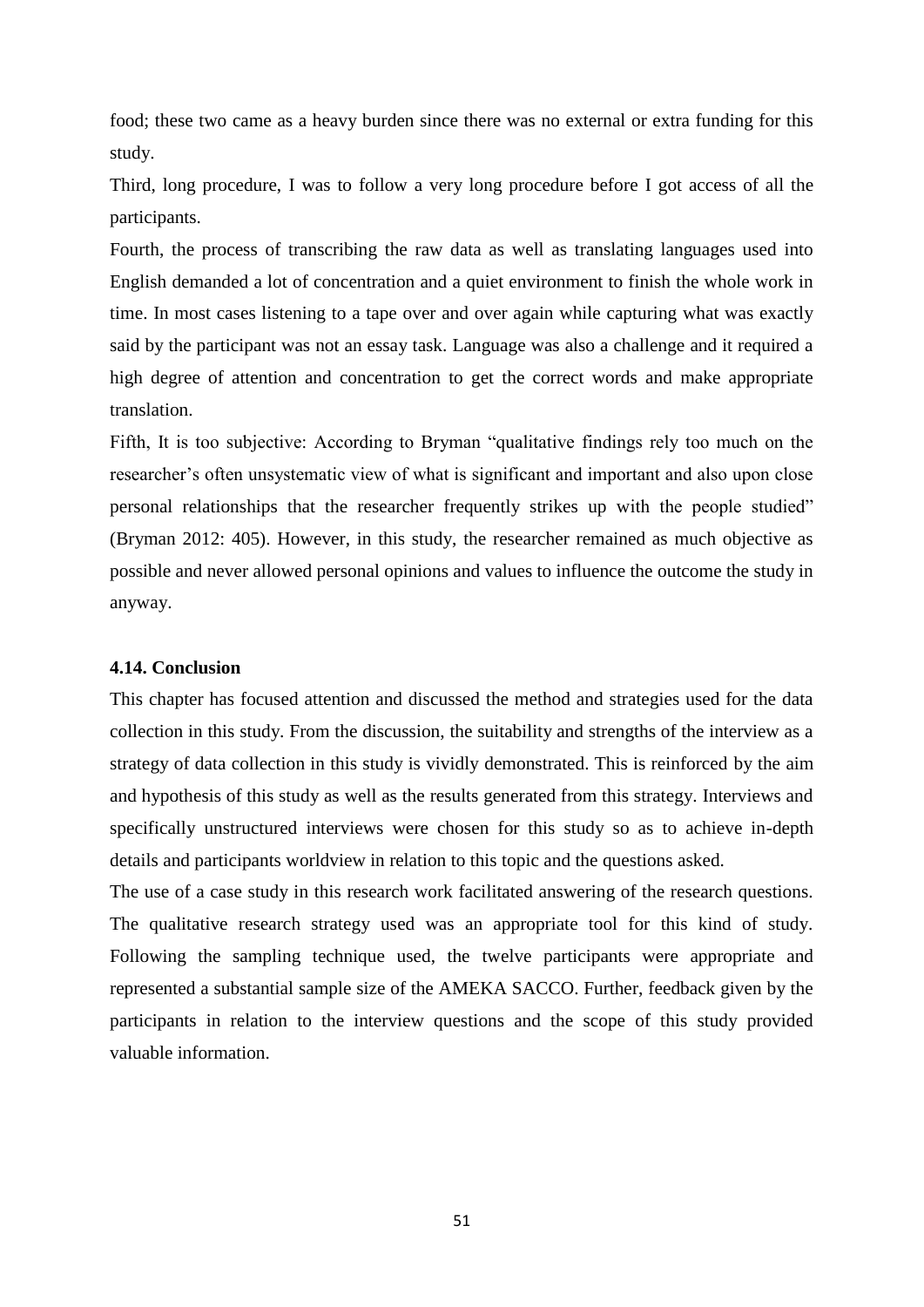food; these two came as a heavy burden since there was no external or extra funding for this study.

Third, long procedure, I was to follow a very long procedure before I got access of all the participants.

Fourth, the process of transcribing the raw data as well as translating languages used into English demanded a lot of concentration and a quiet environment to finish the whole work in time. In most cases listening to a tape over and over again while capturing what was exactly said by the participant was not an essay task. Language was also a challenge and it required a high degree of attention and concentration to get the correct words and make appropriate translation.

Fifth, It is too subjective: According to Bryman "qualitative findings rely too much on the researcher's often unsystematic view of what is significant and important and also upon close personal relationships that the researcher frequently strikes up with the people studied" (Bryman 2012: 405). However, in this study, the researcher remained as much objective as possible and never allowed personal opinions and values to influence the outcome the study in anyway.

### 4.14. Conclusion

This chapter has focused attention and discussed the method and strategies used for the data collection in this study. From the discussion, the suitability and strengths of the interview as a strategy of data collection in this study is vividly demonstrated. This is reinforced by the aim and hypothesis of this study as well as the results generated from this strategy. Interviews and specifically unstructured interviews were chosen for this study so as to achieve in-depth details and participants worldview in relation to this topic and the questions asked.

The use of a case study in this research work facilitated answering of the research questions. The qualitative research strategy used was an appropriate tool for this kind of study. Following the sampling technique used, the twelve participants were appropriate and represented a substantial sample size of the AMEKA SACCO. Further, feedback given by the participants in relation to the interview questions and the scope of this study provided valuable information.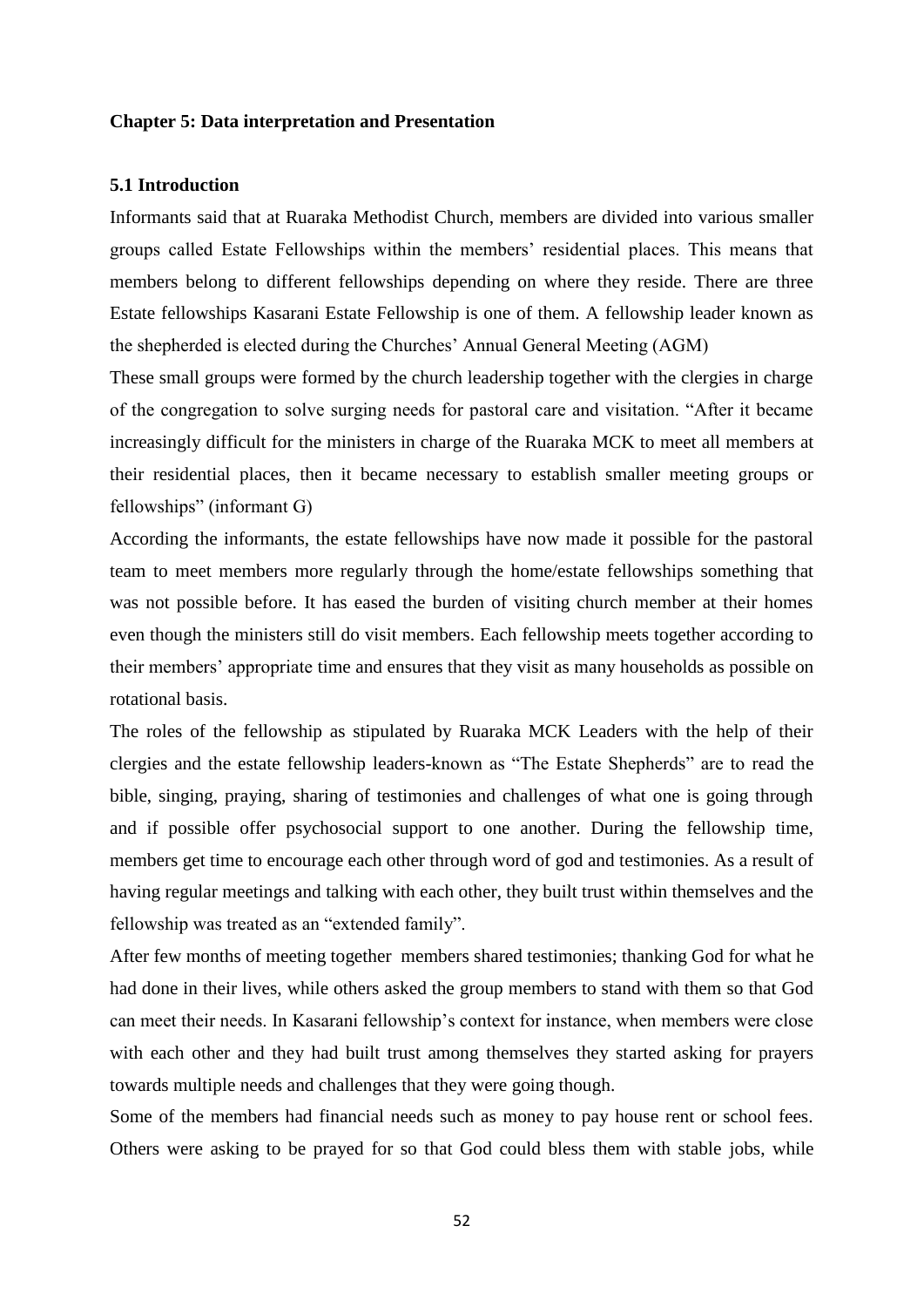**Chapter 5: Data interpretation and Presentation**

**5.1 Introduction**

Informants said that at Ruaraka Methodist Church, members are divided into various smaller groups called Estate Fellowships within the members' residential places. This means that members belong to different fellowships depending on where they reside. There are three Estate fellowships Kasarani Estate Fellowship is one of them. A fellowship leader known as the shepherded is elected during the Churches' Annual General Meeting (AGM)

These small groups were formed by the church leadership together with the clergies in charge of the congregation to solve surging needs for pastoral care and visitation. "After it became increasingly difficult for the ministers in charge of the Ruaraka MCK to meet all members at their residential places, then it became necessary to establish smaller meeting groups or fellowships" (informant G)

According the informants, the estate fellowships have now made it possible for the pastoral team to meet members more regularly through the home/estate fellowships something that was not possible before. It has eased the burden of visiting church member at their homes even though the ministers still do visit members. Each fellowship meets together according to their members' appropriate time and ensures that they visit as many households as possible on rotational basis.

The roles of the fellowship as stipulated by Ruaraka MCK Leaders with the help of their clergies and the estate fellowship leaders-known as "The Estate Shepherds" are to read the bible, singing, praying, sharing of testimonies and challenges of what one is going through and if possible offer psychosocial support to one another. During the fellowship time, members get time to encourage each other through word of god and testimonies. As a result of having regular meetings and talking with each other, they built trust within themselves and the fellowship was treated as an "extended family".

After few months of meeting together members shared testimonies; thanking God for what he had done in their lives, while others asked the group members to stand with them so that God can meet their needs. In Kasarani fellowship's context for instance, when members were close with each other and they had built trust among themselves they started asking for prayers towards multiple needs and challenges that they were going though.

Some of the members had financial needs such as money to pay house rent or school fees. Others were asking to be prayed for so that God could bless them with stable jobs, while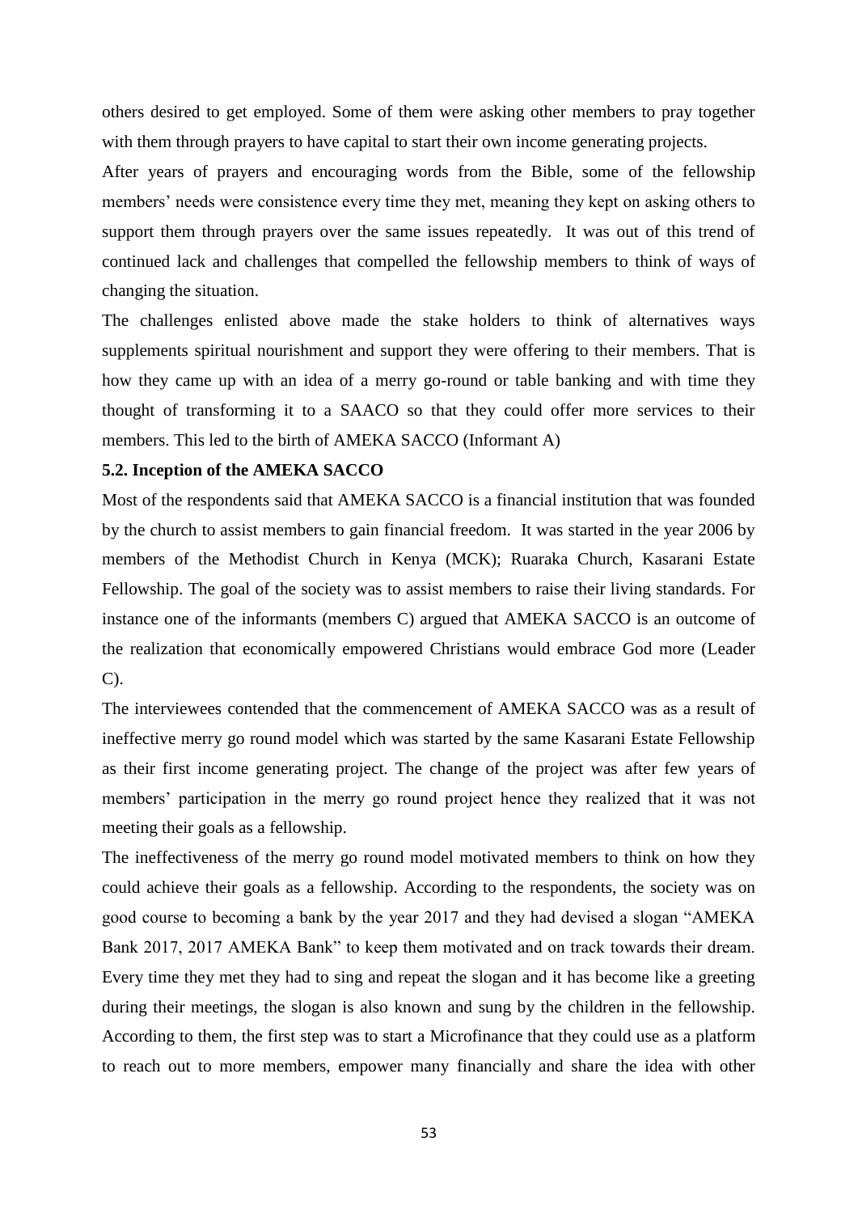others desired to get employed. Some of them were asking other members to pray together with them through prayers to have capital to start their own income generating projects.

After years of prayers and encouraging words from the Bible, some of the fellowship members' needs were consistence every time they met, meaning they kept on asking others to support them through prayers over the same issues repeatedly. It was out of this trend of continued lack and challenges that compelled the fellowship members to think of ways of changing the situation.

The challenges enlisted above made the stake holders to think of alternatives ways supplements spiritual nourishment and support they were offering to their members. That is how they came up with an idea of a merry go-round or table banking and with time they thought of transforming it to a SAACO so that they could offer more services to their members. This led to the birth of AMEKA SACCO (Informant A)

### 5.2. Inception of the AMEKA SACCO

Most of the respondents said that AMEKA SACCO is a financial institution that was founded by the church to assist members to gain financial freedom. It was started in the year 2006 by members of the Methodist Church in Kenya (MCK); Ruaraka Church, Kasarani Estate Fellowship. The goal of the society was to assist members to raise their living standards. For instance one of the informants (members C) argued that AMEKA SACCO is an outcome of the realization that economically empowered Christians would embrace God more (Leader C).

The interviewees contended that the commencement of AMEKA SACCO was as a result of ineffective merry go round model which was started by the same Kasarani Estate Fellowship as their first income generating project. The change of the project was after few years of members' participation in the merry go round project hence they realized that it was not meeting their goals as a fellowship.

The ineffectiveness of the merry go round model motivated members to think on how they could achieve their goals as a fellowship. According to the respondents, the society was on good course to becoming a bank by the year 2017 and they had devised a slogan "AMEKA Bank 2017, 2017 AMEKA Bank" to keep them motivated and on track towards their dream. Every time they met they had to sing and repeat the slogan and it has become like a greeting during their meetings, the slogan is also known and sung by the children in the fellowship. According to them, the first step was to start a Microfinance that they could use as a platform to reach out to more members, empower many financially and share the idea with other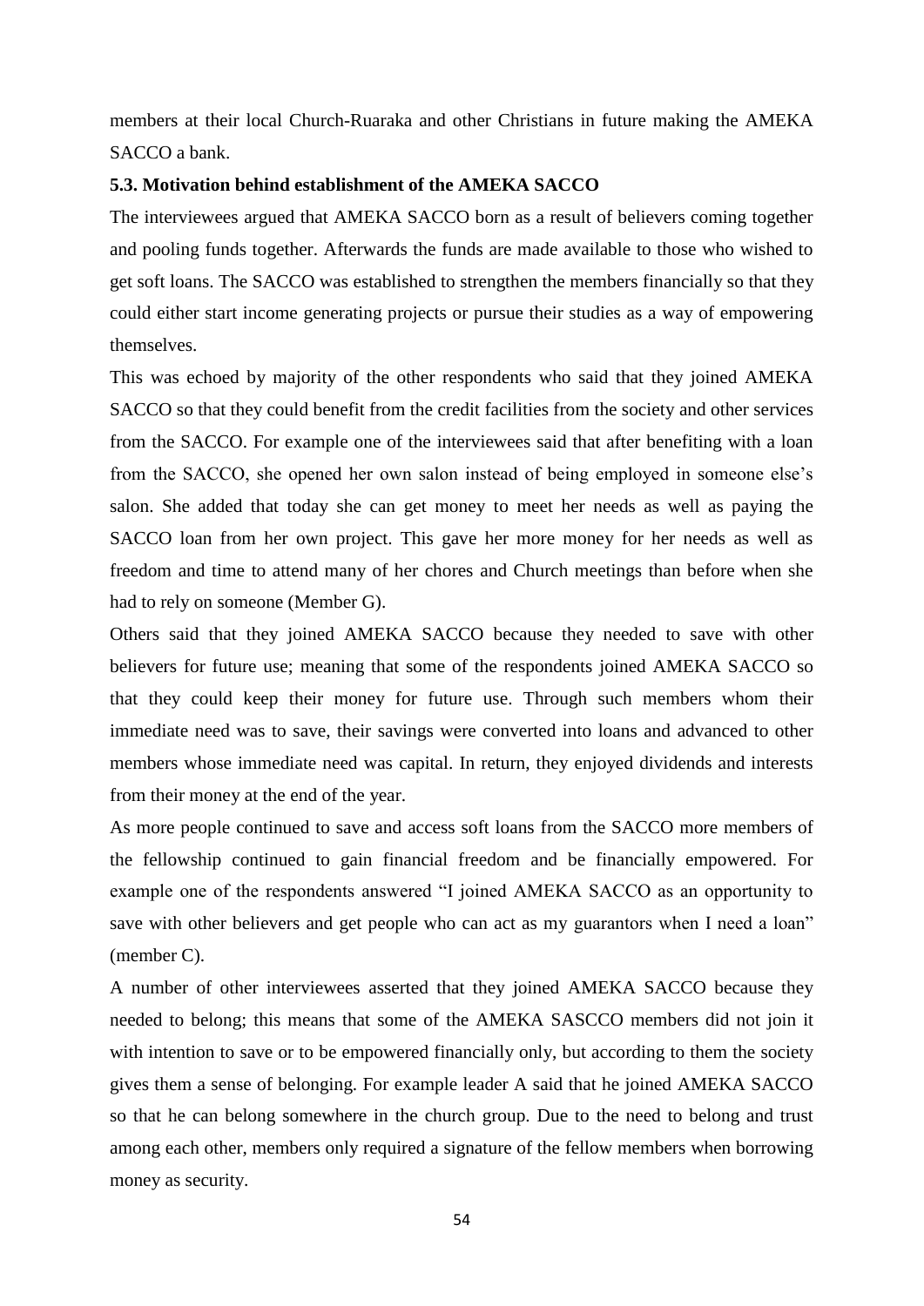members at their local Church-Ruaraka and other Christians in future making the AMEKA SACCO a bank.

**5.3. Motivation behind establishment of the AMEKA SACCO**

The interviewees argued that AMEKA SACCO born as a result of believers coming together and pooling funds together. Afterwards the funds are made available to those who wished to get soft loans. The SACCO was established to strengthen the members financially so that they could either start income generating projects or pursue their studies as a way of empowering themselves.

This was echoed by majority of the other respondents who said that they joined AMEKA SACCO so that they could benefit from the credit facilities from the society and other services from the SACCO. For example one of the interviewees said that after benefiting with a loan from the SACCO, she opened her own salon instead of being employed in someone else's salon. She added that today she can get money to meet her needs as well as paying the SACCO loan from her own project. This gave her more money for her needs as well as freedom and time to attend many of her chores and Church meetings than before when she had to rely on someone (Member G).

Others said that they joined AMEKA SACCO because they needed to save with other believers for future use; meaning that some of the respondents joined AMEKA SACCO so that they could keep their money for future use. Through such members whom their immediate need was to save, their savings were converted into loans and advanced to other members whose immediate need was capital. In return, they enjoyed dividends and interests from their money at the end of the year.

As more people continued to save and access soft loans from the SACCO more members of the fellowship continued to gain financial freedom and be financially empowered. For example one of the respondents answered "I joined AMEKA SACCO as an opportunity to save with other believers and get people who can act as my guarantors when I need a loan" (member C).

A number of other interviewees asserted that they joined AMEKA SACCO because they needed to belong; this means that some of the AMEKA SASCCO members did not join it with intention to save or to be empowered financially only, but according to them the society gives them a sense of belonging. For example leader A said that he joined AMEKA SACCO so that he can belong somewhere in the church group. Due to the need to belong and trust among each other, members only required a signature of the fellow members when borrowing money as security.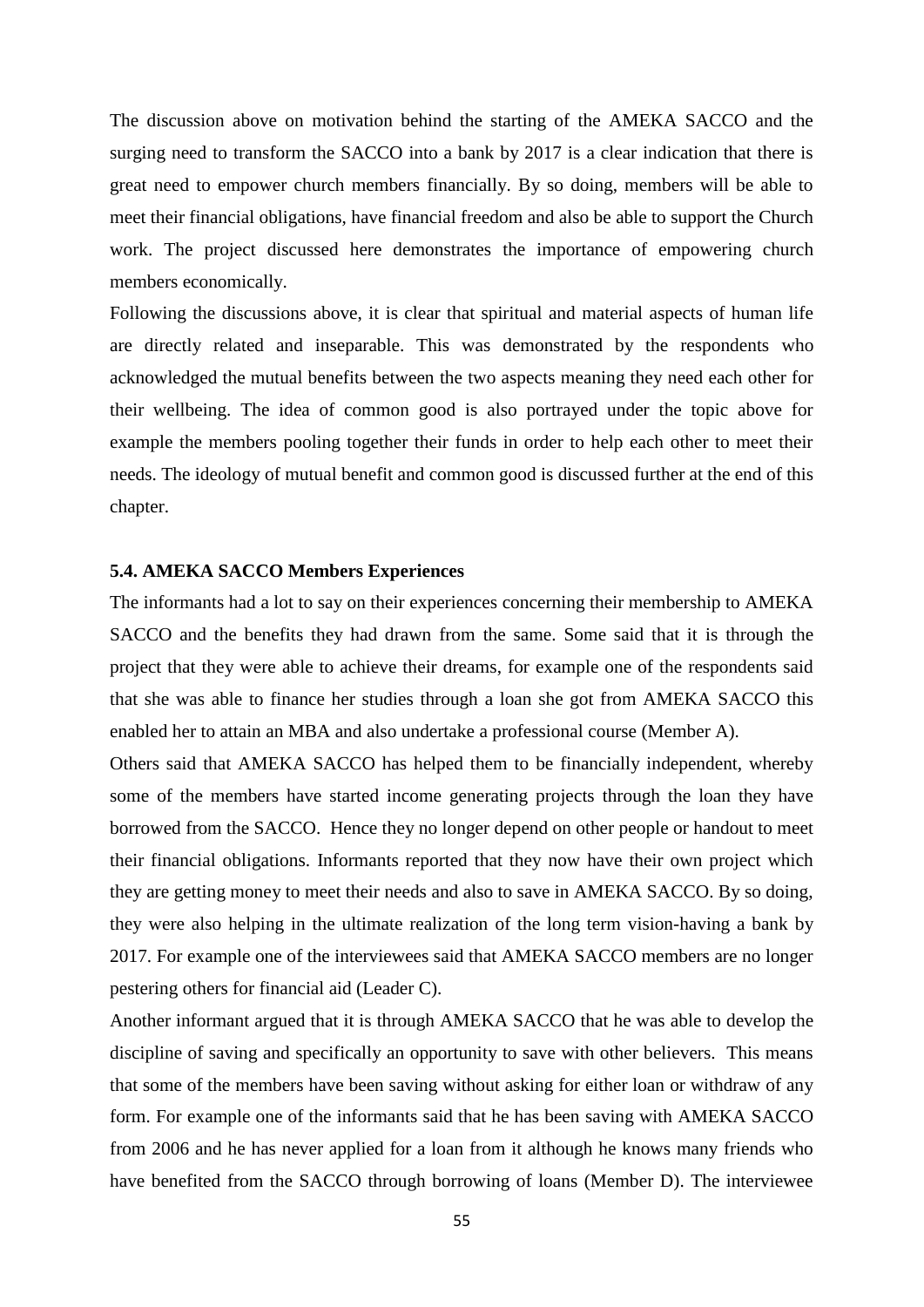The discussion above on motivation behind the starting of the AMEKA SACCO and the surging need to transform the SACCO into a bank by 2017 is a clear indication that there is great need to empower church members financially. By so doing, members will be able to meet their financial obligations, have financial freedom and also be able to support the Church work. The project discussed here demonstrates the importance of empowering church members economically.

Following the discussions above, it is clear that spiritual and material aspects of human life are directly related and inseparable. This was demonstrated by the respondents who acknowledged the mutual benefits between the two aspects meaning they need each other for their wellbeing. The idea of common good is also portrayed under the topic above for example the members pooling together their funds in order to help each other to meet their needs. The ideology of mutual benefit and common good is discussed further at the end of this chapter.

### 5.4. AMEKA SACCO Members Experiences

The informants had a lot to say on their experiences concerning their membership to AMEKA SACCO and the benefits they had drawn from the same. Some said that it is through the project that they were able to achieve their dreams, for example one of the respondents said that she was able to finance her studies through a loan she got from AMEKA SACCO this enabled her to attain an MBA and also undertake a professional course (Member A).

Others said that AMEKA SACCO has helped them to be financially independent, whereby some of the members have started income generating projects through the loan they have borrowed from the SACCO. Hence they no longer depend on other people or handout to meet their financial obligations. Informants reported that they now have their own project which they are getting money to meet their needs and also to save in AMEKA SACCO. By so doing, they were also helping in the ultimate realization of the long term vision-having a bank by 2017. For example one of the interviewees said that AMEKA SACCO members are no longer pestering others for financial aid (Leader C).

Another informant argued that it is through AMEKA SACCO that he was able to develop the discipline of saving and specifically an opportunity to save with other believers. This means that some of the members have been saving without asking for either loan or withdraw of any form. For example one of the informants said that he has been saving with AMEKA SACCO from 2006 and he has never applied for a loan from it although he knows many friends who have benefited from the SACCO through borrowing of loans (Member D). The interviewee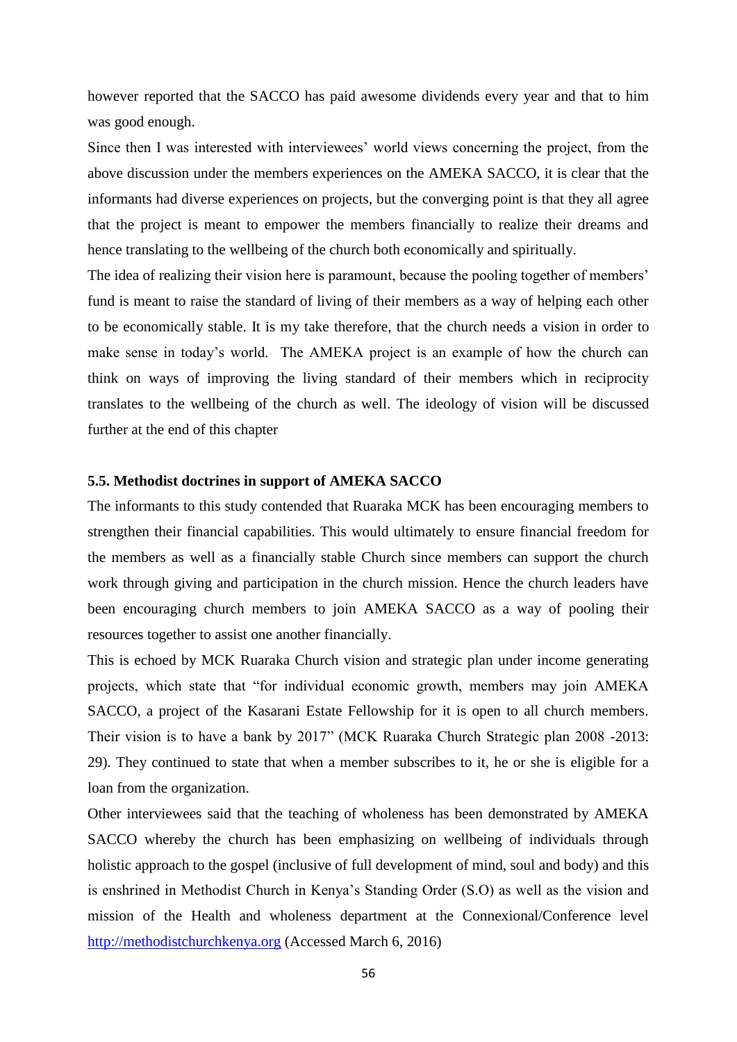however reported that the SACCO has paid awesome dividends every year and that to him was good enough.

Since then I was interested with interviewees' world views concerning the project, from the above discussion under the members experiences on the AMEKA SACCO, it is clear that the informants had diverse experiences on projects, but the converging point is that they all agree that the project is meant to empower the members financially to realize their dreams and hence translating to the wellbeing of the church both economically and spiritually.

The idea of realizing their vision here is paramount, because the pooling together of members' fund is meant to raise the standard of living of their members as a way of helping each other to be economically stable. It is my take therefore, that the church needs a vision in order to make sense in today's world. The AMEKA project is an example of how the church can think on ways of improving the living standard of their members which in reciprocity translates to the wellbeing of the church as well. The ideology of vision will be discussed further at the end of this chapter

### 5.5. Methodist doctrines in support of AMEKA SACCO

The informants to this study contended that Ruaraka MCK has been encouraging members to strengthen their financial capabilities. This would ultimately to ensure financial freedom for the members as well as a financially stable Church since members can support the church work through giving and participation in the church mission. Hence the church leaders have been encouraging church members to join AMEKA SACCO as a way of pooling their resources together to assist one another financially.

This is echoed by MCK Ruaraka Church vision and strategic plan under income generating projects, which state that "for individual economic growth, members may join AMEKA SACCO, a project of the Kasarani Estate Fellowship for it is open to all church members. Their vision is to have a bank by 2017" (MCK Ruaraka Church Strategic plan 2008 -2013: 29). They continued to state that when a member subscribes to it, he or she is eligible for a loan from the organization.

Other interviewees said that the teaching of wholeness has been demonstrated by AMEKA SACCO whereby the church has been emphasizing on wellbeing of individuals through holistic approach to the gospel (inclusive of full development of mind, soul and body) and this is enshrined in Methodist Church in Kenya's Standing Order (S.O) as well as the vision and mission of the Health and wholeness department at the Connexional/Conference level http://methodistchurchkenya.org (Accessed March 6, 2016)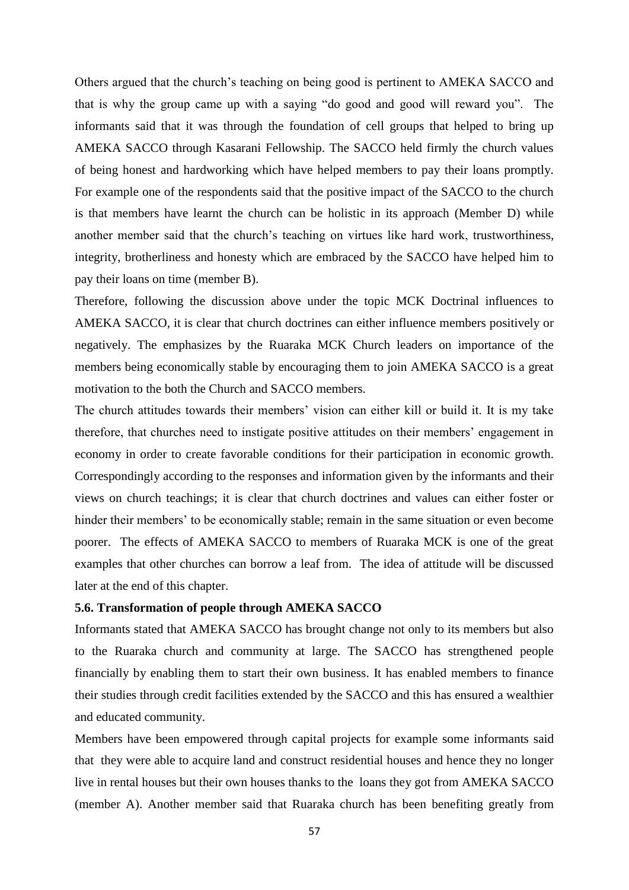Others argued that the church's teaching on being good is pertinent to AMEKA SACCO and that is why the group came up with a saying "do good and good will reward you". The informants said that it was through the foundation of cell groups that helped to bring up AMEKA SACCO through Kasarani Fellowship. The SACCO held firmly the church values of being honest and hardworking which have helped members to pay their loans promptly. For example one of the respondents said that the positive impact of the SACCO to the church is that members have learnt the church can be holistic in its approach (Member D) while another member said that the church's teaching on virtues like hard work, trustworthiness, integrity, brotherliness and honesty which are embraced by the SACCO have helped him to pay their loans on time (member B).

Therefore, following the discussion above under the topic MCK Doctrinal influences to AMEKA SACCO, it is clear that church doctrines can either influence members positively or negatively. The emphasizes by the Ruaraka MCK Church leaders on importance of the members being economically stable by encouraging them to join AMEKA SACCO is a great motivation to the both the Church and SACCO members.

The church attitudes towards their members' vision can either kill or build it. It is my take therefore, that churches need to instigate positive attitudes on their members' engagement in economy in order to create favorable conditions for their participation in economic growth. Correspondingly according to the responses and information given by the informants and their views on church teachings; it is clear that church doctrines and values can either foster or hinder their members' to be economically stable; remain in the same situation or even become poorer. The effects of AMEKA SACCO to members of Ruaraka MCK is one of the great examples that other churches can borrow a leaf from. The idea of attitude will be discussed later at the end of this chapter.

### 5.6. Transformation of people through AMEKA SACCO

Informants stated that AMEKA SACCO has brought change not only to its members but also to the Ruaraka church and community at large. The SACCO has strengthened people financially by enabling them to start their own business. It has enabled members to finance their studies through credit facilities extended by the SACCO and this has ensured a wealthier and educated community.

Members have been empowered through capital projects for example some informants said that they were able to acquire land and construct residential houses and hence they no longer live in rental houses but their own houses thanks to the loans they got from AMEKA SACCO (member A). Another member said that Ruaraka church has been benefiting greatly from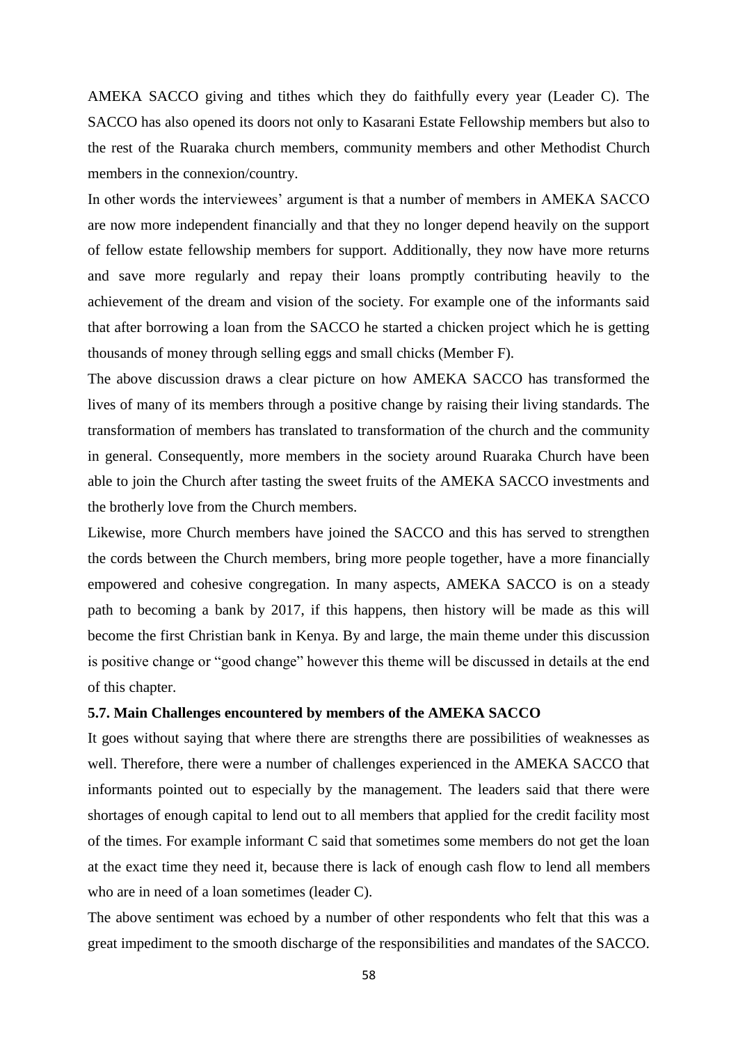AMEKA SACCO giving and tithes which they do faithfully every year (Leader C). The SACCO has also opened its doors not only to Kasarani Estate Fellowship members but also to the rest of the Ruaraka church members, community members and other Methodist Church members in the connexion/country.

In other words the interviewees' argument is that a number of members in AMEKA SACCO are now more independent financially and that they no longer depend heavily on the support of fellow estate fellowship members for support. Additionally, they now have more returns and save more regularly and repay their loans promptly contributing heavily to the achievement of the dream and vision of the society. For example one of the informants said that after borrowing a loan from the SACCO he started a chicken project which he is getting thousands of money through selling eggs and small chicks (Member F).

The above discussion draws a clear picture on how AMEKA SACCO has transformed the lives of many of its members through a positive change by raising their living standards. The transformation of members has translated to transformation of the church and the community in general. Consequently, more members in the society around Ruaraka Church have been able to join the Church after tasting the sweet fruits of the AMEKA SACCO investments and the brotherly love from the Church members.

Likewise, more Church members have joined the SACCO and this has served to strengthen the cords between the Church members, bring more people together, have a more financially empowered and cohesive congregation. In many aspects, AMEKA SACCO is on a steady path to becoming a bank by 2017, if this happens, then history will be made as this will become the first Christian bank in Kenya. By and large, the main theme under this discussion is positive change or "good change" however this theme will be discussed in details at the end of this chapter.

### 5.7. Main Challenges encountered by members of the AMEKA SACCO

It goes without saying that where there are strengths there are possibilities of weaknesses as well. Therefore, there were a number of challenges experienced in the AMEKA SACCO that informants pointed out to especially by the management. The leaders said that there were shortages of enough capital to lend out to all members that applied for the credit facility most of the times. For example informant C said that sometimes some members do not get the loan at the exact time they need it, because there is lack of enough cash flow to lend all members who are in need of a loan sometimes (leader C).

The above sentiment was echoed by a number of other respondents who felt that this was a great impediment to the smooth discharge of the responsibilities and mandates of the SACCO.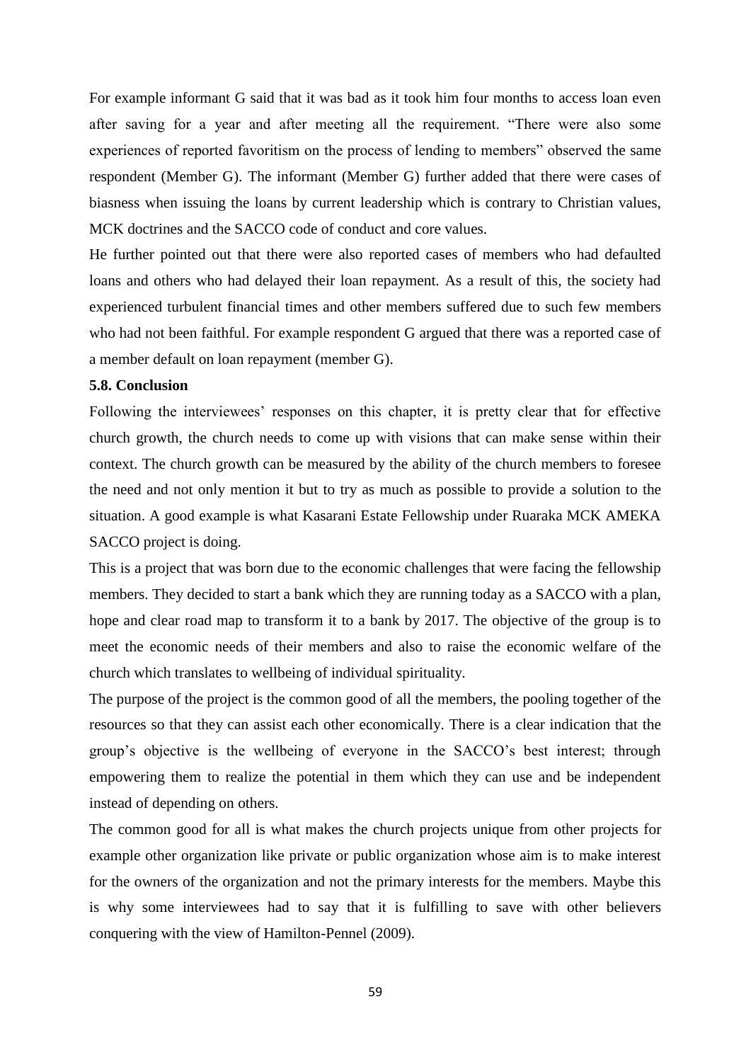For example informant G said that it was bad as it took him four months to access loan even after saving for a year and after meeting all the requirement. “There were also some experiences of reported favoritism on the process of lending to members” observed the same respondent (Member G). The informant (Member G) further added that there were cases of biasness when issuing the loans by current leadership which is contrary to Christian values, MCK doctrines and the SACCO code of conduct and core values.

He further pointed out that there were also reported cases of members who had defaulted loans and others who had delayed their loan repayment. As a result of this, the society had experienced turbulent financial times and other members suffered due to such few members who had not been faithful. For example respondent G argued that there was a reported case of a member default on loan repayment (member G).

**5.8. Conclusion**

Following the interviewees’ responses on this chapter, it is pretty clear that for effective church growth, the church needs to come up with visions that can make sense within their context. The church growth can be measured by the ability of the church members to foresee the need and not only mention it but to try as much as possible to provide a solution to the situation. A good example is what Kasarani Estate Fellowship under Ruaraka MCK AMEKA SACCO project is doing.

This is a project that was born due to the economic challenges that were facing the fellowship members. They decided to start a bank which they are running today as a SACCO with a plan, hope and clear road map to transform it to a bank by 2017. The objective of the group is to meet the economic needs of their members and also to raise the economic welfare of the church which translates to wellbeing of individual spirituality.

The purpose of the project is the common good of all the members, the pooling together of the resources so that they can assist each other economically. There is a clear indication that the group’s objective is the wellbeing of everyone in the SACCO’s best interest; through empowering them to realize the potential in them which they can use and be independent instead of depending on others.

The common good for all is what makes the church projects unique from other projects for example other organization like private or public organization whose aim is to make interest for the owners of the organization and not the primary interests for the members. Maybe this is why some interviewees had to say that it is fulfilling to save with other believers conquering with the view of Hamilton-Pennel (2009).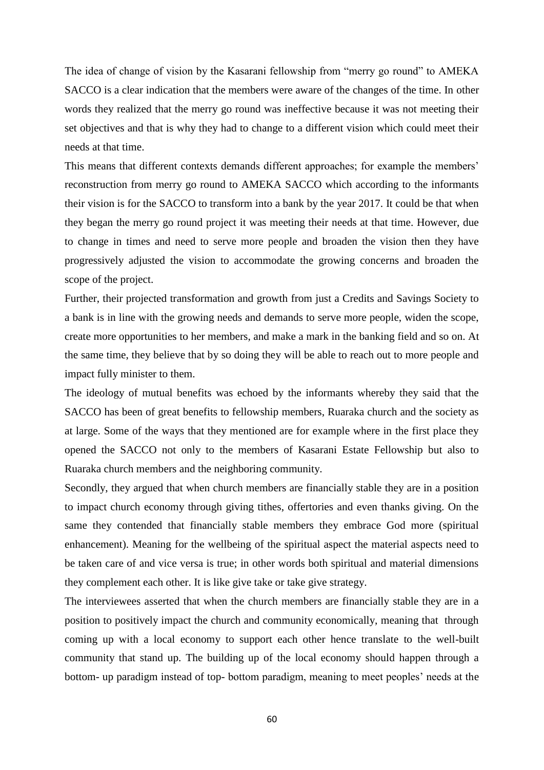The idea of change of vision by the Kasarani fellowship from “merry go round” to AMEKA SACCO is a clear indication that the members were aware of the changes of the time. In other words they realized that the merry go round was ineffective because it was not meeting their set objectives and that is why they had to change to a different vision which could meet their needs at that time.

This means that different contexts demands different approaches; for example the members' reconstruction from merry go round to AMEKA SACCO which according to the informants their vision is for the SACCO to transform into a bank by the year 2017. It could be that when they began the merry go round project it was meeting their needs at that time. However, due to change in times and need to serve more people and broaden the vision then they have progressively adjusted the vision to accommodate the growing concerns and broaden the scope of the project.

Further, their projected transformation and growth from just a Credits and Savings Society to a bank is in line with the growing needs and demands to serve more people, widen the scope, create more opportunities to her members, and make a mark in the banking field and so on. At the same time, they believe that by so doing they will be able to reach out to more people and impact fully minister to them.

The ideology of mutual benefits was echoed by the informants whereby they said that the SACCO has been of great benefits to fellowship members, Ruaraka church and the society as at large. Some of the ways that they mentioned are for example where in the first place they opened the SACCO not only to the members of Kasarani Estate Fellowship but also to Ruaraka church members and the neighboring community.

Secondly, they argued that when church members are financially stable they are in a position to impact church economy through giving tithes, offertories and even thanks giving. On the same they contended that financially stable members they embrace God more (spiritual enhancement). Meaning for the wellbeing of the spiritual aspect the material aspects need to be taken care of and vice versa is true; in other words both spiritual and material dimensions they complement each other. It is like give take or take give strategy.

The interviewees asserted that when the church members are financially stable they are in a position to positively impact the church and community economically, meaning that through coming up with a local economy to support each other hence translate to the well-built community that stand up. The building up of the local economy should happen through a bottom- up paradigm instead of top- bottom paradigm, meaning to meet peoples' needs at the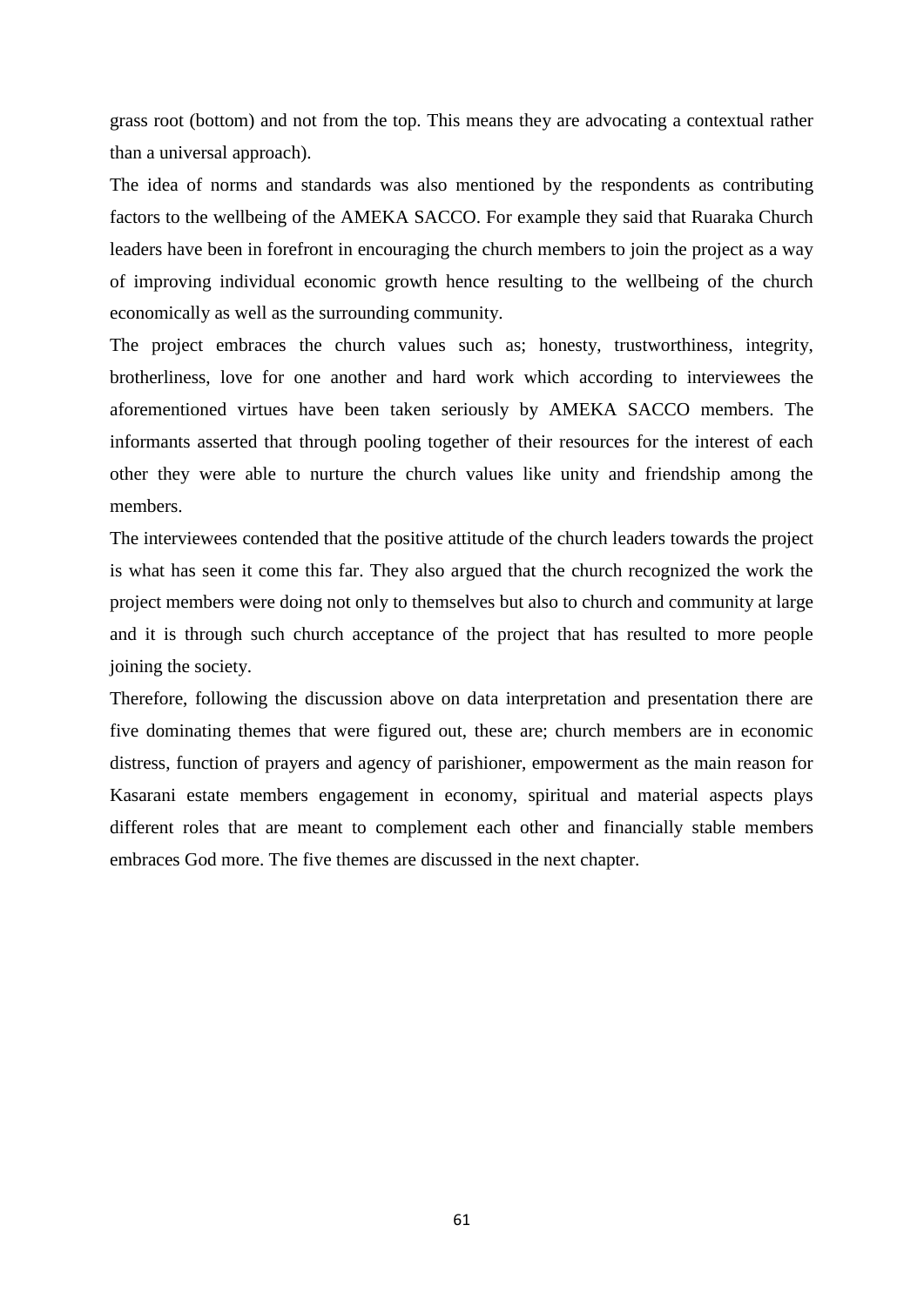grass root (bottom) and not from the top. This means they are advocating a contextual rather than a universal approach).

The idea of norms and standards was also mentioned by the respondents as contributing factors to the wellbeing of the AMEKA SACCO. For example they said that Ruaraka Church leaders have been in forefront in encouraging the church members to join the project as a way of improving individual economic growth hence resulting to the wellbeing of the church economically as well as the surrounding community.

The project embraces the church values such as; honesty, trustworthiness, integrity, brotherliness, love for one another and hard work which according to interviewees the aforementioned virtues have been taken seriously by AMEKA SACCO members. The informants asserted that through pooling together of their resources for the interest of each other they were able to nurture the church values like unity and friendship among the members.

The interviewees contended that the positive attitude of the church leaders towards the project is what has seen it come this far. They also argued that the church recognized the work the project members were doing not only to themselves but also to church and community at large and it is through such church acceptance of the project that has resulted to more people joining the society.

Therefore, following the discussion above on data interpretation and presentation there are five dominating themes that were figured out, these are; church members are in economic distress, function of prayers and agency of parishioner, empowerment as the main reason for Kasarani estate members engagement in economy, spiritual and material aspects plays different roles that are meant to complement each other and financially stable members embraces God more. The five themes are discussed in the next chapter.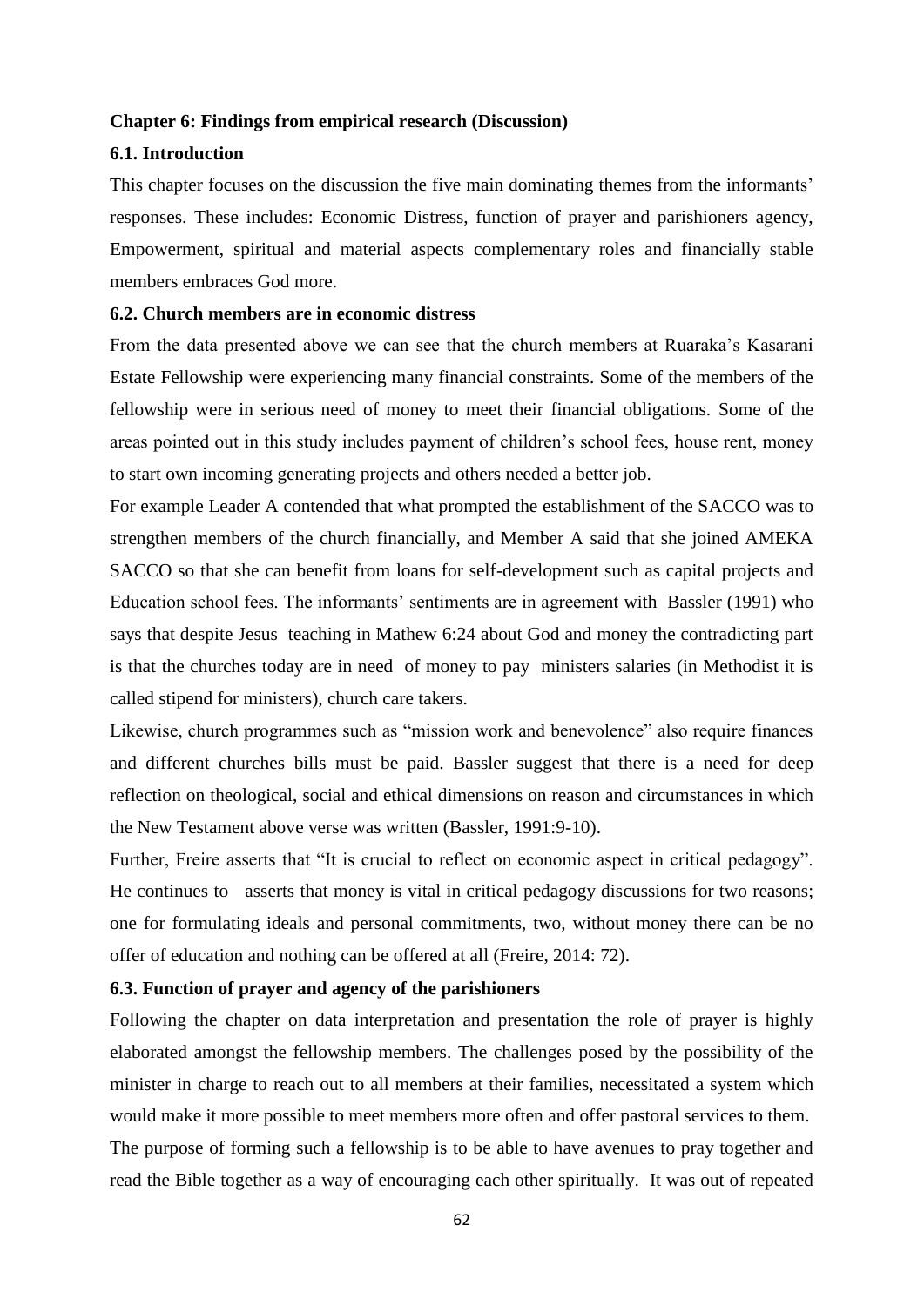## Chapter 6: Findings from empirical research (Discussion)

### 6.1. Introduction

This chapter focuses on the discussion the five main dominating themes from the informants' responses. These includes: Economic Distress, function of prayer and parishioners agency, Empowerment, spiritual and material aspects complementary roles and financially stable members embraces God more.

### 6.2. Church members are in economic distress

From the data presented above we can see that the church members at Ruaraka's Kasarani Estate Fellowship were experiencing many financial constraints. Some of the members of the fellowship were in serious need of money to meet their financial obligations. Some of the areas pointed out in this study includes payment of children's school fees, house rent, money to start own incoming generating projects and others needed a better job.

For example Leader A contended that what prompted the establishment of the SACCO was to strengthen members of the church financially, and Member A said that she joined AMEKA SACCO so that she can benefit from loans for self-development such as capital projects and Education school fees. The informants' sentiments are in agreement with Bassler (1991) who says that despite Jesus teaching in Mathew 6:24 about God and money the contradicting part is that the churches today are in need of money to pay ministers salaries (in Methodist it is called stipend for ministers), church care takers.

Likewise, church programmes such as "mission work and benevolence" also require finances and different churches bills must be paid. Bassler suggest that there is a need for deep reflection on theological, social and ethical dimensions on reason and circumstances in which the New Testament above verse was written (Bassler, 1991:9-10).

Further, Freire asserts that "It is crucial to reflect on economic aspect in critical pedagogy". He continues to asserts that money is vital in critical pedagogy discussions for two reasons; one for formulating ideals and personal commitments, two, without money there can be no offer of education and nothing can be offered at all (Freire, 2014: 72).

### 6.3. Function of prayer and agency of the parishioners

Following the chapter on data interpretation and presentation the role of prayer is highly elaborated amongst the fellowship members. The challenges posed by the possibility of the minister in charge to reach out to all members at their families, necessitated a system which would make it more possible to meet members more often and offer pastoral services to them. The purpose of forming such a fellowship is to be able to have avenues to pray together and read the Bible together as a way of encouraging each other spiritually. It was out of repeated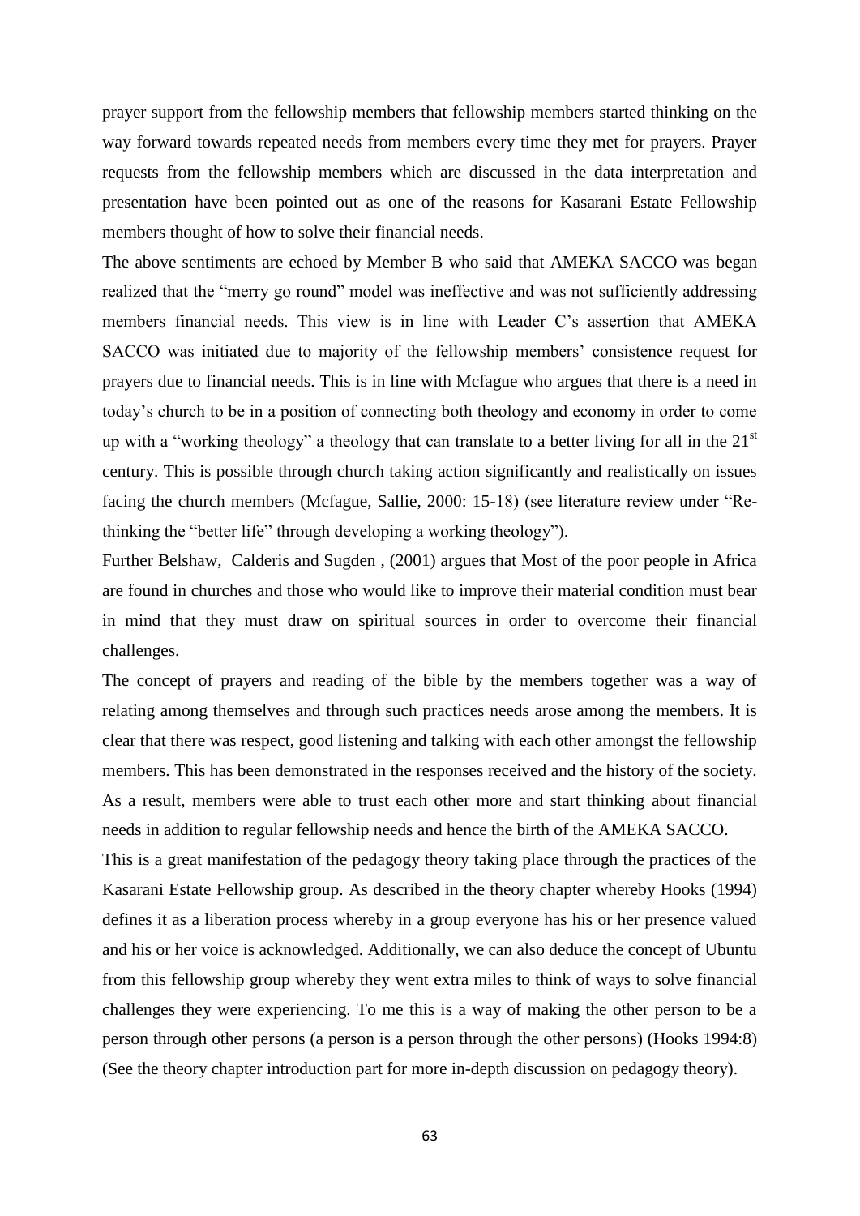prayer support from the fellowship members that fellowship members started thinking on the way forward towards repeated needs from members every time they met for prayers. Prayer requests from the fellowship members which are discussed in the data interpretation and presentation have been pointed out as one of the reasons for Kasarani Estate Fellowship members thought of how to solve their financial needs.

The above sentiments are echoed by Member B who said that AMEKA SACCO was began realized that the "merry go round" model was ineffective and was not sufficiently addressing members financial needs. This view is in line with Leader C's assertion that AMEKA SACCO was initiated due to majority of the fellowship members' consistence request for prayers due to financial needs. This is in line with Mcfague who argues that there is a need in today's church to be in a position of connecting both theology and economy in order to come up with a "working theology" a theology that can translate to a better living for all in the 21st century. This is possible through church taking action significantly and realistically on issues facing the church members (Mcfague, Sallie, 2000: 15-18) (see literature review under "Re-thinking the "better life" through developing a working theology").

Further Belshaw, Calderis and Sugden , (2001) argues that Most of the poor people in Africa are found in churches and those who would like to improve their material condition must bear in mind that they must draw on spiritual sources in order to overcome their financial challenges.

The concept of prayers and reading of the bible by the members together was a way of relating among themselves and through such practices needs arose among the members. It is clear that there was respect, good listening and talking with each other amongst the fellowship members. This has been demonstrated in the responses received and the history of the society. As a result, members were able to trust each other more and start thinking about financial needs in addition to regular fellowship needs and hence the birth of the AMEKA SACCO.

This is a great manifestation of the pedagogy theory taking place through the practices of the Kasarani Estate Fellowship group. As described in the theory chapter whereby Hooks (1994) defines it as a liberation process whereby in a group everyone has his or her presence valued and his or her voice is acknowledged. Additionally, we can also deduce the concept of Ubuntu from this fellowship group whereby they went extra miles to think of ways to solve financial challenges they were experiencing. To me this is a way of making the other person to be a person through other persons (a person is a person through the other persons) (Hooks 1994:8) (See the theory chapter introduction part for more in-depth discussion on pedagogy theory).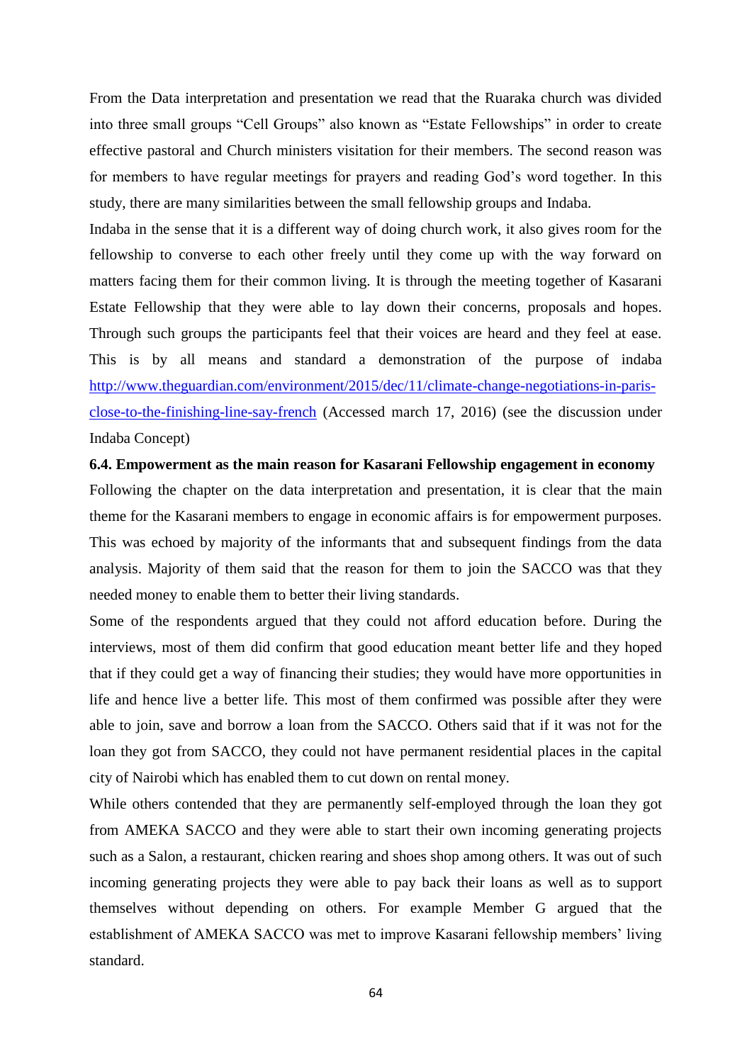From the Data interpretation and presentation we read that the Ruaraka church was divided into three small groups "Cell Groups" also known as "Estate Fellowships" in order to create effective pastoral and Church ministers visitation for their members. The second reason was for members to have regular meetings for prayers and reading God's word together. In this study, there are many similarities between the small fellowship groups and Indaba.

Indaba in the sense that it is a different way of doing church work, it also gives room for the fellowship to converse to each other freely until they come up with the way forward on matters facing them for their common living. It is through the meeting together of Kasarani Estate Fellowship that they were able to lay down their concerns, proposals and hopes. Through such groups the participants feel that their voices are heard and they feel at ease. This is by all means and standard a demonstration of the purpose of indaba [http://www.theguardian.com/environment/2015/dec/11/climate-change-negotiations-in-paris-close-to-the-finishing-line-say-french](http://www.theguardian.com/environment/2015/dec/11/climate-change-negotiations-in-paris-close-to-the-finishing-line-say-french) (Accessed march 17, 2016) (see the discussion under Indaba Concept)

**6.4. Empowerment as the main reason for Kasarani Fellowship engagement in economy**

Following the chapter on the data interpretation and presentation, it is clear that the main theme for the Kasarani members to engage in economic affairs is for empowerment purposes. This was echoed by majority of the informants that and subsequent findings from the data analysis. Majority of them said that the reason for them to join the SACCO was that they needed money to enable them to better their living standards.

Some of the respondents argued that they could not afford education before. During the interviews, most of them did confirm that good education meant better life and they hoped that if they could get a way of financing their studies; they would have more opportunities in life and hence live a better life. This most of them confirmed was possible after they were able to join, save and borrow a loan from the SACCO. Others said that if it was not for the loan they got from SACCO, they could not have permanent residential places in the capital city of Nairobi which has enabled them to cut down on rental money.

While others contended that they are permanently self-employed through the loan they got from AMEKA SACCO and they were able to start their own incoming generating projects such as a Salon, a restaurant, chicken rearing and shoes shop among others. It was out of such incoming generating projects they were able to pay back their loans as well as to support themselves without depending on others. For example Member G argued that the establishment of AMEKA SACCO was met to improve Kasarani fellowship members' living standard.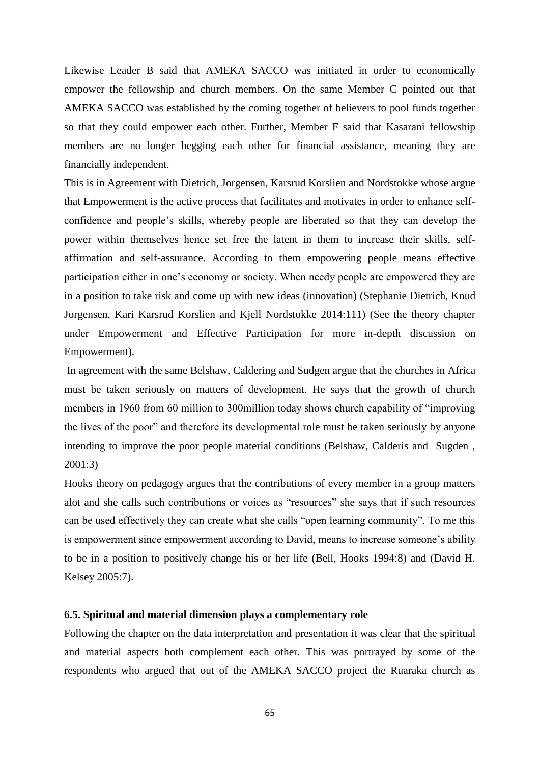Likewise Leader B said that AMEKA SACCO was initiated in order to economically empower the fellowship and church members. On the same Member C pointed out that AMEKA SACCO was established by the coming together of believers to pool funds together so that they could empower each other. Further, Member F said that Kasarani fellowship members are no longer begging each other for financial assistance, meaning they are financially independent.

This is in Agreement with Dietrich, Jorgensen, Karsrud Korslien and Nordstokke whose argue that Empowerment is the active process that facilitates and motivates in order to enhance self-confidence and people's skills, whereby people are liberated so that they can develop the power within themselves hence set free the latent in them to increase their skills, self-affirmation and self-assurance. According to them empowering people means effective participation either in one's economy or society. When needy people are empowered they are in a position to take risk and come up with new ideas (innovation) (Stephanie Dietrich, Knud Jorgensen, Kari Karsrud Korslien and Kjell Nordstokke 2014:111) (See the theory chapter under Empowerment and Effective Participation for more in-depth discussion on Empowerment).

In agreement with the same Belshaw, Caldering and Sudgen argue that the churches in Africa must be taken seriously on matters of development. He says that the growth of church members in 1960 from 60 million to 300million today shows church capability of "improving the lives of the poor" and therefore its developmental role must be taken seriously by anyone intending to improve the poor people material conditions (Belshaw, Calderis and Sugden , 2001:3)

Hooks theory on pedagogy argues that the contributions of every member in a group matters alot and she calls such contributions or voices as "resources" she says that if such resources can be used effectively they can create what she calls "open learning community". To me this is empowerment since empowerment according to David, means to increase someone's ability to be in a position to positively change his or her life (Bell, Hooks 1994:8) and (David H. Kelsey 2005:7).

### 6.5. Spiritual and material dimension plays a complementary role

Following the chapter on the data interpretation and presentation it was clear that the spiritual and material aspects both complement each other. This was portrayed by some of the respondents who argued that out of the AMEKA SACCO project the Ruaraka church as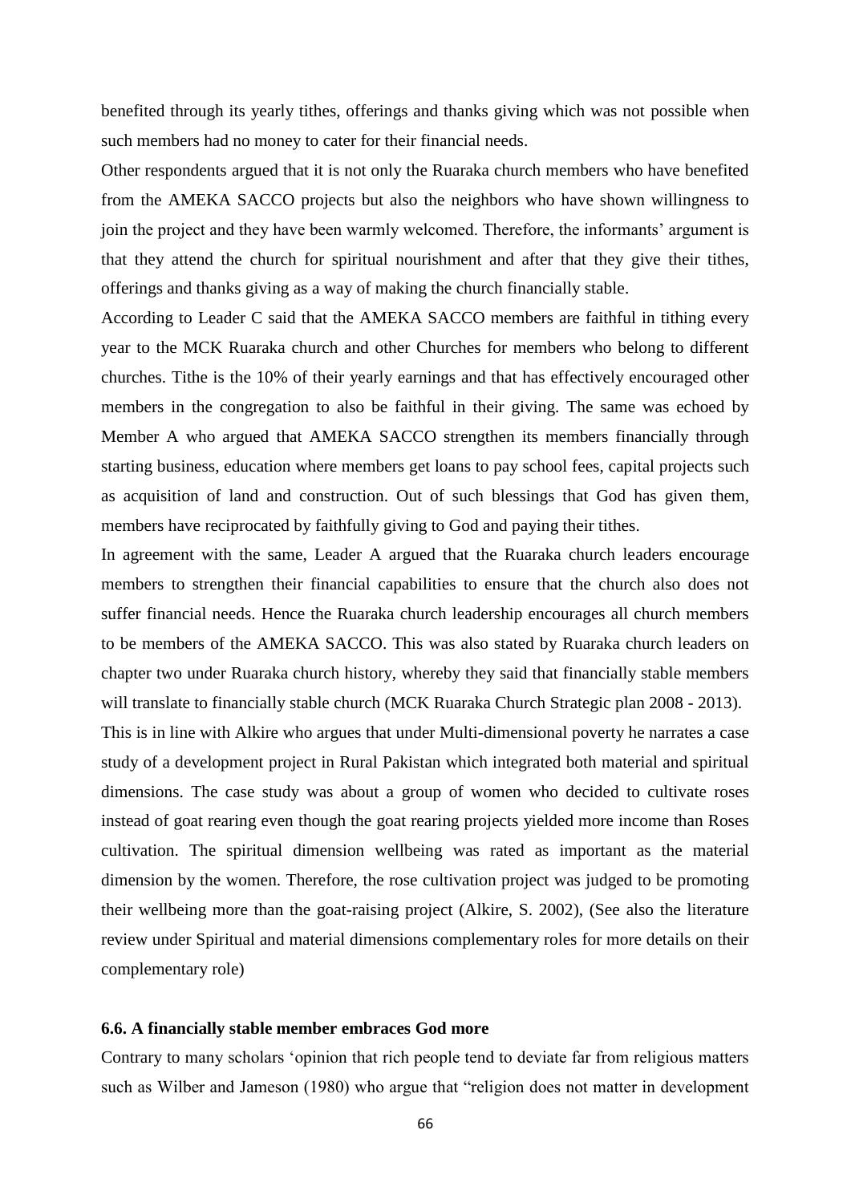benefited through its yearly tithes, offerings and thanks giving which was not possible when such members had no money to cater for their financial needs.

Other respondents argued that it is not only the Ruaraka church members who have benefited from the AMEKA SACCO projects but also the neighbors who have shown willingness to join the project and they have been warmly welcomed. Therefore, the informants' argument is that they attend the church for spiritual nourishment and after that they give their tithes, offerings and thanks giving as a way of making the church financially stable.

According to Leader C said that the AMEKA SACCO members are faithful in tithing every year to the MCK Ruaraka church and other Churches for members who belong to different churches. Tithe is the 10% of their yearly earnings and that has effectively encouraged other members in the congregation to also be faithful in their giving. The same was echoed by Member A who argued that AMEKA SACCO strengthen its members financially through starting business, education where members get loans to pay school fees, capital projects such as acquisition of land and construction. Out of such blessings that God has given them, members have reciprocated by faithfully giving to God and paying their tithes.

In agreement with the same, Leader A argued that the Ruaraka church leaders encourage members to strengthen their financial capabilities to ensure that the church also does not suffer financial needs. Hence the Ruaraka church leadership encourages all church members to be members of the AMEKA SACCO. This was also stated by Ruaraka church leaders on chapter two under Ruaraka church history, whereby they said that financially stable members will translate to financially stable church (MCK Ruaraka Church Strategic plan 2008 - 2013).

This is in line with Alkire who argues that under Multi-dimensional poverty he narrates a case study of a development project in Rural Pakistan which integrated both material and spiritual dimensions. The case study was about a group of women who decided to cultivate roses instead of goat rearing even though the goat rearing projects yielded more income than Roses cultivation. The spiritual dimension wellbeing was rated as important as the material dimension by the women. Therefore, the rose cultivation project was judged to be promoting their wellbeing more than the goat-raising project (Alkire, S. 2002), (See also the literature review under Spiritual and material dimensions complementary roles for more details on their complementary role)

### 6.6. A financially stable member embraces God more

Contrary to many scholars 'opinion that rich people tend to deviate far from religious matters such as Wilber and Jameson (1980) who argue that "religion does not matter in development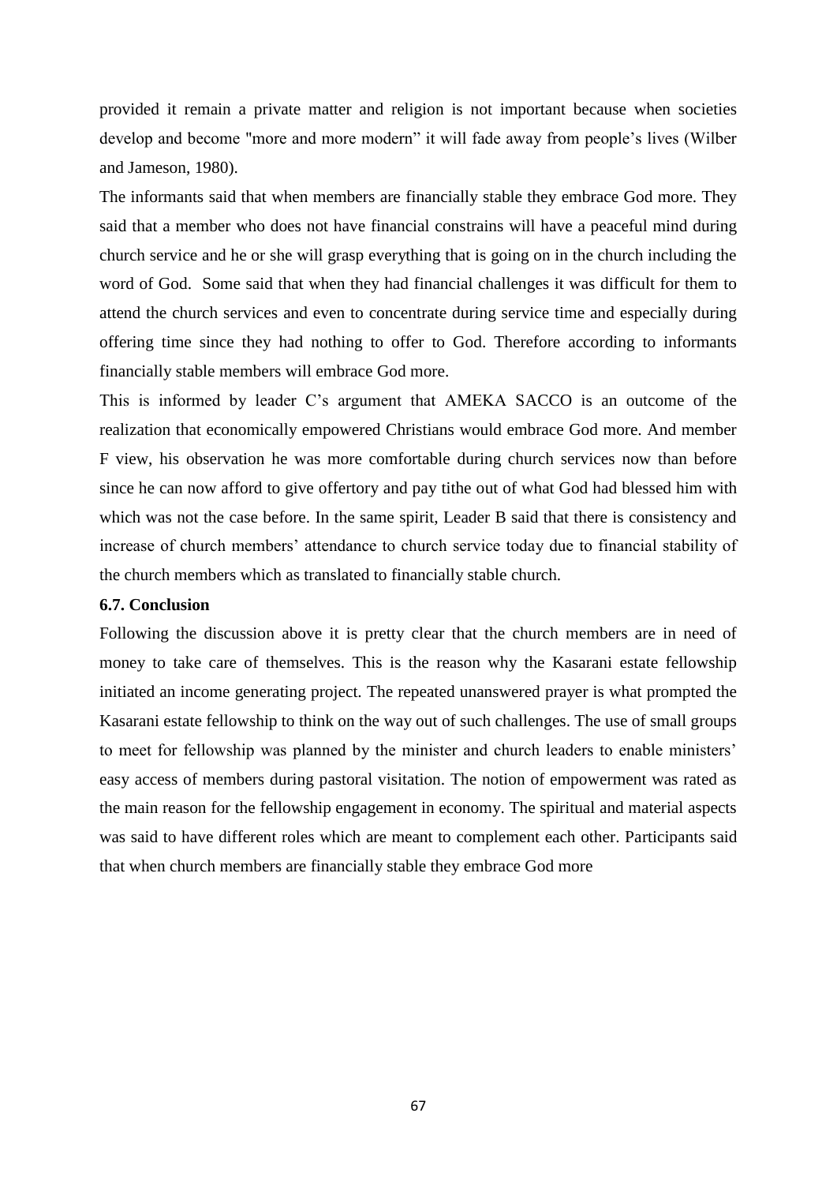provided it remain a private matter and religion is not important because when societies develop and become "more and more modern" it will fade away from people's lives (Wilber and Jameson, 1980).

The informants said that when members are financially stable they embrace God more. They said that a member who does not have financial constrains will have a peaceful mind during church service and he or she will grasp everything that is going on in the church including the word of God. Some said that when they had financial challenges it was difficult for them to attend the church services and even to concentrate during service time and especially during offering time since they had nothing to offer to God. Therefore according to informants financially stable members will embrace God more.

This is informed by leader C's argument that AMEKA SACCO is an outcome of the realization that economically empowered Christians would embrace God more. And member F view, his observation he was more comfortable during church services now than before since he can now afford to give offertory and pay tithe out of what God had blessed him with which was not the case before. In the same spirit, Leader B said that there is consistency and increase of church members' attendance to church service today due to financial stability of the church members which as translated to financially stable church.

### 6.7. Conclusion

Following the discussion above it is pretty clear that the church members are in need of money to take care of themselves. This is the reason why the Kasarani estate fellowship initiated an income generating project. The repeated unanswered prayer is what prompted the Kasarani estate fellowship to think on the way out of such challenges. The use of small groups to meet for fellowship was planned by the minister and church leaders to enable ministers' easy access of members during pastoral visitation. The notion of empowerment was rated as the main reason for the fellowship engagement in economy. The spiritual and material aspects was said to have different roles which are meant to complement each other. Participants said that when church members are financially stable they embrace God more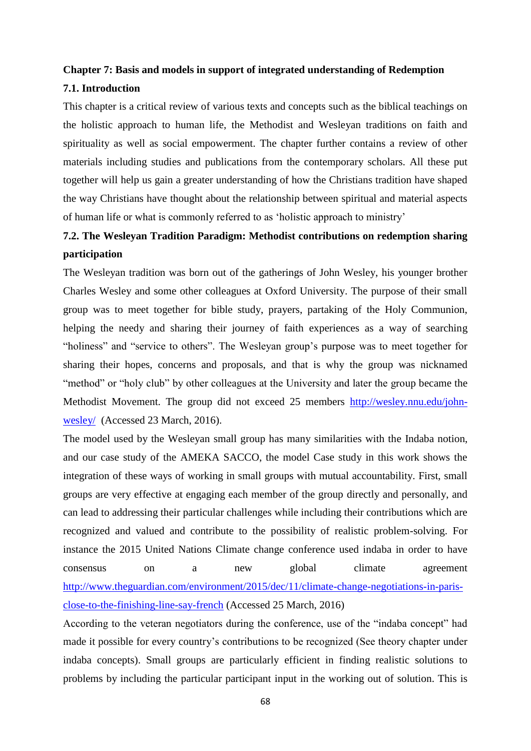## Chapter 7: Basis and models in support of integrated understanding of Redemption

### 7.1. Introduction

This chapter is a critical review of various texts and concepts such as the biblical teachings on the holistic approach to human life, the Methodist and Wesleyan traditions on faith and spirituality as well as social empowerment. The chapter further contains a review of other materials including studies and publications from the contemporary scholars. All these put together will help us gain a greater understanding of how the Christians tradition have shaped the way Christians have thought about the relationship between spiritual and material aspects of human life or what is commonly referred to as 'holistic approach to ministry'

### 7.2. The Wesleyan Tradition Paradigm: Methodist contributions on redemption sharing participation

The Wesleyan tradition was born out of the gatherings of John Wesley, his younger brother Charles Wesley and some other colleagues at Oxford University. The purpose of their small group was to meet together for bible study, prayers, partaking of the Holy Communion, helping the needy and sharing their journey of faith experiences as a way of searching "holiness" and "service to others". The Wesleyan group's purpose was to meet together for sharing their hopes, concerns and proposals, and that is why the group was nicknamed "method" or "holy club" by other colleagues at the University and later the group became the Methodist Movement. The group did not exceed 25 members http://wesley.nnu.edu/john-wesley/ (Accessed 23 March, 2016).

The model used by the Wesleyan small group has many similarities with the Indaba notion, and our case study of the AMEKA SACCO, the model Case study in this work shows the integration of these ways of working in small groups with mutual accountability. First, small groups are very effective at engaging each member of the group directly and personally, and can lead to addressing their particular challenges while including their contributions which are recognized and valued and contribute to the possibility of realistic problem-solving. For instance the 2015 United Nations Climate change conference used indaba in order to have consensus on a new global climate agreement http://www.theguardian.com/environment/2015/dec/11/climate-change-negotiations-in-paris-close-to-the-finishing-line-say-french (Accessed 25 March, 2016)

According to the veteran negotiators during the conference, use of the "indaba concept" had made it possible for every country's contributions to be recognized (See theory chapter under indaba concepts). Small groups are particularly efficient in finding realistic solutions to problems by including the particular participant input in the working out of solution. This is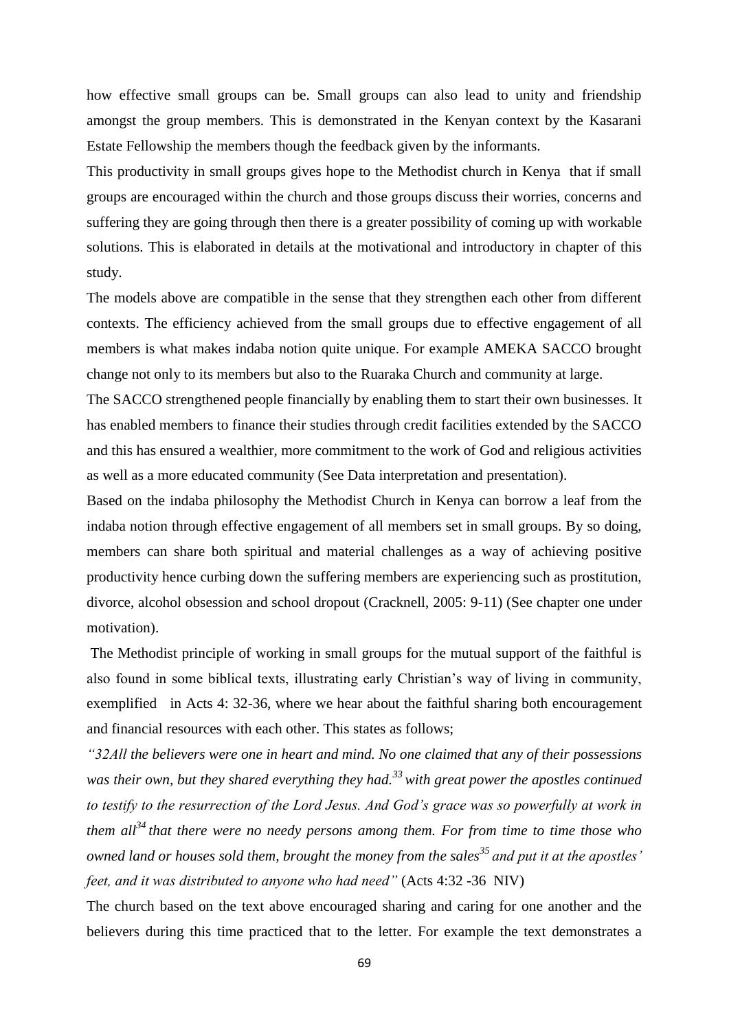how effective small groups can be. Small groups can also lead to unity and friendship amongst the group members. This is demonstrated in the Kenyan context by the Kasarani Estate Fellowship the members though the feedback given by the informants.

This productivity in small groups gives hope to the Methodist church in Kenya that if small groups are encouraged within the church and those groups discuss their worries, concerns and suffering they are going through then there is a greater possibility of coming up with workable solutions. This is elaborated in details at the motivational and introductory in chapter of this study.

The models above are compatible in the sense that they strengthen each other from different contexts. The efficiency achieved from the small groups due to effective engagement of all members is what makes indaba notion quite unique. For example AMEKA SACCO brought change not only to its members but also to the Ruaraka Church and community at large.

The SACCO strengthened people financially by enabling them to start their own businesses. It has enabled members to finance their studies through credit facilities extended by the SACCO and this has ensured a wealthier, more commitment to the work of God and religious activities as well as a more educated community (See Data interpretation and presentation).

Based on the indaba philosophy the Methodist Church in Kenya can borrow a leaf from the indaba notion through effective engagement of all members set in small groups. By so doing, members can share both spiritual and material challenges as a way of achieving positive productivity hence curbing down the suffering members are experiencing such as prostitution, divorce, alcohol obsession and school dropout (Cracknell, 2005: 9-11) (See chapter one under motivation).

The Methodist principle of working in small groups for the mutual support of the faithful is also found in some biblical texts, illustrating early Christian's way of living in community, exemplified in Acts 4: 32-36, where we hear about the faithful sharing both encouragement and financial resources with each other. This states as follows;

*"32All the believers were one in heart and mind. No one claimed that any of their possessions was their own, but they shared everything they had.[33] with great power the apostles continued to testify to the resurrection of the Lord Jesus. And God's grace was so powerfully at work in them all[34] that there were no needy persons among them. For from time to time those who owned land or houses sold them, brought the money from the sales[35] and put it at the apostles' feet, and it was distributed to anyone who had need"* (Acts 4:32 -36 NIV)

The church based on the text above encouraged sharing and caring for one another and the believers during this time practiced that to the letter. For example the text demonstrates a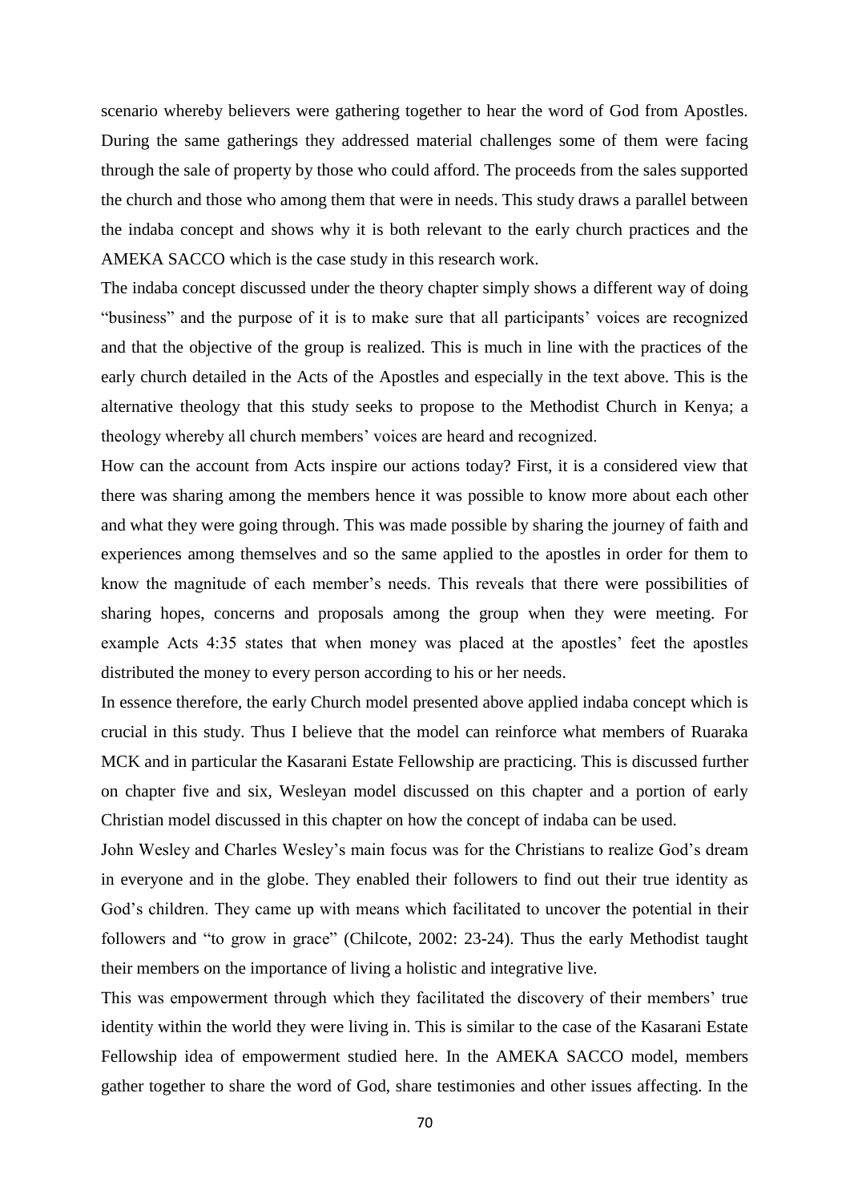scenario whereby believers were gathering together to hear the word of God from Apostles. During the same gatherings they addressed material challenges some of them were facing through the sale of property by those who could afford. The proceeds from the sales supported the church and those who among them that were in needs. This study draws a parallel between the indaba concept and shows why it is both relevant to the early church practices and the AMEKA SACCO which is the case study in this research work.

The indaba concept discussed under the theory chapter simply shows a different way of doing "business" and the purpose of it is to make sure that all participants' voices are recognized and that the objective of the group is realized. This is much in line with the practices of the early church detailed in the Acts of the Apostles and especially in the text above. This is the alternative theology that this study seeks to propose to the Methodist Church in Kenya; a theology whereby all church members' voices are heard and recognized.

How can the account from Acts inspire our actions today? First, it is a considered view that there was sharing among the members hence it was possible to know more about each other and what they were going through. This was made possible by sharing the journey of faith and experiences among themselves and so the same applied to the apostles in order for them to know the magnitude of each member's needs. This reveals that there were possibilities of sharing hopes, concerns and proposals among the group when they were meeting. For example Acts 4:35 states that when money was placed at the apostles' feet the apostles distributed the money to every person according to his or her needs.

In essence therefore, the early Church model presented above applied indaba concept which is crucial in this study. Thus I believe that the model can reinforce what members of Ruaraka MCK and in particular the Kasarani Estate Fellowship are practicing. This is discussed further on chapter five and six, Wesleyan model discussed on this chapter and a portion of early Christian model discussed in this chapter on how the concept of indaba can be used.

John Wesley and Charles Wesley's main focus was for the Christians to realize God's dream in everyone and in the globe. They enabled their followers to find out their true identity as God's children. They came up with means which facilitated to uncover the potential in their followers and "to grow in grace" (Chilcote, 2002: 23-24). Thus the early Methodist taught their members on the importance of living a holistic and integrative live.

This was empowerment through which they facilitated the discovery of their members' true identity within the world they were living in. This is similar to the case of the Kasarani Estate Fellowship idea of empowerment studied here. In the AMEKA SACCO model, members gather together to share the word of God, share testimonies and other issues affecting. In the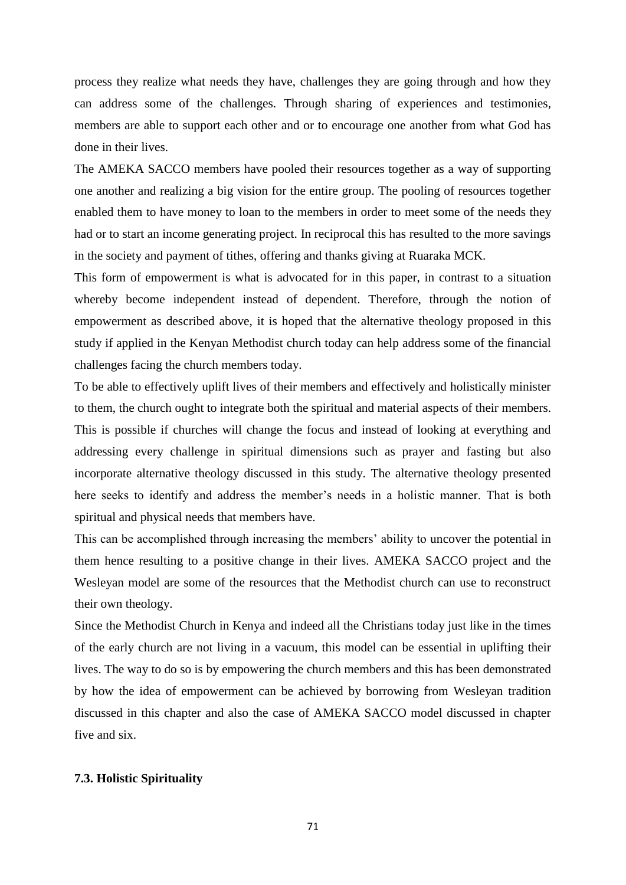process they realize what needs they have, challenges they are going through and how they can address some of the challenges. Through sharing of experiences and testimonies, members are able to support each other and or to encourage one another from what God has done in their lives.

The AMEKA SACCO members have pooled their resources together as a way of supporting one another and realizing a big vision for the entire group. The pooling of resources together enabled them to have money to loan to the members in order to meet some of the needs they had or to start an income generating project. In reciprocal this has resulted to the more savings in the society and payment of tithes, offering and thanks giving at Ruaraka MCK.

This form of empowerment is what is advocated for in this paper, in contrast to a situation whereby become independent instead of dependent. Therefore, through the notion of empowerment as described above, it is hoped that the alternative theology proposed in this study if applied in the Kenyan Methodist church today can help address some of the financial challenges facing the church members today.

To be able to effectively uplift lives of their members and effectively and holistically minister to them, the church ought to integrate both the spiritual and material aspects of their members. This is possible if churches will change the focus and instead of looking at everything and addressing every challenge in spiritual dimensions such as prayer and fasting but also incorporate alternative theology discussed in this study. The alternative theology presented here seeks to identify and address the member's needs in a holistic manner. That is both spiritual and physical needs that members have.

This can be accomplished through increasing the members' ability to uncover the potential in them hence resulting to a positive change in their lives. AMEKA SACCO project and the Wesleyan model are some of the resources that the Methodist church can use to reconstruct their own theology.

Since the Methodist Church in Kenya and indeed all the Christians today just like in the times of the early church are not living in a vacuum, this model can be essential in uplifting their lives. The way to do so is by empowering the church members and this has been demonstrated by how the idea of empowerment can be achieved by borrowing from Wesleyan tradition discussed in this chapter and also the case of AMEKA SACCO model discussed in chapter five and six.

### 7.3. Holistic Spirituality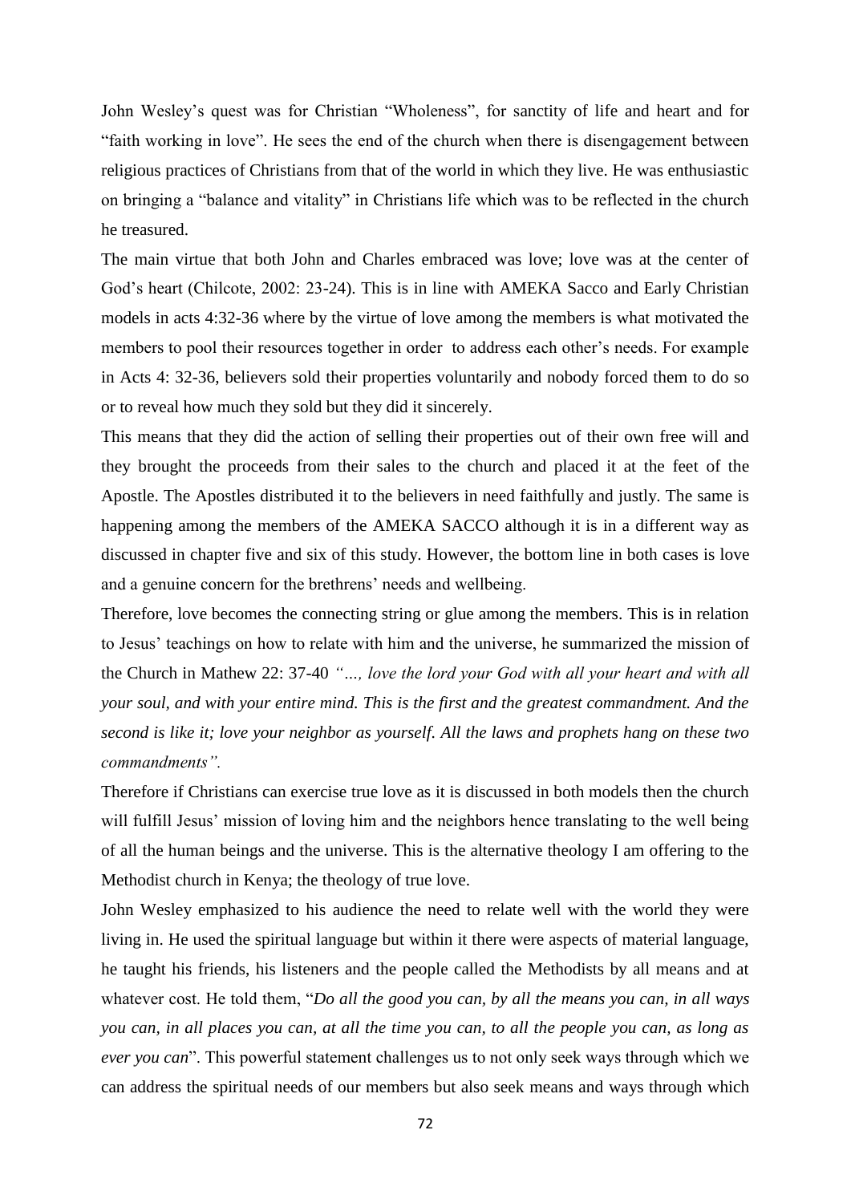John Wesley's quest was for Christian "Wholeness", for sanctity of life and heart and for "faith working in love". He sees the end of the church when there is disengagement between religious practices of Christians from that of the world in which they live. He was enthusiastic on bringing a "balance and vitality" in Christians life which was to be reflected in the church he treasured.

The main virtue that both John and Charles embraced was love; love was at the center of God's heart (Chilcote, 2002: 23-24). This is in line with AMEKA Sacco and Early Christian models in acts 4:32-36 where by the virtue of love among the members is what motivated the members to pool their resources together in order to address each other's needs. For example in Acts 4: 32-36, believers sold their properties voluntarily and nobody forced them to do so or to reveal how much they sold but they did it sincerely.

This means that they did the action of selling their properties out of their own free will and they brought the proceeds from their sales to the church and placed it at the feet of the Apostle. The Apostles distributed it to the believers in need faithfully and justly. The same is happening among the members of the AMEKA SACCO although it is in a different way as discussed in chapter five and six of this study. However, the bottom line in both cases is love and a genuine concern for the brethrens' needs and wellbeing.

Therefore, love becomes the connecting string or glue among the members. This is in relation to Jesus' teachings on how to relate with him and the universe, he summarized the mission of the Church in Mathew 22: 37-40 *"..., love the lord your God with all your heart and with all your soul, and with your entire mind. This is the first and the greatest commandment. And the second is like it; love your neighbor as yourself. All the laws and prophets hang on these two commandments".*

Therefore if Christians can exercise true love as it is discussed in both models then the church will fulfill Jesus' mission of loving him and the neighbors hence translating to the well being of all the human beings and the universe. This is the alternative theology I am offering to the Methodist church in Kenya; the theology of true love.

John Wesley emphasized to his audience the need to relate well with the world they were living in. He used the spiritual language but within it there were aspects of material language, he taught his friends, his listeners and the people called the Methodists by all means and at whatever cost. He told them, "*Do all the good you can, by all the means you can, in all ways you can, in all places you can, at all the time you can, to all the people you can, as long as ever you can*". This powerful statement challenges us to not only seek ways through which we can address the spiritual needs of our members but also seek means and ways through which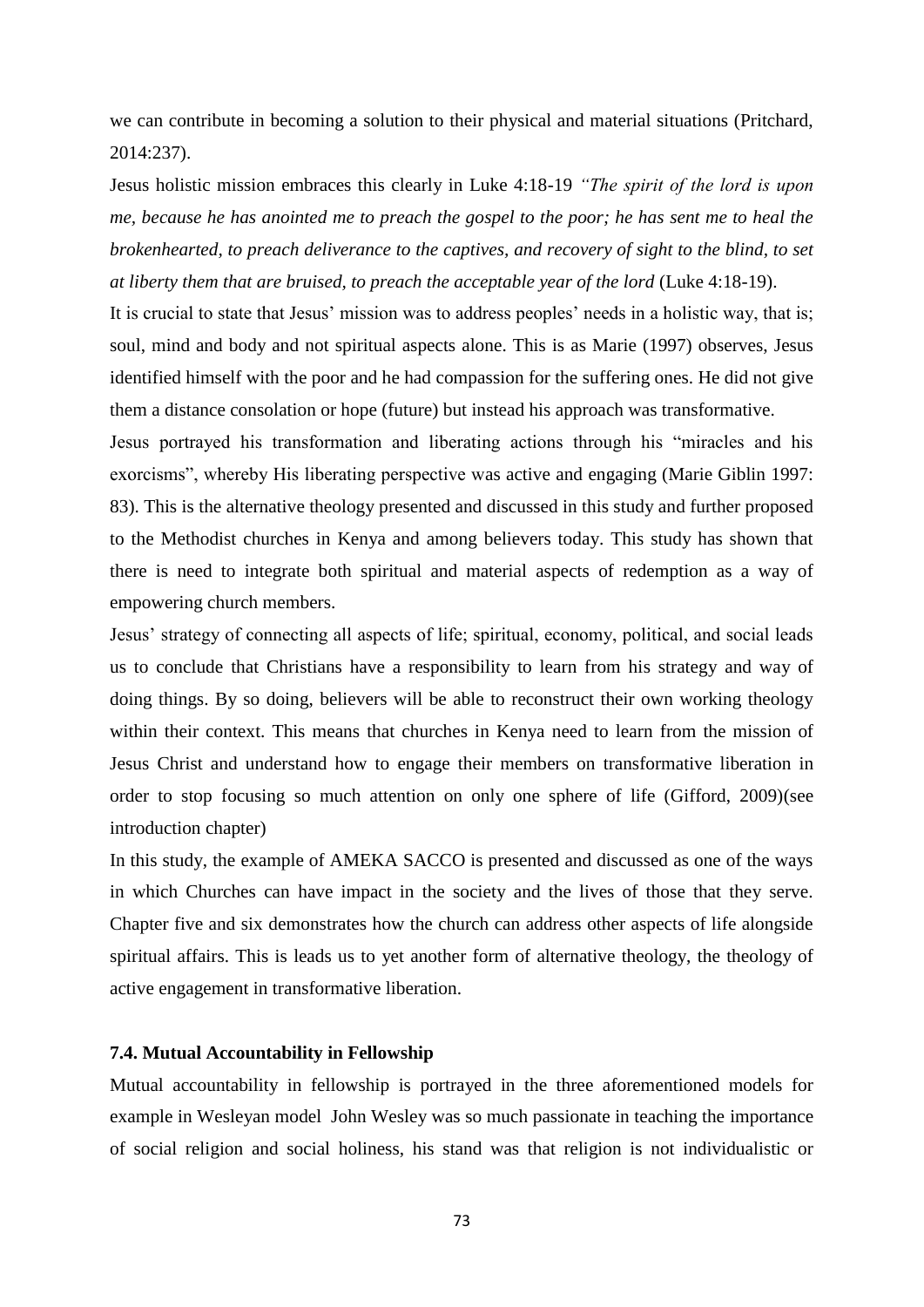we can contribute in becoming a solution to their physical and material situations (Pritchard, 2014:237).

Jesus holistic mission embraces this clearly in Luke 4:18-19 *"The spirit of the lord is upon me, because he has anointed me to preach the gospel to the poor; he has sent me to heal the brokenhearted, to preach deliverance to the captives, and recovery of sight to the blind, to set at liberty them that are bruised, to preach the acceptable year of the lord* (Luke 4:18-19).

It is crucial to state that Jesus' mission was to address peoples' needs in a holistic way, that is; soul, mind and body and not spiritual aspects alone. This is as Marie (1997) observes, Jesus identified himself with the poor and he had compassion for the suffering ones. He did not give them a distance consolation or hope (future) but instead his approach was transformative.

Jesus portrayed his transformation and liberating actions through his "miracles and his exorcisms", whereby His liberating perspective was active and engaging (Marie Giblin 1997: 83). This is the alternative theology presented and discussed in this study and further proposed to the Methodist churches in Kenya and among believers today. This study has shown that there is need to integrate both spiritual and material aspects of redemption as a way of empowering church members.

Jesus' strategy of connecting all aspects of life; spiritual, economy, political, and social leads us to conclude that Christians have a responsibility to learn from his strategy and way of doing things. By so doing, believers will be able to reconstruct their own working theology within their context. This means that churches in Kenya need to learn from the mission of Jesus Christ and understand how to engage their members on transformative liberation in order to stop focusing so much attention on only one sphere of life (Gifford, 2009)(see introduction chapter)

In this study, the example of AMEKA SACCO is presented and discussed as one of the ways in which Churches can have impact in the society and the lives of those that they serve. Chapter five and six demonstrates how the church can address other aspects of life alongside spiritual affairs. This is leads us to yet another form of alternative theology, the theology of active engagement in transformative liberation.

### 7.4. Mutual Accountability in Fellowship

Mutual accountability in fellowship is portrayed in the three aforementioned models for example in Wesleyan model John Wesley was so much passionate in teaching the importance of social religion and social holiness, his stand was that religion is not individualistic or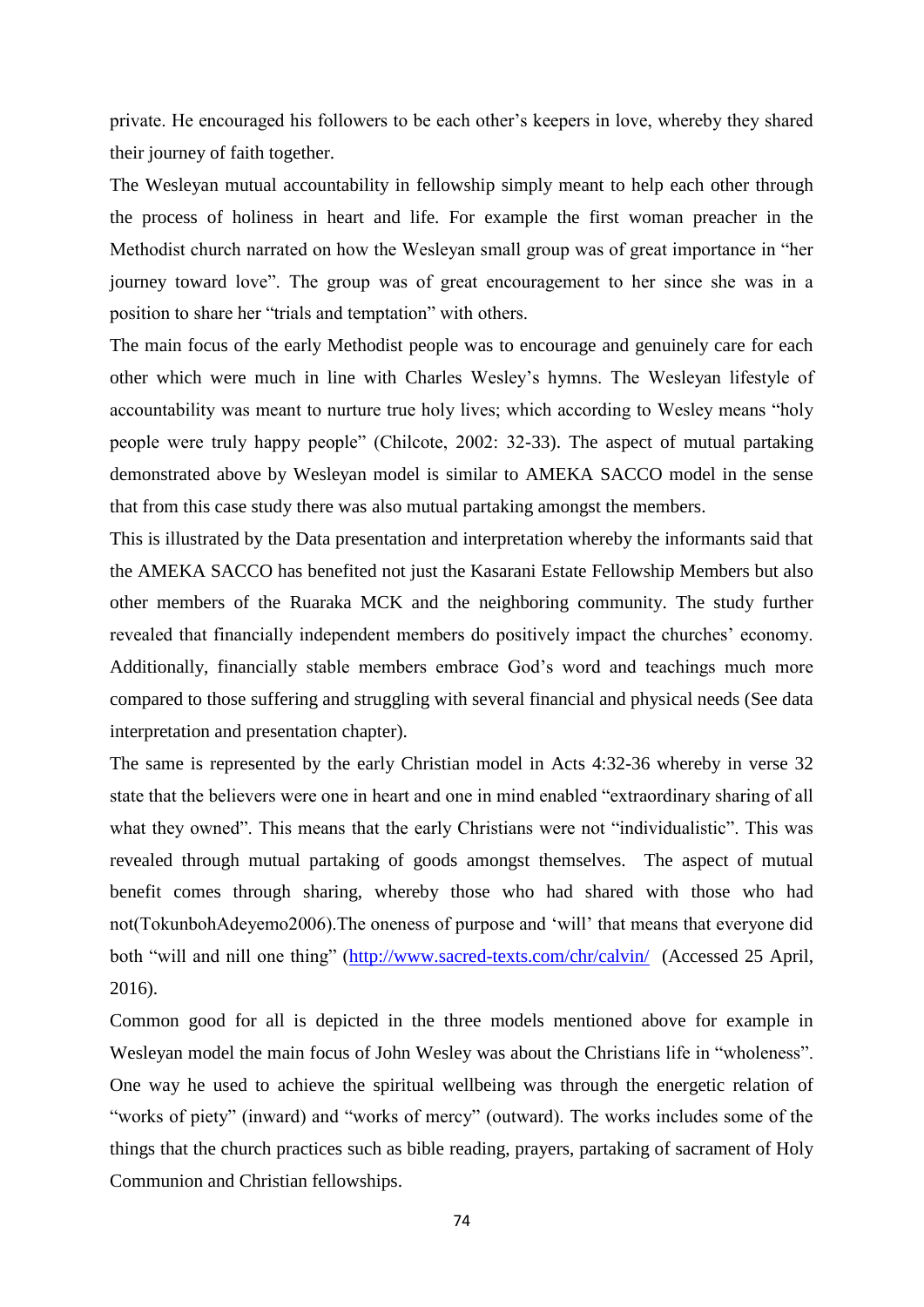private. He encouraged his followers to be each other's keepers in love, whereby they shared their journey of faith together.

The Wesleyan mutual accountability in fellowship simply meant to help each other through the process of holiness in heart and life. For example the first woman preacher in the Methodist church narrated on how the Wesleyan small group was of great importance in "her journey toward love". The group was of great encouragement to her since she was in a position to share her "trials and temptation" with others.

The main focus of the early Methodist people was to encourage and genuinely care for each other which were much in line with Charles Wesley's hymns. The Wesleyan lifestyle of accountability was meant to nurture true holy lives; which according to Wesley means "holy people were truly happy people" (Chilcote, 2002: 32-33). The aspect of mutual partaking demonstrated above by Wesleyan model is similar to AMEKA SACCO model in the sense that from this case study there was also mutual partaking amongst the members.

This is illustrated by the Data presentation and interpretation whereby the informants said that the AMEKA SACCO has benefited not just the Kasarani Estate Fellowship Members but also other members of the Ruaraka MCK and the neighboring community. The study further revealed that financially independent members do positively impact the churches' economy. Additionally, financially stable members embrace God's word and teachings much more compared to those suffering and struggling with several financial and physical needs (See data interpretation and presentation chapter).

The same is represented by the early Christian model in Acts 4:32-36 whereby in verse 32 state that the believers were one in heart and one in mind enabled "extraordinary sharing of all what they owned". This means that the early Christians were not "individualistic". This was revealed through mutual partaking of goods amongst themselves. The aspect of mutual benefit comes through sharing, whereby those who had shared with those who had not(TokunbohAdeyemo2006).The oneness of purpose and 'will' that means that everyone did both "will and nill one thing" (http://www.sacred-texts.com/chr/calvin/ (Accessed 25 April, 2016).

Common good for all is depicted in the three models mentioned above for example in Wesleyan model the main focus of John Wesley was about the Christians life in "wholeness". One way he used to achieve the spiritual wellbeing was through the energetic relation of "works of piety" (inward) and "works of mercy" (outward). The works includes some of the things that the church practices such as bible reading, prayers, partaking of sacrament of Holy Communion and Christian fellowships.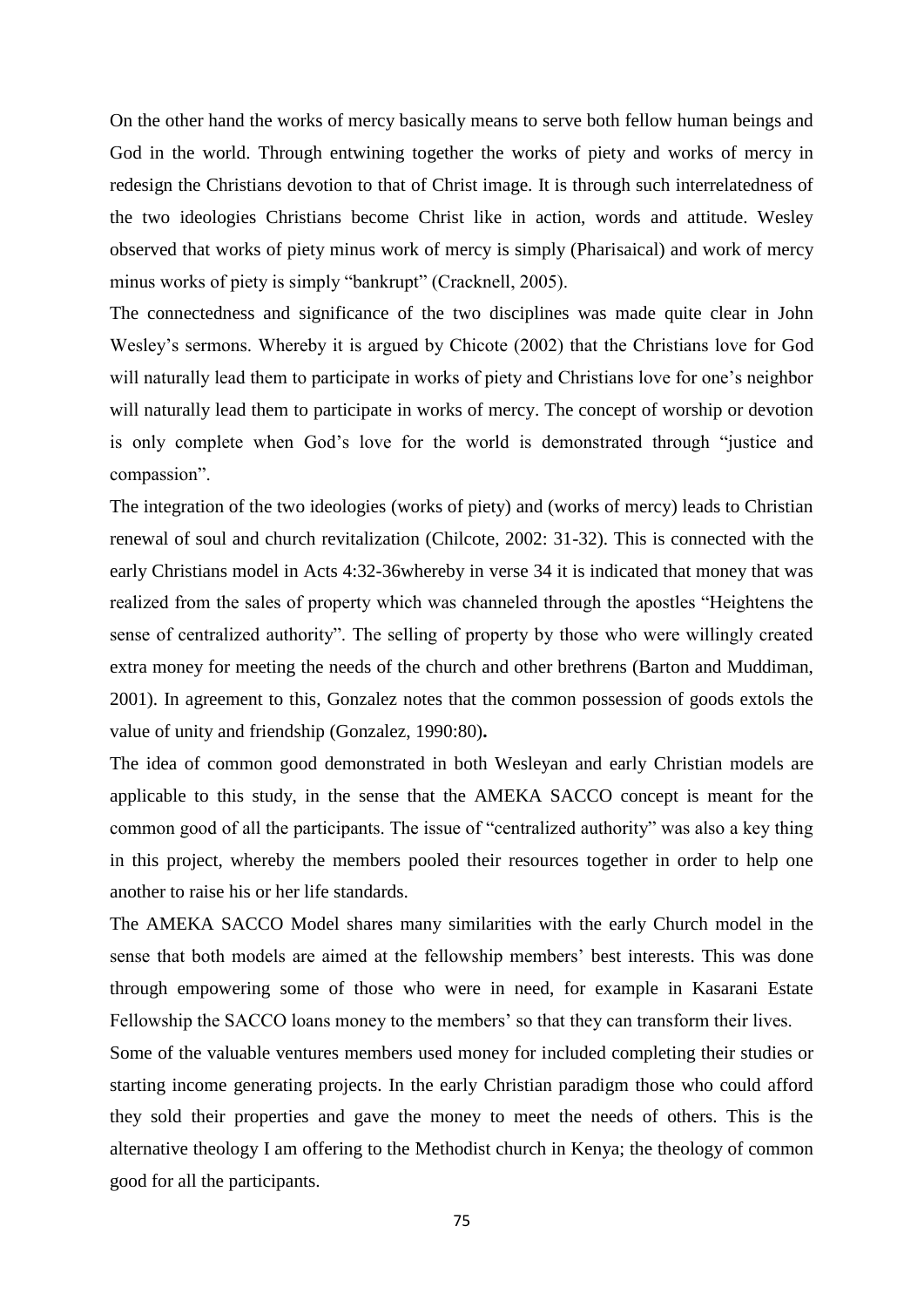On the other hand the works of mercy basically means to serve both fellow human beings and God in the world. Through entwining together the works of piety and works of mercy in redesign the Christians devotion to that of Christ image. It is through such interrelatedness of the two ideologies Christians become Christ like in action, words and attitude. Wesley observed that works of piety minus work of mercy is simply (Pharisaical) and work of mercy minus works of piety is simply "bankrupt" (Cracknell, 2005).

The connectedness and significance of the two disciplines was made quite clear in John Wesley's sermons. Whereby it is argued by Chicote (2002) that the Christians love for God will naturally lead them to participate in works of piety and Christians love for one's neighbor will naturally lead them to participate in works of mercy. The concept of worship or devotion is only complete when God's love for the world is demonstrated through "justice and compassion".

The integration of the two ideologies (works of piety) and (works of mercy) leads to Christian renewal of soul and church revitalization (Chilcote, 2002: 31-32). This is connected with the early Christians model in Acts 4:32-36whereby in verse 34 it is indicated that money that was realized from the sales of property which was channeled through the apostles "Heightens the sense of centralized authority". The selling of property by those who were willingly created extra money for meeting the needs of the church and other brethrens (Barton and Muddiman, 2001). In agreement to this, Gonzalez notes that the common possession of goods extols the value of unity and friendship (Gonzalez, 1990:80)**.**

The idea of common good demonstrated in both Wesleyan and early Christian models are applicable to this study, in the sense that the AMEKA SACCO concept is meant for the common good of all the participants. The issue of "centralized authority" was also a key thing in this project, whereby the members pooled their resources together in order to help one another to raise his or her life standards.

The AMEKA SACCO Model shares many similarities with the early Church model in the sense that both models are aimed at the fellowship members' best interests. This was done through empowering some of those who were in need, for example in Kasarani Estate Fellowship the SACCO loans money to the members' so that they can transform their lives.

Some of the valuable ventures members used money for included completing their studies or starting income generating projects. In the early Christian paradigm those who could afford they sold their properties and gave the money to meet the needs of others. This is the alternative theology I am offering to the Methodist church in Kenya; the theology of common good for all the participants.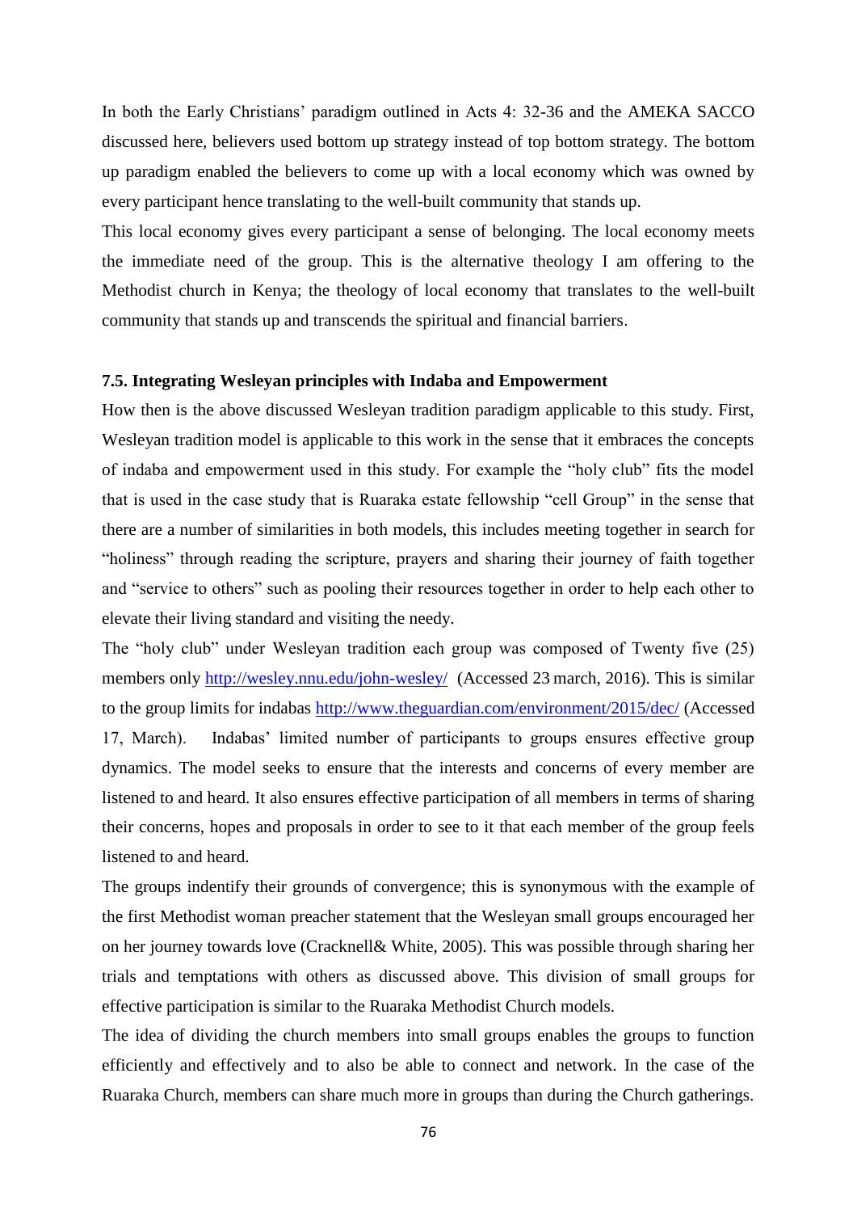In both the Early Christians' paradigm outlined in Acts 4: 32-36 and the AMEKA SACCO discussed here, believers used bottom up strategy instead of top bottom strategy. The bottom up paradigm enabled the believers to come up with a local economy which was owned by every participant hence translating to the well-built community that stands up.

This local economy gives every participant a sense of belonging. The local economy meets the immediate need of the group. This is the alternative theology I am offering to the Methodist church in Kenya; the theology of local economy that translates to the well-built community that stands up and transcends the spiritual and financial barriers.

### 7.5. Integrating Wesleyan principles with Indaba and Empowerment

How then is the above discussed Wesleyan tradition paradigm applicable to this study. First, Wesleyan tradition model is applicable to this work in the sense that it embraces the concepts of indaba and empowerment used in this study. For example the "holy club" fits the model that is used in the case study that is Ruaraka estate fellowship "cell Group" in the sense that there are a number of similarities in both models, this includes meeting together in search for "holiness" through reading the scripture, prayers and sharing their journey of faith together and "service to others" such as pooling their resources together in order to help each other to elevate their living standard and visiting the needy.

The "holy club" under Wesleyan tradition each group was composed of Twenty five (25) members only http://wesley.nnu.edu/john-wesley/ (Accessed 23 march, 2016). This is similar to the group limits for indabas http://www.theguardian.com/environment/2015/dec/ (Accessed 17, March). Indabas' limited number of participants to groups ensures effective group dynamics. The model seeks to ensure that the interests and concerns of every member are listened to and heard. It also ensures effective participation of all members in terms of sharing their concerns, hopes and proposals in order to see to it that each member of the group feels listened to and heard.

The groups indentify their grounds of convergence; this is synonymous with the example of the first Methodist woman preacher statement that the Wesleyan small groups encouraged her on her journey towards love (Cracknell& White, 2005). This was possible through sharing her trials and temptations with others as discussed above. This division of small groups for effective participation is similar to the Ruaraka Methodist Church models.

The idea of dividing the church members into small groups enables the groups to function efficiently and effectively and to also be able to connect and network. In the case of the Ruaraka Church, members can share much more in groups than during the Church gatherings.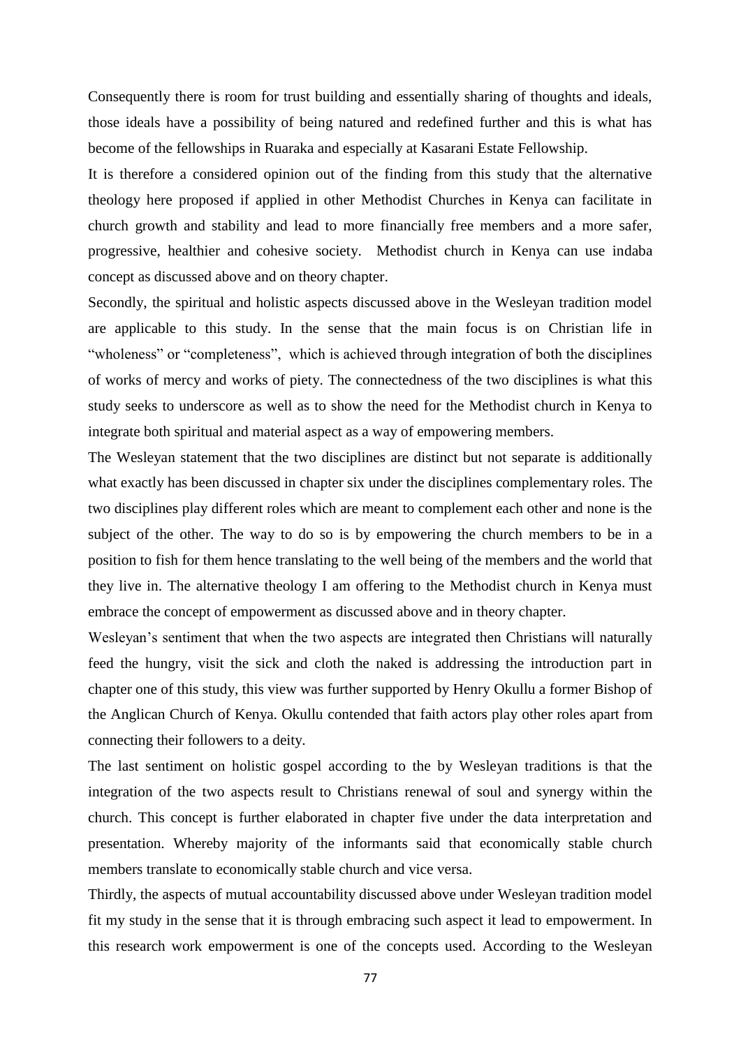Consequently there is room for trust building and essentially sharing of thoughts and ideals, those ideals have a possibility of being natured and redefined further and this is what has become of the fellowships in Ruaraka and especially at Kasarani Estate Fellowship.

It is therefore a considered opinion out of the finding from this study that the alternative theology here proposed if applied in other Methodist Churches in Kenya can facilitate in church growth and stability and lead to more financially free members and a more safer, progressive, healthier and cohesive society. Methodist church in Kenya can use indaba concept as discussed above and on theory chapter.

Secondly, the spiritual and holistic aspects discussed above in the Wesleyan tradition model are applicable to this study. In the sense that the main focus is on Christian life in "wholeness" or "completeness", which is achieved through integration of both the disciplines of works of mercy and works of piety. The connectedness of the two disciplines is what this study seeks to underscore as well as to show the need for the Methodist church in Kenya to integrate both spiritual and material aspect as a way of empowering members.

The Wesleyan statement that the two disciplines are distinct but not separate is additionally what exactly has been discussed in chapter six under the disciplines complementary roles. The two disciplines play different roles which are meant to complement each other and none is the subject of the other. The way to do so is by empowering the church members to be in a position to fish for them hence translating to the well being of the members and the world that they live in. The alternative theology I am offering to the Methodist church in Kenya must embrace the concept of empowerment as discussed above and in theory chapter.

Wesleyan's sentiment that when the two aspects are integrated then Christians will naturally feed the hungry, visit the sick and cloth the naked is addressing the introduction part in chapter one of this study, this view was further supported by Henry Okullu a former Bishop of the Anglican Church of Kenya. Okullu contended that faith actors play other roles apart from connecting their followers to a deity.

The last sentiment on holistic gospel according to the by Wesleyan traditions is that the integration of the two aspects result to Christians renewal of soul and synergy within the church. This concept is further elaborated in chapter five under the data interpretation and presentation. Whereby majority of the informants said that economically stable church members translate to economically stable church and vice versa.

Thirdly, the aspects of mutual accountability discussed above under Wesleyan tradition model fit my study in the sense that it is through embracing such aspect it lead to empowerment. In this research work empowerment is one of the concepts used. According to the Wesleyan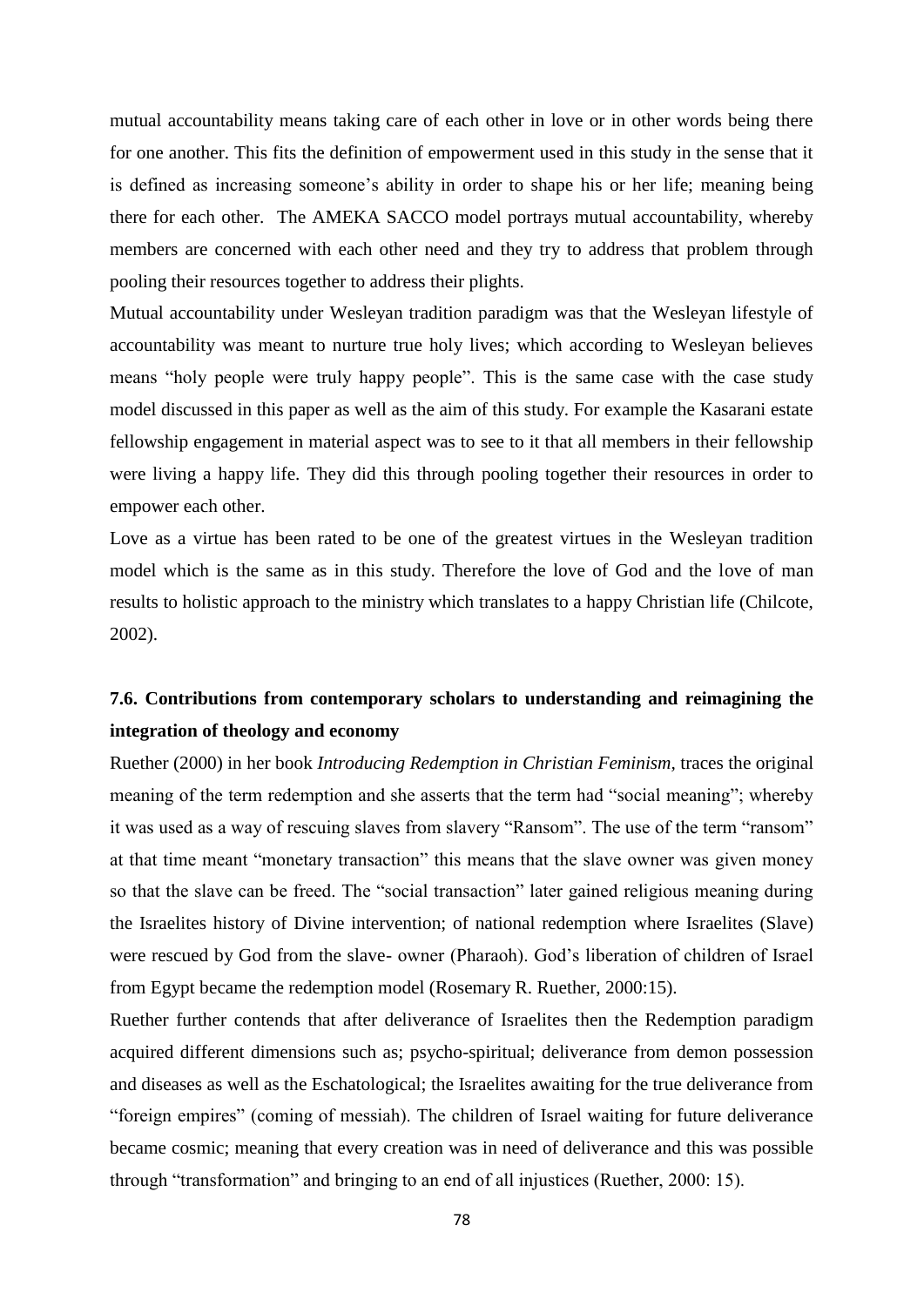mutual accountability means taking care of each other in love or in other words being there for one another. This fits the definition of empowerment used in this study in the sense that it is defined as increasing someone's ability in order to shape his or her life; meaning being there for each other. The AMEKA SACCO model portrays mutual accountability, whereby members are concerned with each other need and they try to address that problem through pooling their resources together to address their plights.

Mutual accountability under Wesleyan tradition paradigm was that the Wesleyan lifestyle of accountability was meant to nurture true holy lives; which according to Wesleyan believes means "holy people were truly happy people". This is the same case with the case study model discussed in this paper as well as the aim of this study. For example the Kasarani estate fellowship engagement in material aspect was to see to it that all members in their fellowship were living a happy life. They did this through pooling together their resources in order to empower each other.

Love as a virtue has been rated to be one of the greatest virtues in the Wesleyan tradition model which is the same as in this study. Therefore the love of God and the love of man results to holistic approach to the ministry which translates to a happy Christian life (Chilcote, 2002).

## 7.6. Contributions from contemporary scholars to understanding and reimagining the integration of theology and economy

Ruether (2000) in her book *Introducing Redemption in Christian Feminism,* traces the original meaning of the term redemption and she asserts that the term had "social meaning"; whereby it was used as a way of rescuing slaves from slavery "Ransom". The use of the term "ransom" at that time meant "monetary transaction" this means that the slave owner was given money so that the slave can be freed. The "social transaction" later gained religious meaning during the Israelites history of Divine intervention; of national redemption where Israelites (Slave) were rescued by God from the slave- owner (Pharaoh). God's liberation of children of Israel from Egypt became the redemption model (Rosemary R. Ruether, 2000:15).

Ruether further contends that after deliverance of Israelites then the Redemption paradigm acquired different dimensions such as; psycho-spiritual; deliverance from demon possession and diseases as well as the Eschatological; the Israelites awaiting for the true deliverance from "foreign empires" (coming of messiah). The children of Israel waiting for future deliverance became cosmic; meaning that every creation was in need of deliverance and this was possible through "transformation" and bringing to an end of all injustices (Ruether, 2000: 15).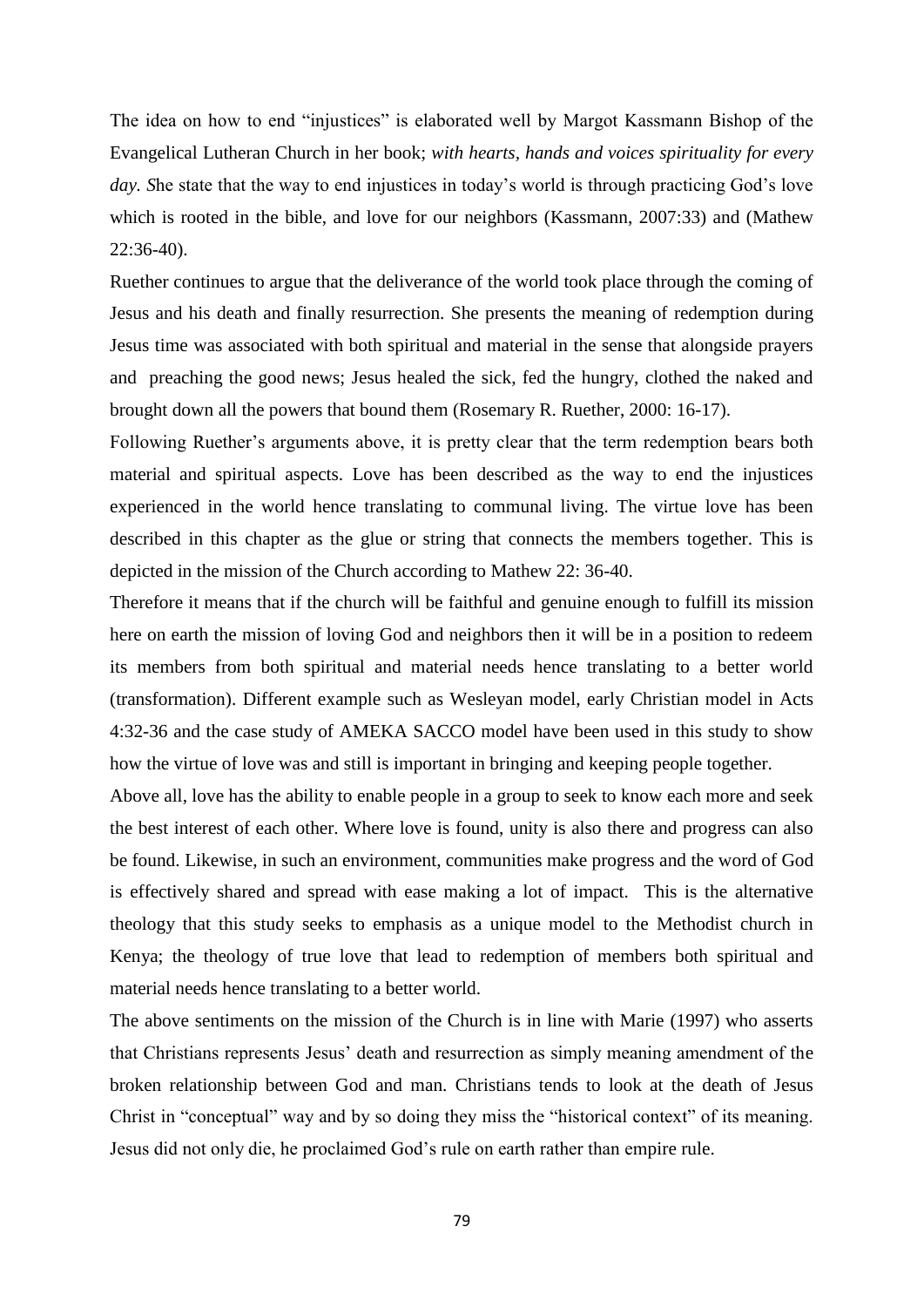The idea on how to end "injustices" is elaborated well by Margot Kassmann Bishop of the Evangelical Lutheran Church in her book; *with hearts, hands and voices spirituality for every day. S*he state that the way to end injustices in today's world is through practicing God's love which is rooted in the bible, and love for our neighbors (Kassmann, 2007:33) and (Mathew 22:36-40).

Ruether continues to argue that the deliverance of the world took place through the coming of Jesus and his death and finally resurrection. She presents the meaning of redemption during Jesus time was associated with both spiritual and material in the sense that alongside prayers and preaching the good news; Jesus healed the sick, fed the hungry, clothed the naked and brought down all the powers that bound them (Rosemary R. Ruether, 2000: 16-17).

Following Ruether's arguments above, it is pretty clear that the term redemption bears both material and spiritual aspects. Love has been described as the way to end the injustices experienced in the world hence translating to communal living. The virtue love has been described in this chapter as the glue or string that connects the members together. This is depicted in the mission of the Church according to Mathew 22: 36-40.

Therefore it means that if the church will be faithful and genuine enough to fulfill its mission here on earth the mission of loving God and neighbors then it will be in a position to redeem its members from both spiritual and material needs hence translating to a better world (transformation). Different example such as Wesleyan model, early Christian model in Acts 4:32-36 and the case study of AMEKA SACCO model have been used in this study to show how the virtue of love was and still is important in bringing and keeping people together.

Above all, love has the ability to enable people in a group to seek to know each more and seek the best interest of each other. Where love is found, unity is also there and progress can also be found. Likewise, in such an environment, communities make progress and the word of God is effectively shared and spread with ease making a lot of impact. This is the alternative theology that this study seeks to emphasis as a unique model to the Methodist church in Kenya; the theology of true love that lead to redemption of members both spiritual and material needs hence translating to a better world.

The above sentiments on the mission of the Church is in line with Marie (1997) who asserts that Christians represents Jesus' death and resurrection as simply meaning amendment of the broken relationship between God and man. Christians tends to look at the death of Jesus Christ in "conceptual" way and by so doing they miss the "historical context" of its meaning. Jesus did not only die, he proclaimed God's rule on earth rather than empire rule.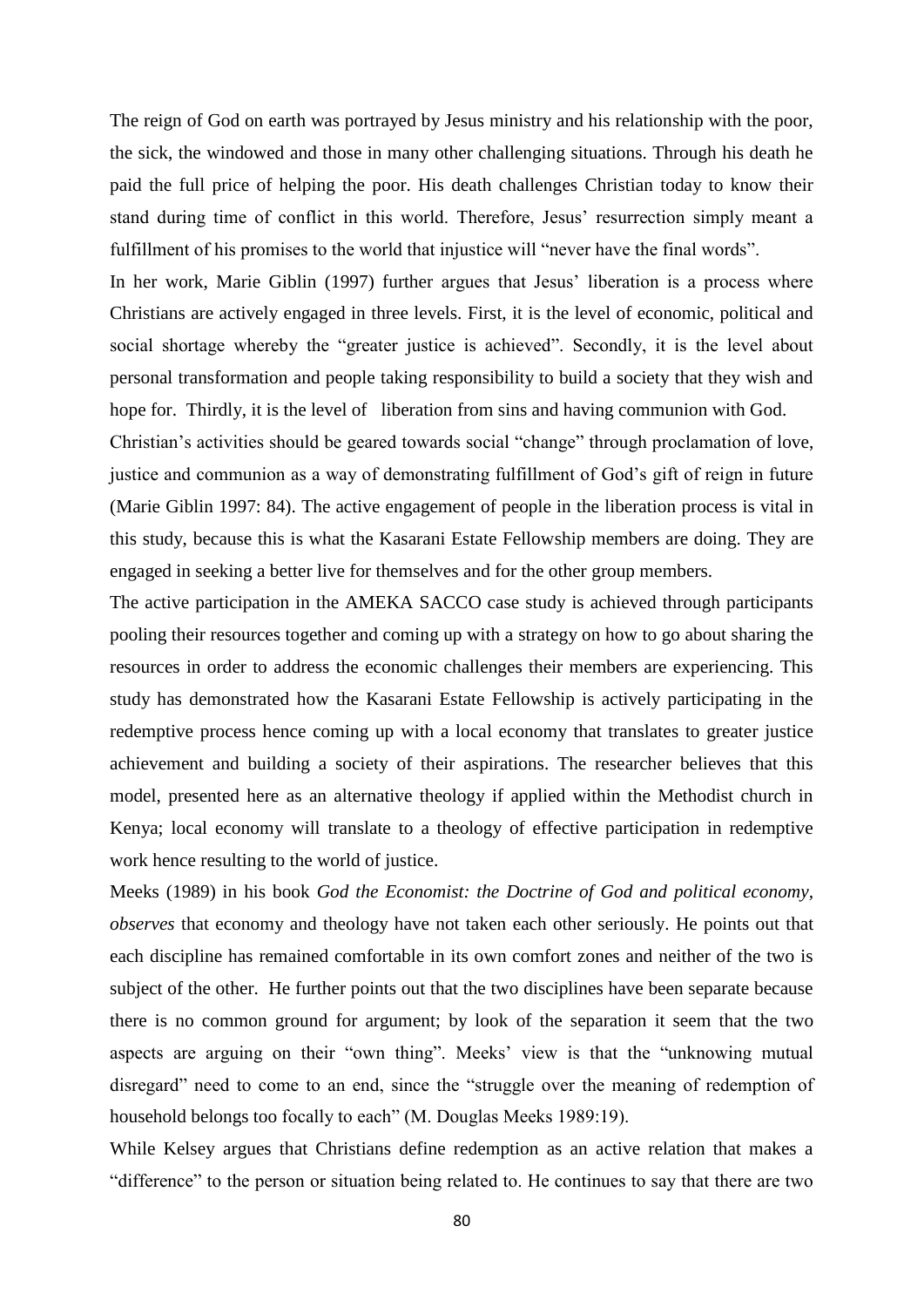The reign of God on earth was portrayed by Jesus ministry and his relationship with the poor, the sick, the windowed and those in many other challenging situations. Through his death he paid the full price of helping the poor. His death challenges Christian today to know their stand during time of conflict in this world. Therefore, Jesus' resurrection simply meant a fulfillment of his promises to the world that injustice will "never have the final words".

In her work, Marie Giblin (1997) further argues that Jesus' liberation is a process where Christians are actively engaged in three levels. First, it is the level of economic, political and social shortage whereby the "greater justice is achieved". Secondly, it is the level about personal transformation and people taking responsibility to build a society that they wish and hope for. Thirdly, it is the level of liberation from sins and having communion with God.

Christian's activities should be geared towards social "change" through proclamation of love, justice and communion as a way of demonstrating fulfillment of God's gift of reign in future (Marie Giblin 1997: 84). The active engagement of people in the liberation process is vital in this study, because this is what the Kasarani Estate Fellowship members are doing. They are engaged in seeking a better live for themselves and for the other group members.

The active participation in the AMEKA SACCO case study is achieved through participants pooling their resources together and coming up with a strategy on how to go about sharing the resources in order to address the economic challenges their members are experiencing. This study has demonstrated how the Kasarani Estate Fellowship is actively participating in the redemptive process hence coming up with a local economy that translates to greater justice achievement and building a society of their aspirations. The researcher believes that this model, presented here as an alternative theology if applied within the Methodist church in Kenya; local economy will translate to a theology of effective participation in redemptive work hence resulting to the world of justice.

Meeks (1989) in his book *God the Economist: the Doctrine of God and political economy, observes* that economy and theology have not taken each other seriously. He points out that each discipline has remained comfortable in its own comfort zones and neither of the two is subject of the other. He further points out that the two disciplines have been separate because there is no common ground for argument; by look of the separation it seem that the two aspects are arguing on their "own thing". Meeks' view is that the "unknowing mutual disregard" need to come to an end, since the "struggle over the meaning of redemption of household belongs too focally to each" (M. Douglas Meeks 1989:19).

While Kelsey argues that Christians define redemption as an active relation that makes a "difference" to the person or situation being related to. He continues to say that there are two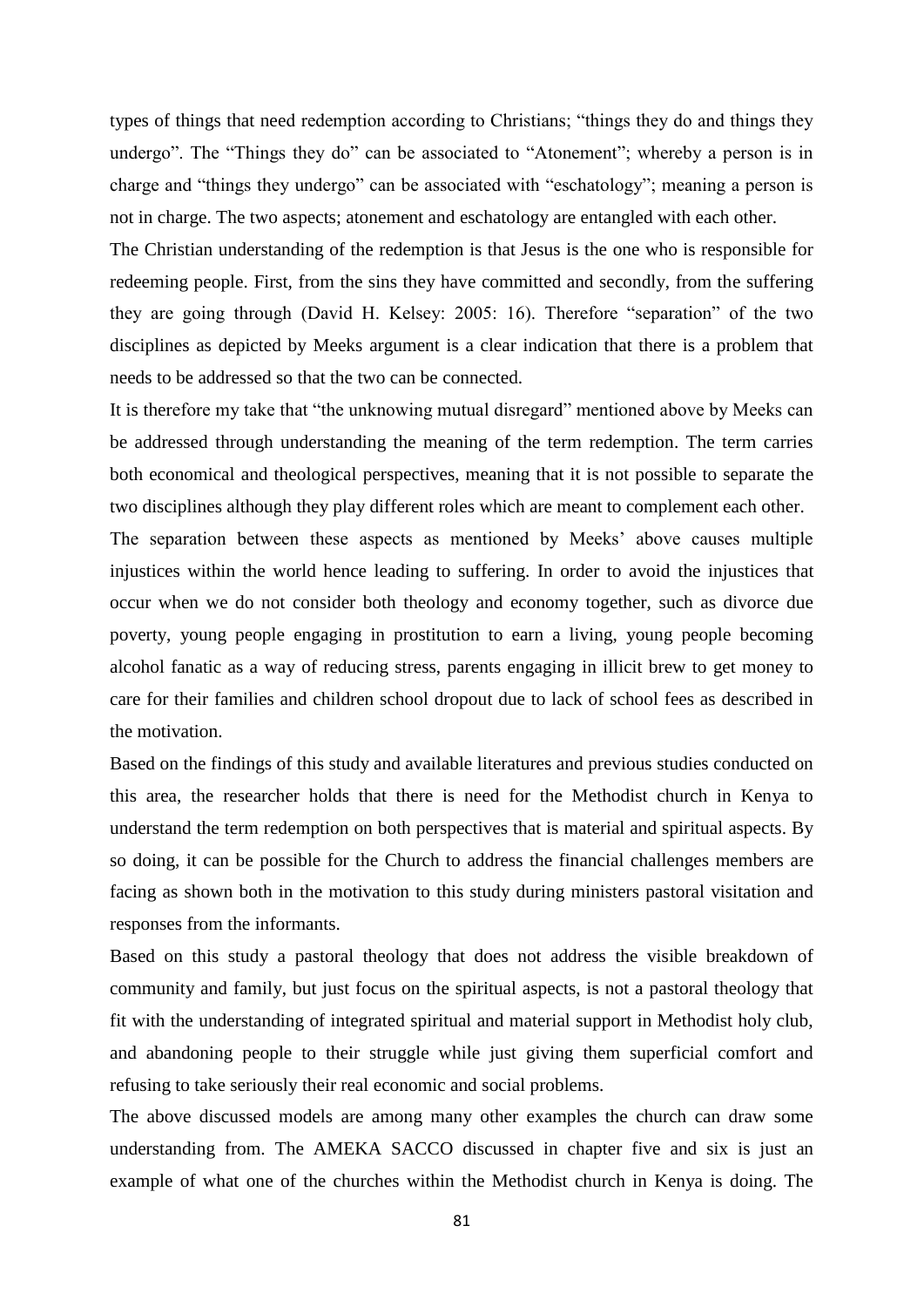types of things that need redemption according to Christians; "things they do and things they undergo". The "Things they do" can be associated to "Atonement"; whereby a person is in charge and "things they undergo" can be associated with "eschatology"; meaning a person is not in charge. The two aspects; atonement and eschatology are entangled with each other.

The Christian understanding of the redemption is that Jesus is the one who is responsible for redeeming people. First, from the sins they have committed and secondly, from the suffering they are going through (David H. Kelsey: 2005: 16). Therefore "separation" of the two disciplines as depicted by Meeks argument is a clear indication that there is a problem that needs to be addressed so that the two can be connected.

It is therefore my take that "the unknowing mutual disregard" mentioned above by Meeks can be addressed through understanding the meaning of the term redemption. The term carries both economical and theological perspectives, meaning that it is not possible to separate the two disciplines although they play different roles which are meant to complement each other.

The separation between these aspects as mentioned by Meeks' above causes multiple injustices within the world hence leading to suffering. In order to avoid the injustices that occur when we do not consider both theology and economy together, such as divorce due poverty, young people engaging in prostitution to earn a living, young people becoming alcohol fanatic as a way of reducing stress, parents engaging in illicit brew to get money to care for their families and children school dropout due to lack of school fees as described in the motivation.

Based on the findings of this study and available literatures and previous studies conducted on this area, the researcher holds that there is need for the Methodist church in Kenya to understand the term redemption on both perspectives that is material and spiritual aspects. By so doing, it can be possible for the Church to address the financial challenges members are facing as shown both in the motivation to this study during ministers pastoral visitation and responses from the informants.

Based on this study a pastoral theology that does not address the visible breakdown of community and family, but just focus on the spiritual aspects, is not a pastoral theology that fit with the understanding of integrated spiritual and material support in Methodist holy club, and abandoning people to their struggle while just giving them superficial comfort and refusing to take seriously their real economic and social problems.

The above discussed models are among many other examples the church can draw some understanding from. The AMEKA SACCO discussed in chapter five and six is just an example of what one of the churches within the Methodist church in Kenya is doing. The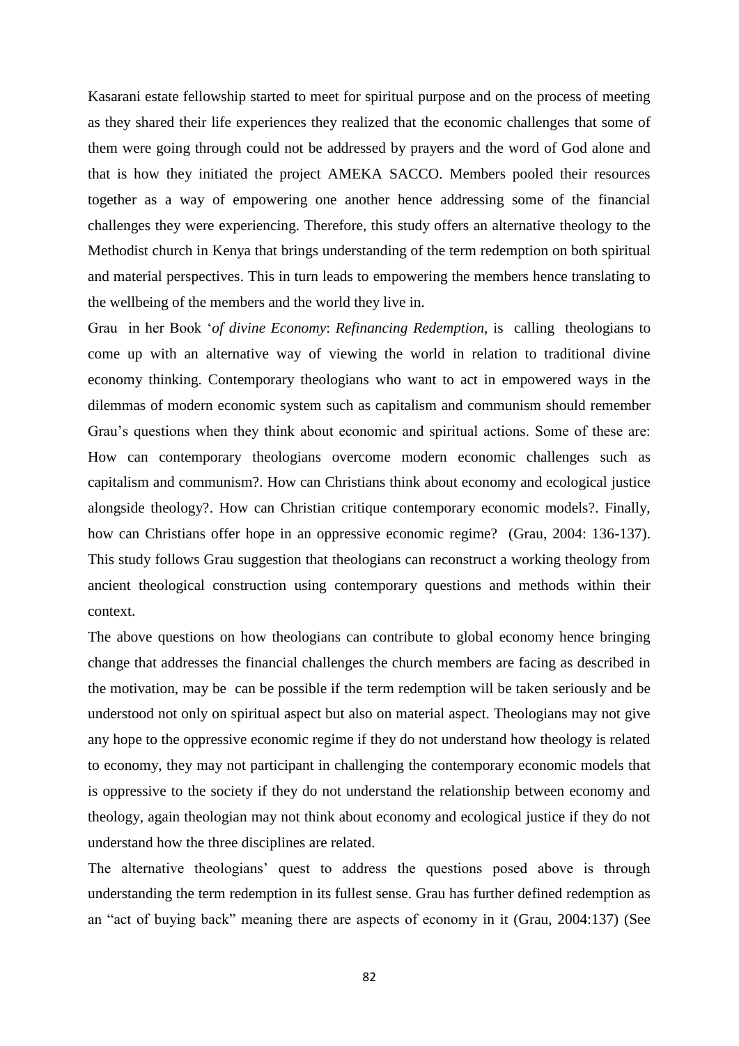Kasarani estate fellowship started to meet for spiritual purpose and on the process of meeting as they shared their life experiences they realized that the economic challenges that some of them were going through could not be addressed by prayers and the word of God alone and that is how they initiated the project AMEKA SACCO. Members pooled their resources together as a way of empowering one another hence addressing some of the financial challenges they were experiencing. Therefore, this study offers an alternative theology to the Methodist church in Kenya that brings understanding of the term redemption on both spiritual and material perspectives. This in turn leads to empowering the members hence translating to the wellbeing of the members and the world they live in.

Grau in her Book '*of divine Economy*: *Refinancing Redemption,* is calling theologians to come up with an alternative way of viewing the world in relation to traditional divine economy thinking. Contemporary theologians who want to act in empowered ways in the dilemmas of modern economic system such as capitalism and communism should remember Grau's questions when they think about economic and spiritual actions. Some of these are: How can contemporary theologians overcome modern economic challenges such as capitalism and communism?. How can Christians think about economy and ecological justice alongside theology?. How can Christian critique contemporary economic models?. Finally, how can Christians offer hope in an oppressive economic regime? (Grau, 2004: 136-137). This study follows Grau suggestion that theologians can reconstruct a working theology from ancient theological construction using contemporary questions and methods within their context.

The above questions on how theologians can contribute to global economy hence bringing change that addresses the financial challenges the church members are facing as described in the motivation, may be can be possible if the term redemption will be taken seriously and be understood not only on spiritual aspect but also on material aspect. Theologians may not give any hope to the oppressive economic regime if they do not understand how theology is related to economy, they may not participant in challenging the contemporary economic models that is oppressive to the society if they do not understand the relationship between economy and theology, again theologian may not think about economy and ecological justice if they do not understand how the three disciplines are related.

The alternative theologians' quest to address the questions posed above is through understanding the term redemption in its fullest sense. Grau has further defined redemption as an "act of buying back" meaning there are aspects of economy in it (Grau, 2004:137) (See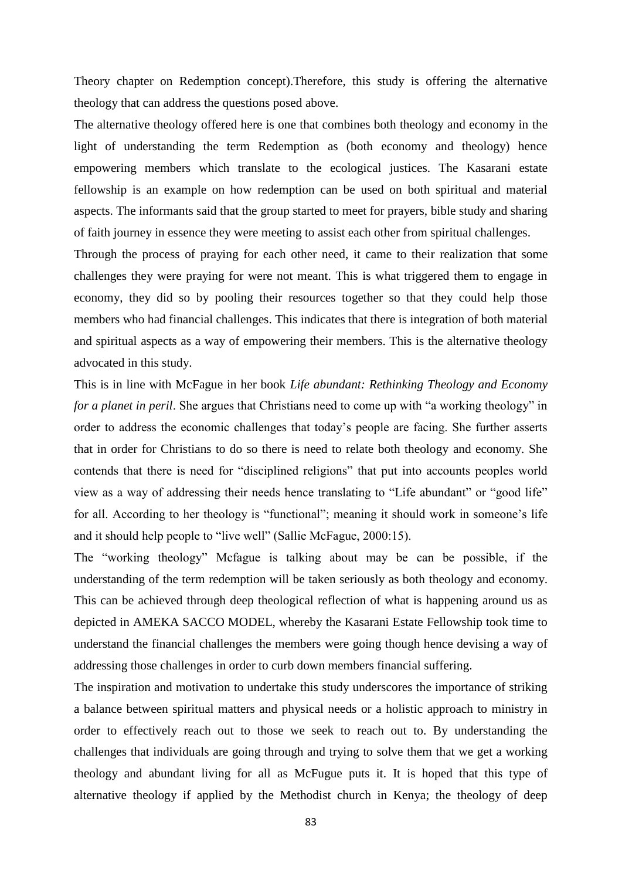Theory chapter on Redemption concept).Therefore, this study is offering the alternative theology that can address the questions posed above.

The alternative theology offered here is one that combines both theology and economy in the light of understanding the term Redemption as (both economy and theology) hence empowering members which translate to the ecological justices. The Kasarani estate fellowship is an example on how redemption can be used on both spiritual and material aspects. The informants said that the group started to meet for prayers, bible study and sharing of faith journey in essence they were meeting to assist each other from spiritual challenges.

Through the process of praying for each other need, it came to their realization that some challenges they were praying for were not meant. This is what triggered them to engage in economy, they did so by pooling their resources together so that they could help those members who had financial challenges. This indicates that there is integration of both material and spiritual aspects as a way of empowering their members. This is the alternative theology advocated in this study.

This is in line with McFague in her book *Life abundant: Rethinking Theology and Economy for a planet in peril*. She argues that Christians need to come up with "a working theology" in order to address the economic challenges that today's people are facing. She further asserts that in order for Christians to do so there is need to relate both theology and economy. She contends that there is need for "disciplined religions" that put into accounts peoples world view as a way of addressing their needs hence translating to "Life abundant" or "good life" for all. According to her theology is "functional"; meaning it should work in someone's life and it should help people to "live well" (Sallie McFague, 2000:15).

The "working theology" Mcfague is talking about may be can be possible, if the understanding of the term redemption will be taken seriously as both theology and economy. This can be achieved through deep theological reflection of what is happening around us as depicted in AMEKA SACCO MODEL, whereby the Kasarani Estate Fellowship took time to understand the financial challenges the members were going though hence devising a way of addressing those challenges in order to curb down members financial suffering.

The inspiration and motivation to undertake this study underscores the importance of striking a balance between spiritual matters and physical needs or a holistic approach to ministry in order to effectively reach out to those we seek to reach out to. By understanding the challenges that individuals are going through and trying to solve them that we get a working theology and abundant living for all as McFugue puts it. It is hoped that this type of alternative theology if applied by the Methodist church in Kenya; the theology of deep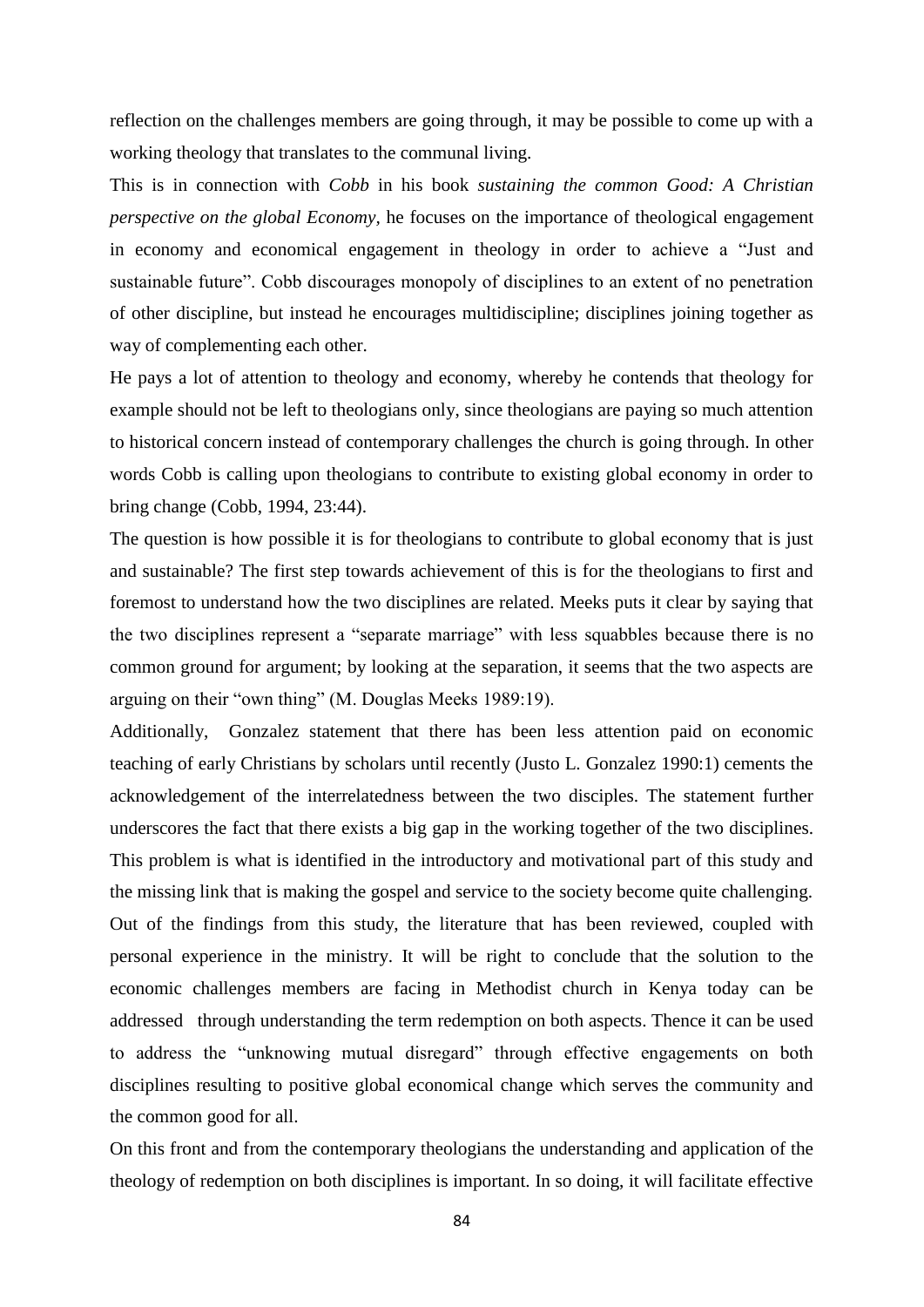reflection on the challenges members are going through, it may be possible to come up with a working theology that translates to the communal living.

This is in connection with *Cobb* in his book *sustaining the common Good: A Christian perspective on the global Economy,* he focuses on the importance of theological engagement in economy and economical engagement in theology in order to achieve a "Just and sustainable future". Cobb discourages monopoly of disciplines to an extent of no penetration of other discipline, but instead he encourages multidiscipline; disciplines joining together as way of complementing each other.

He pays a lot of attention to theology and economy, whereby he contends that theology for example should not be left to theologians only, since theologians are paying so much attention to historical concern instead of contemporary challenges the church is going through. In other words Cobb is calling upon theologians to contribute to existing global economy in order to bring change (Cobb, 1994, 23:44).

The question is how possible it is for theologians to contribute to global economy that is just and sustainable? The first step towards achievement of this is for the theologians to first and foremost to understand how the two disciplines are related. Meeks puts it clear by saying that the two disciplines represent a "separate marriage" with less squabbles because there is no common ground for argument; by looking at the separation, it seems that the two aspects are arguing on their "own thing" (M. Douglas Meeks 1989:19).

Additionally, Gonzalez statement that there has been less attention paid on economic teaching of early Christians by scholars until recently (Justo L. Gonzalez 1990:1) cements the acknowledgement of the interrelatedness between the two disciples. The statement further underscores the fact that there exists a big gap in the working together of the two disciplines. This problem is what is identified in the introductory and motivational part of this study and the missing link that is making the gospel and service to the society become quite challenging. Out of the findings from this study, the literature that has been reviewed, coupled with personal experience in the ministry. It will be right to conclude that the solution to the economic challenges members are facing in Methodist church in Kenya today can be addressed through understanding the term redemption on both aspects. Thence it can be used to address the "unknowing mutual disregard" through effective engagements on both disciplines resulting to positive global economical change which serves the community and the common good for all.

On this front and from the contemporary theologians the understanding and application of the theology of redemption on both disciplines is important. In so doing, it will facilitate effective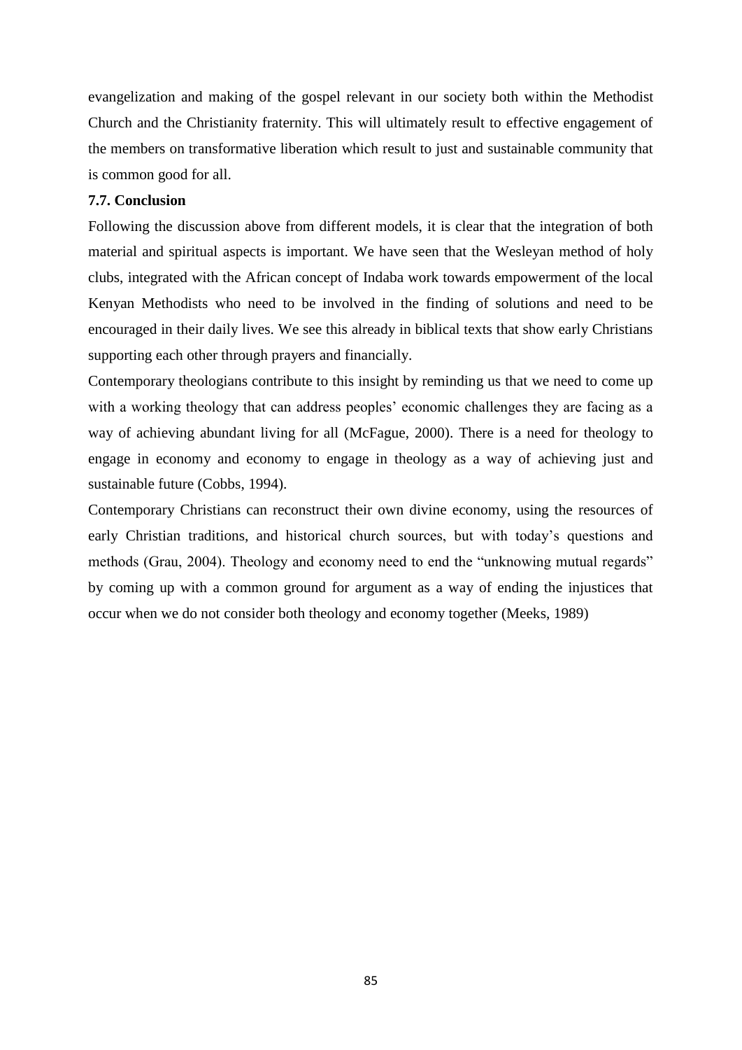evangelization and making of the gospel relevant in our society both within the Methodist Church and the Christianity fraternity. This will ultimately result to effective engagement of the members on transformative liberation which result to just and sustainable community that is common good for all.

### 7.7. Conclusion

Following the discussion above from different models, it is clear that the integration of both material and spiritual aspects is important. We have seen that the Wesleyan method of holy clubs, integrated with the African concept of Indaba work towards empowerment of the local Kenyan Methodists who need to be involved in the finding of solutions and need to be encouraged in their daily lives. We see this already in biblical texts that show early Christians supporting each other through prayers and financially.

Contemporary theologians contribute to this insight by reminding us that we need to come up with a working theology that can address peoples' economic challenges they are facing as a way of achieving abundant living for all (McFague, 2000). There is a need for theology to engage in economy and economy to engage in theology as a way of achieving just and sustainable future (Cobbs, 1994).

Contemporary Christians can reconstruct their own divine economy, using the resources of early Christian traditions, and historical church sources, but with today's questions and methods (Grau, 2004). Theology and economy need to end the "unknowing mutual regards" by coming up with a common ground for argument as a way of ending the injustices that occur when we do not consider both theology and economy together (Meeks, 1989)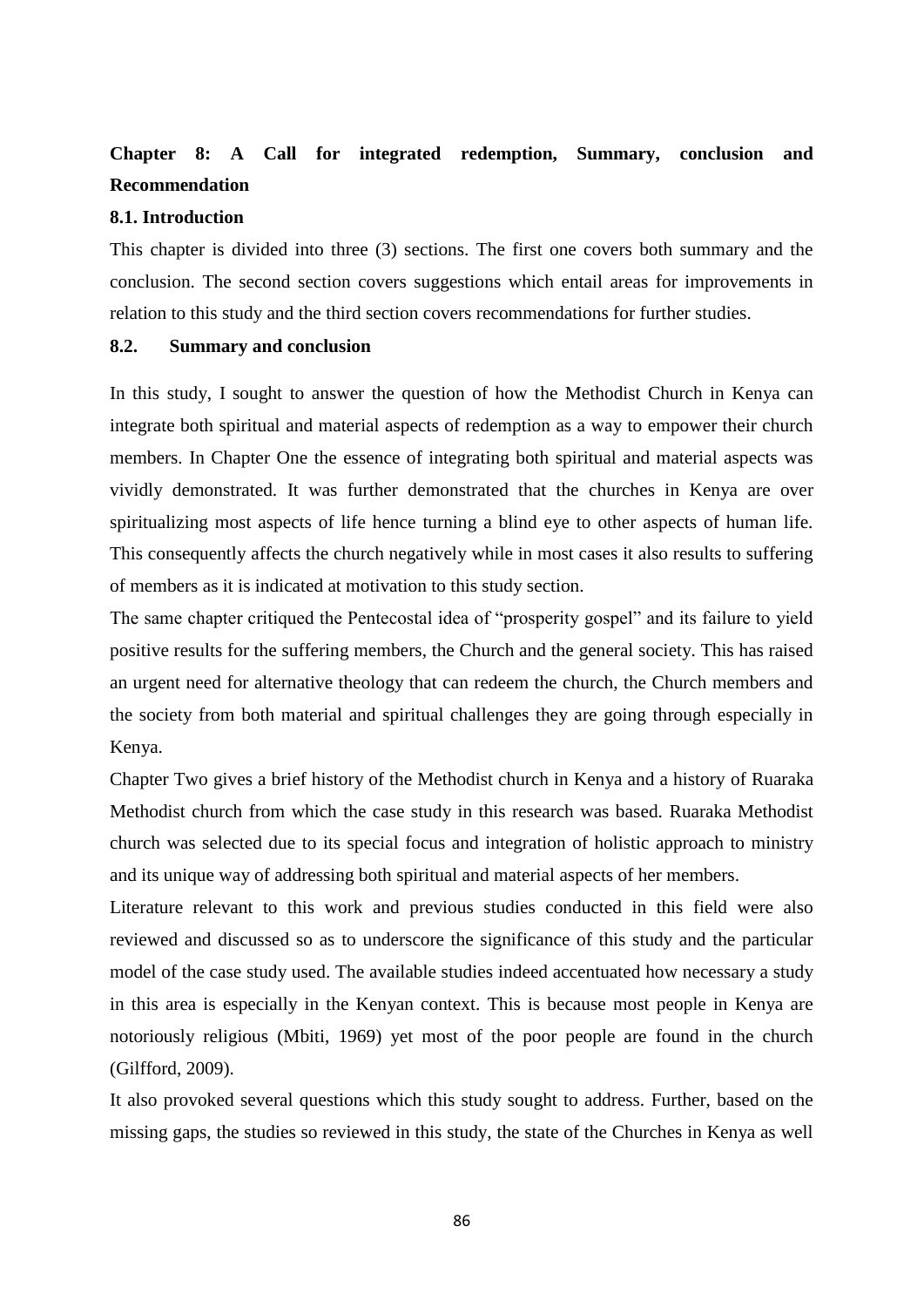# Chapter 8: A Call for integrated redemption, Summary, conclusion and Recommendation

## 8.1. Introduction

This chapter is divided into three (3) sections. The first one covers both summary and the conclusion. The second section covers suggestions which entail areas for improvements in relation to this study and the third section covers recommendations for further studies.

## 8.2. Summary and conclusion

In this study, I sought to answer the question of how the Methodist Church in Kenya can integrate both spiritual and material aspects of redemption as a way to empower their church members. In Chapter One the essence of integrating both spiritual and material aspects was vividly demonstrated. It was further demonstrated that the churches in Kenya are over spiritualizing most aspects of life hence turning a blind eye to other aspects of human life. This consequently affects the church negatively while in most cases it also results to suffering of members as it is indicated at motivation to this study section.

The same chapter critiqued the Pentecostal idea of "prosperity gospel" and its failure to yield positive results for the suffering members, the Church and the general society. This has raised an urgent need for alternative theology that can redeem the church, the Church members and the society from both material and spiritual challenges they are going through especially in Kenya.

Chapter Two gives a brief history of the Methodist church in Kenya and a history of Ruaraka Methodist church from which the case study in this research was based. Ruaraka Methodist church was selected due to its special focus and integration of holistic approach to ministry and its unique way of addressing both spiritual and material aspects of her members.

Literature relevant to this work and previous studies conducted in this field were also reviewed and discussed so as to underscore the significance of this study and the particular model of the case study used. The available studies indeed accentuated how necessary a study in this area is especially in the Kenyan context. This is because most people in Kenya are notoriously religious (Mbiti, 1969) yet most of the poor people are found in the church (Gilfford, 2009).

It also provoked several questions which this study sought to address. Further, based on the missing gaps, the studies so reviewed in this study, the state of the Churches in Kenya as well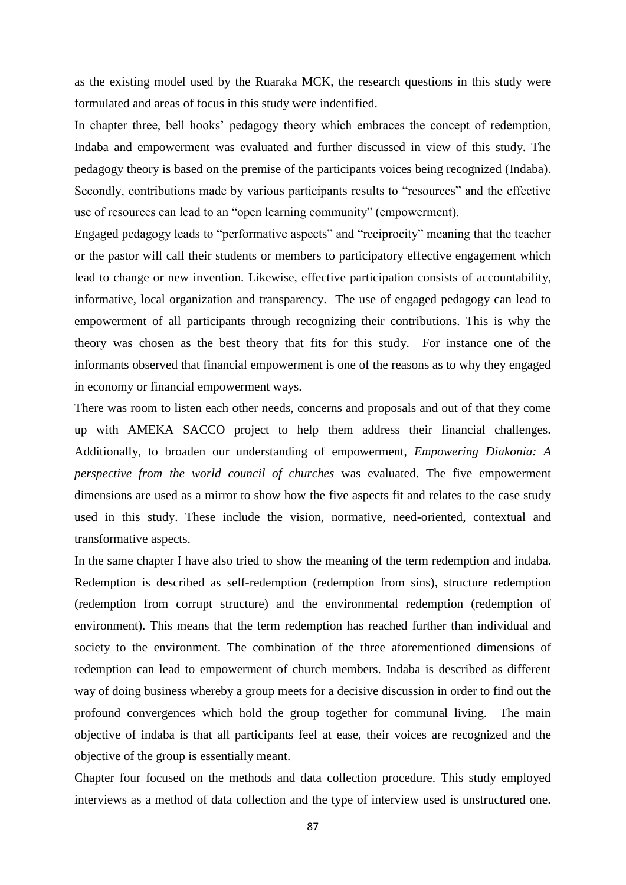as the existing model used by the Ruaraka MCK, the research questions in this study were formulated and areas of focus in this study were indentified.

In chapter three, bell hooks' pedagogy theory which embraces the concept of redemption, Indaba and empowerment was evaluated and further discussed in view of this study. The pedagogy theory is based on the premise of the participants voices being recognized (Indaba). Secondly, contributions made by various participants results to "resources" and the effective use of resources can lead to an "open learning community" (empowerment).

Engaged pedagogy leads to "performative aspects" and "reciprocity" meaning that the teacher or the pastor will call their students or members to participatory effective engagement which lead to change or new invention. Likewise, effective participation consists of accountability, informative, local organization and transparency. The use of engaged pedagogy can lead to empowerment of all participants through recognizing their contributions. This is why the theory was chosen as the best theory that fits for this study. For instance one of the informants observed that financial empowerment is one of the reasons as to why they engaged in economy or financial empowerment ways.

There was room to listen each other needs, concerns and proposals and out of that they come up with AMEKA SACCO project to help them address their financial challenges. Additionally, to broaden our understanding of empowerment, *Empowering Diakonia: A perspective from the world council of churches* was evaluated. The five empowerment dimensions are used as a mirror to show how the five aspects fit and relates to the case study used in this study. These include the vision, normative, need-oriented, contextual and transformative aspects.

In the same chapter I have also tried to show the meaning of the term redemption and indaba. Redemption is described as self-redemption (redemption from sins), structure redemption (redemption from corrupt structure) and the environmental redemption (redemption of environment). This means that the term redemption has reached further than individual and society to the environment. The combination of the three aforementioned dimensions of redemption can lead to empowerment of church members. Indaba is described as different way of doing business whereby a group meets for a decisive discussion in order to find out the profound convergences which hold the group together for communal living. The main objective of indaba is that all participants feel at ease, their voices are recognized and the objective of the group is essentially meant.

Chapter four focused on the methods and data collection procedure. This study employed interviews as a method of data collection and the type of interview used is unstructured one.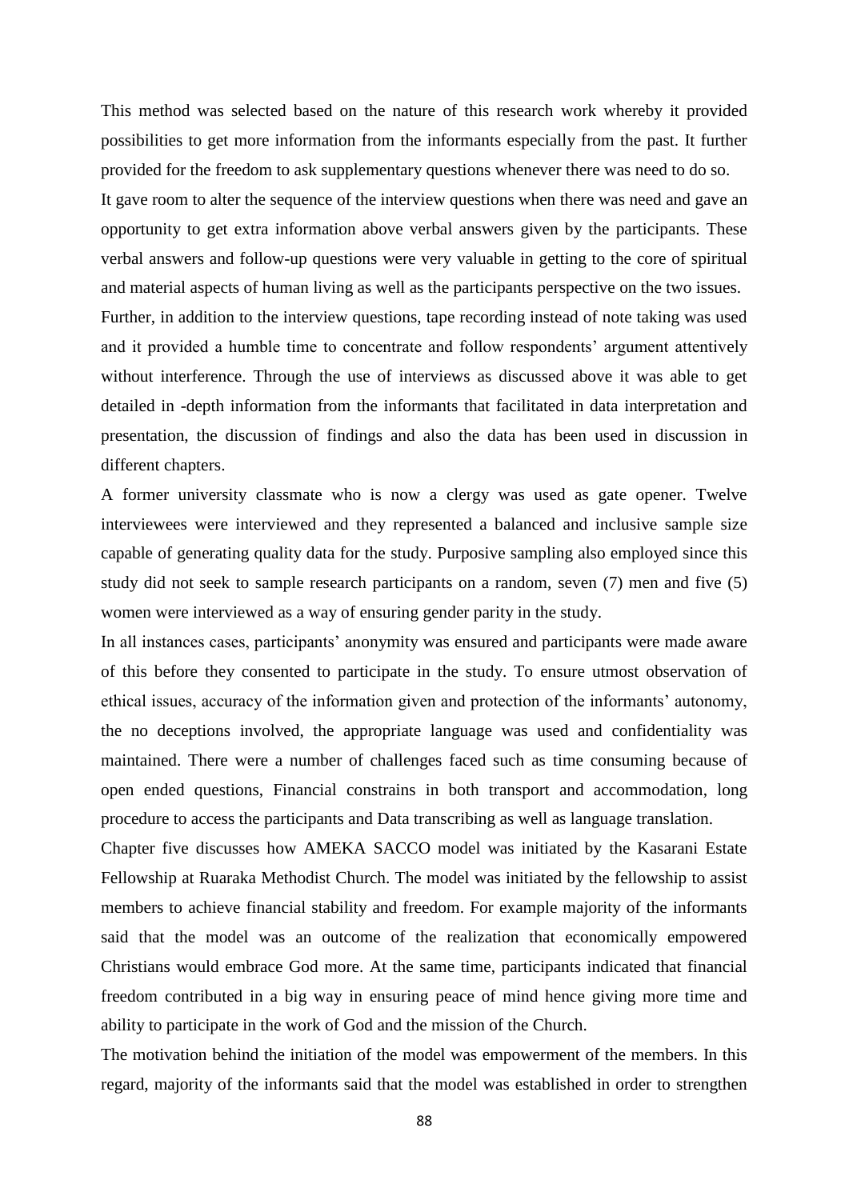This method was selected based on the nature of this research work whereby it provided possibilities to get more information from the informants especially from the past. It further provided for the freedom to ask supplementary questions whenever there was need to do so.

It gave room to alter the sequence of the interview questions when there was need and gave an opportunity to get extra information above verbal answers given by the participants. These verbal answers and follow-up questions were very valuable in getting to the core of spiritual and material aspects of human living as well as the participants perspective on the two issues.

Further, in addition to the interview questions, tape recording instead of note taking was used and it provided a humble time to concentrate and follow respondents' argument attentively without interference. Through the use of interviews as discussed above it was able to get detailed in -depth information from the informants that facilitated in data interpretation and presentation, the discussion of findings and also the data has been used in discussion in different chapters.

A former university classmate who is now a clergy was used as gate opener. Twelve interviewees were interviewed and they represented a balanced and inclusive sample size capable of generating quality data for the study. Purposive sampling also employed since this study did not seek to sample research participants on a random, seven (7) men and five (5) women were interviewed as a way of ensuring gender parity in the study.

In all instances cases, participants' anonymity was ensured and participants were made aware of this before they consented to participate in the study. To ensure utmost observation of ethical issues, accuracy of the information given and protection of the informants' autonomy, the no deceptions involved, the appropriate language was used and confidentiality was maintained. There were a number of challenges faced such as time consuming because of open ended questions, Financial constrains in both transport and accommodation, long procedure to access the participants and Data transcribing as well as language translation.

Chapter five discusses how AMEKA SACCO model was initiated by the Kasarani Estate Fellowship at Ruaraka Methodist Church. The model was initiated by the fellowship to assist members to achieve financial stability and freedom. For example majority of the informants said that the model was an outcome of the realization that economically empowered Christians would embrace God more. At the same time, participants indicated that financial freedom contributed in a big way in ensuring peace of mind hence giving more time and ability to participate in the work of God and the mission of the Church.

The motivation behind the initiation of the model was empowerment of the members. In this regard, majority of the informants said that the model was established in order to strengthen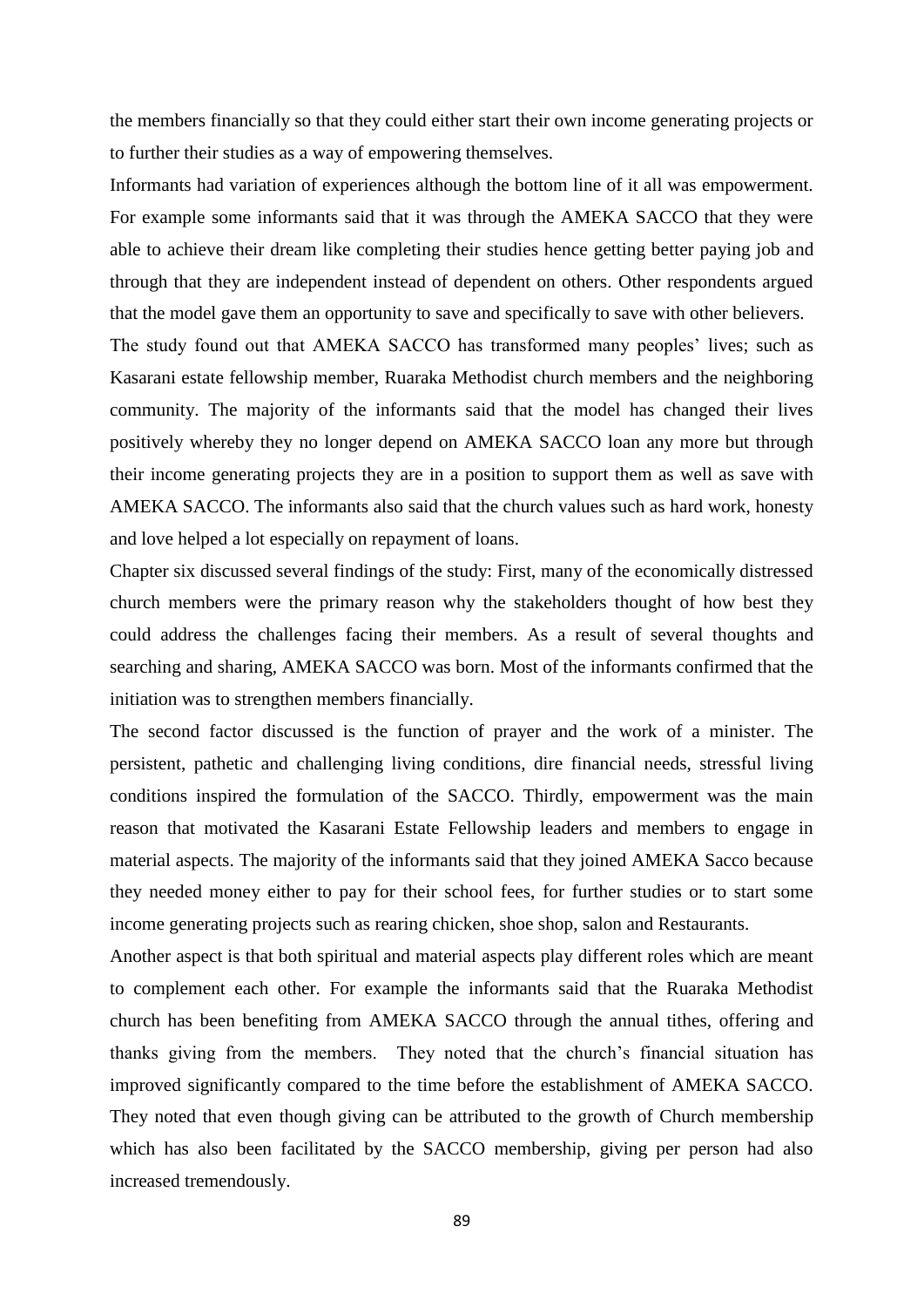the members financially so that they could either start their own income generating projects or to further their studies as a way of empowering themselves.

Informants had variation of experiences although the bottom line of it all was empowerment. For example some informants said that it was through the AMEKA SACCO that they were able to achieve their dream like completing their studies hence getting better paying job and through that they are independent instead of dependent on others. Other respondents argued that the model gave them an opportunity to save and specifically to save with other believers.

The study found out that AMEKA SACCO has transformed many peoples' lives; such as Kasarani estate fellowship member, Ruaraka Methodist church members and the neighboring community. The majority of the informants said that the model has changed their lives positively whereby they no longer depend on AMEKA SACCO loan any more but through their income generating projects they are in a position to support them as well as save with AMEKA SACCO. The informants also said that the church values such as hard work, honesty and love helped a lot especially on repayment of loans.

Chapter six discussed several findings of the study: First, many of the economically distressed church members were the primary reason why the stakeholders thought of how best they could address the challenges facing their members. As a result of several thoughts and searching and sharing, AMEKA SACCO was born. Most of the informants confirmed that the initiation was to strengthen members financially.

The second factor discussed is the function of prayer and the work of a minister. The persistent, pathetic and challenging living conditions, dire financial needs, stressful living conditions inspired the formulation of the SACCO. Thirdly, empowerment was the main reason that motivated the Kasarani Estate Fellowship leaders and members to engage in material aspects. The majority of the informants said that they joined AMEKA Sacco because they needed money either to pay for their school fees, for further studies or to start some income generating projects such as rearing chicken, shoe shop, salon and Restaurants.

Another aspect is that both spiritual and material aspects play different roles which are meant to complement each other. For example the informants said that the Ruaraka Methodist church has been benefiting from AMEKA SACCO through the annual tithes, offering and thanks giving from the members. They noted that the church's financial situation has improved significantly compared to the time before the establishment of AMEKA SACCO. They noted that even though giving can be attributed to the growth of Church membership which has also been facilitated by the SACCO membership, giving per person had also increased tremendously.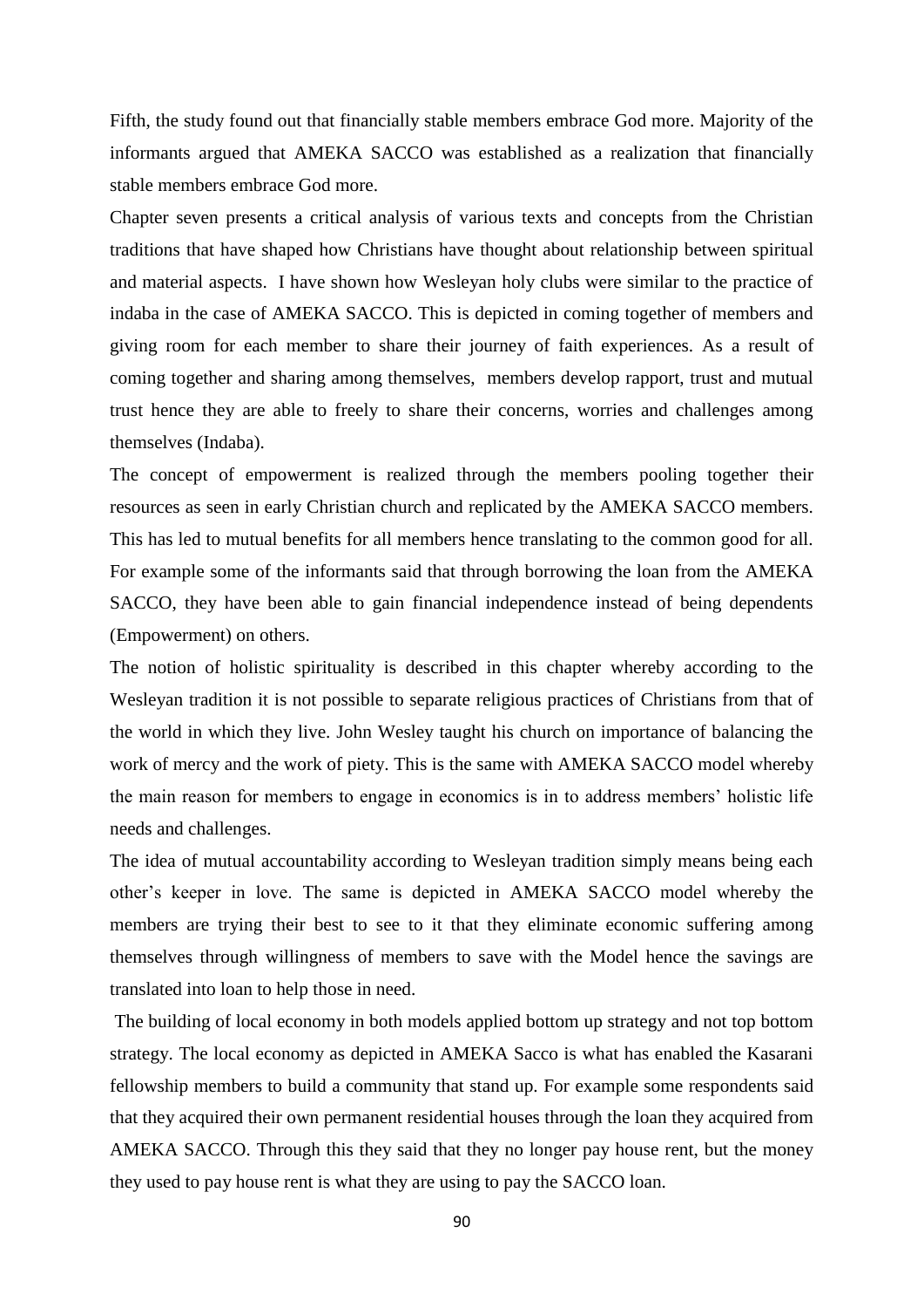Fifth, the study found out that financially stable members embrace God more. Majority of the informants argued that AMEKA SACCO was established as a realization that financially stable members embrace God more.

Chapter seven presents a critical analysis of various texts and concepts from the Christian traditions that have shaped how Christians have thought about relationship between spiritual and material aspects. I have shown how Wesleyan holy clubs were similar to the practice of indaba in the case of AMEKA SACCO. This is depicted in coming together of members and giving room for each member to share their journey of faith experiences. As a result of coming together and sharing among themselves, members develop rapport, trust and mutual trust hence they are able to freely to share their concerns, worries and challenges among themselves (Indaba).

The concept of empowerment is realized through the members pooling together their resources as seen in early Christian church and replicated by the AMEKA SACCO members. This has led to mutual benefits for all members hence translating to the common good for all. For example some of the informants said that through borrowing the loan from the AMEKA SACCO, they have been able to gain financial independence instead of being dependents (Empowerment) on others.

The notion of holistic spirituality is described in this chapter whereby according to the Wesleyan tradition it is not possible to separate religious practices of Christians from that of the world in which they live. John Wesley taught his church on importance of balancing the work of mercy and the work of piety. This is the same with AMEKA SACCO model whereby the main reason for members to engage in economics is in to address members' holistic life needs and challenges.

The idea of mutual accountability according to Wesleyan tradition simply means being each other's keeper in love. The same is depicted in AMEKA SACCO model whereby the members are trying their best to see to it that they eliminate economic suffering among themselves through willingness of members to save with the Model hence the savings are translated into loan to help those in need.

The building of local economy in both models applied bottom up strategy and not top bottom strategy. The local economy as depicted in AMEKA Sacco is what has enabled the Kasarani fellowship members to build a community that stand up. For example some respondents said that they acquired their own permanent residential houses through the loan they acquired from AMEKA SACCO. Through this they said that they no longer pay house rent, but the money they used to pay house rent is what they are using to pay the SACCO loan.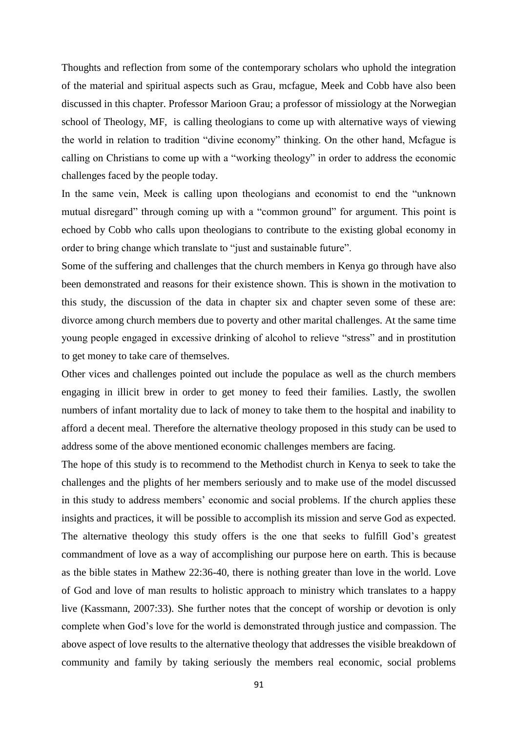Thoughts and reflection from some of the contemporary scholars who uphold the integration of the material and spiritual aspects such as Grau, mcfague, Meek and Cobb have also been discussed in this chapter. Professor Marioon Grau; a professor of missiology at the Norwegian school of Theology, MF, is calling theologians to come up with alternative ways of viewing the world in relation to tradition "divine economy" thinking. On the other hand, Mcfague is calling on Christians to come up with a "working theology" in order to address the economic challenges faced by the people today.

In the same vein, Meek is calling upon theologians and economist to end the "unknown mutual disregard" through coming up with a "common ground" for argument. This point is echoed by Cobb who calls upon theologians to contribute to the existing global economy in order to bring change which translate to "just and sustainable future".

Some of the suffering and challenges that the church members in Kenya go through have also been demonstrated and reasons for their existence shown. This is shown in the motivation to this study, the discussion of the data in chapter six and chapter seven some of these are: divorce among church members due to poverty and other marital challenges. At the same time young people engaged in excessive drinking of alcohol to relieve "stress" and in prostitution to get money to take care of themselves.

Other vices and challenges pointed out include the populace as well as the church members engaging in illicit brew in order to get money to feed their families. Lastly, the swollen numbers of infant mortality due to lack of money to take them to the hospital and inability to afford a decent meal. Therefore the alternative theology proposed in this study can be used to address some of the above mentioned economic challenges members are facing.

The hope of this study is to recommend to the Methodist church in Kenya to seek to take the challenges and the plights of her members seriously and to make use of the model discussed in this study to address members' economic and social problems. If the church applies these insights and practices, it will be possible to accomplish its mission and serve God as expected. The alternative theology this study offers is the one that seeks to fulfill God's greatest commandment of love as a way of accomplishing our purpose here on earth. This is because as the bible states in Mathew 22:36-40, there is nothing greater than love in the world. Love of God and love of man results to holistic approach to ministry which translates to a happy live (Kassmann, 2007:33). She further notes that the concept of worship or devotion is only complete when God's love for the world is demonstrated through justice and compassion. The above aspect of love results to the alternative theology that addresses the visible breakdown of community and family by taking seriously the members real economic, social problems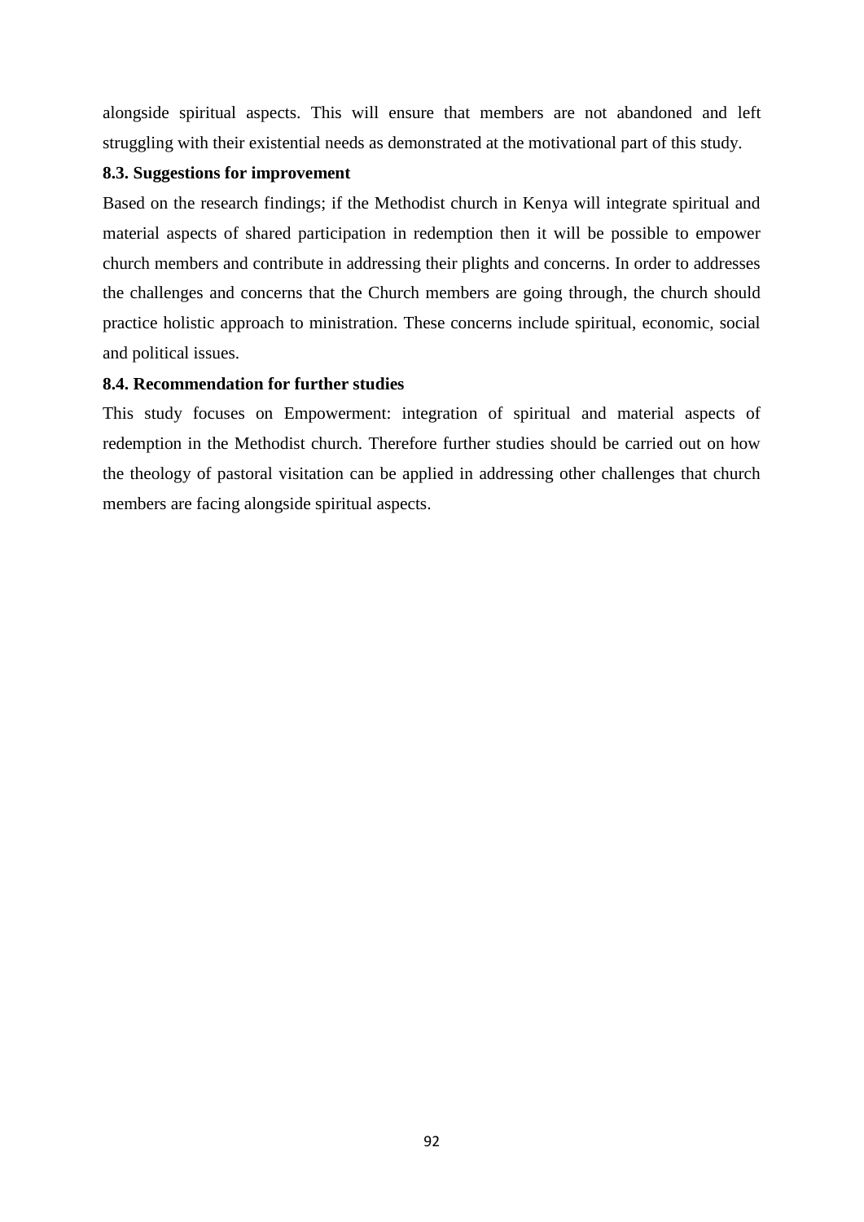alongside spiritual aspects. This will ensure that members are not abandoned and left struggling with their existential needs as demonstrated at the motivational part of this study.

### 8.3. Suggestions for improvement

Based on the research findings; if the Methodist church in Kenya will integrate spiritual and material aspects of shared participation in redemption then it will be possible to empower church members and contribute in addressing their plights and concerns. In order to addresses the challenges and concerns that the Church members are going through, the church should practice holistic approach to ministration. These concerns include spiritual, economic, social and political issues.

### 8.4. Recommendation for further studies

This study focuses on Empowerment: integration of spiritual and material aspects of redemption in the Methodist church. Therefore further studies should be carried out on how the theology of pastoral visitation can be applied in addressing other challenges that church members are facing alongside spiritual aspects.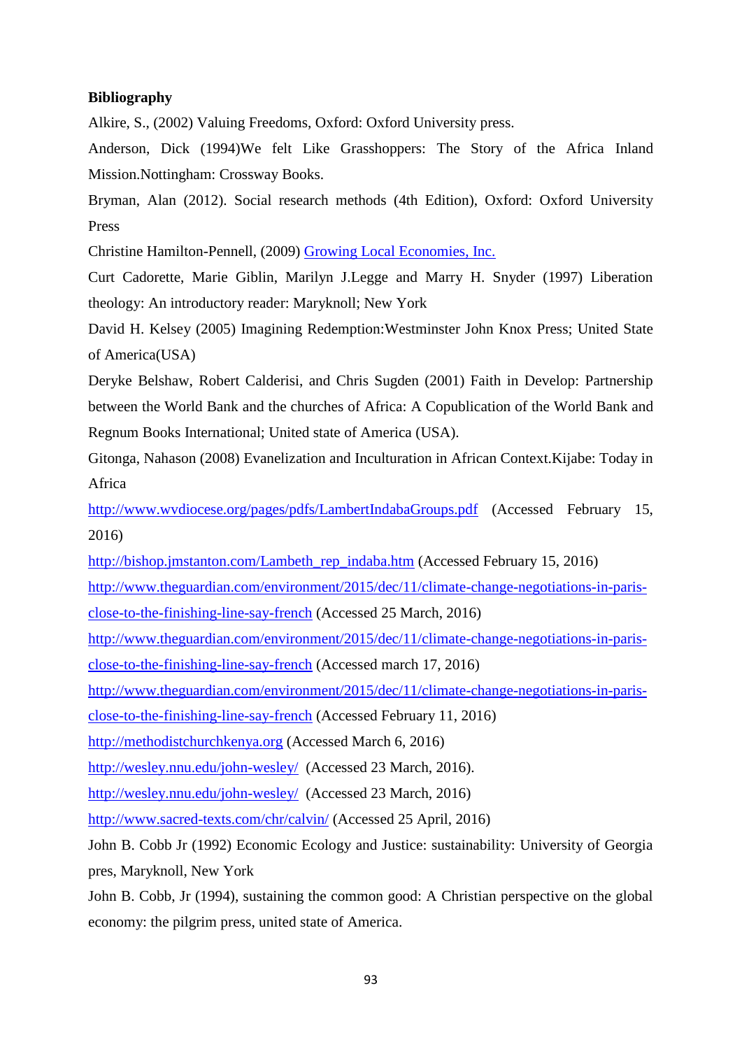**Bibliography**

Alkire, S., (2002) Valuing Freedoms, Oxford: Oxford University press.

Anderson, Dick (1994)We felt Like Grasshoppers: The Story of the Africa Inland Mission.Nottingham: Crossway Books.

Bryman, Alan (2012). Social research methods (4th Edition), Oxford: Oxford University Press

Christine Hamilton-Pennell, (2009) Growing Local Economies, Inc.

Curt Cadorette, Marie Giblin, Marilyn J.Legge and Marry H. Snyder (1997) Liberation theology: An introductory reader: Maryknoll; New York

David H. Kelsey (2005) Imagining Redemption:Westminster John Knox Press; United State of America(USA)

Deryke Belshaw, Robert Calderisi, and Chris Sugden (2001) Faith in Develop: Partnership between the World Bank and the churches of Africa: A Copublication of the World Bank and Regnum Books International; United state of America (USA).

Gitonga, Nahason (2008) Evanelization and Inculturation in African Context.Kijabe: Today in Africa

http://www.wvdiocese.org/pages/pdfs/LambertIndabaGroups.pdf (Accessed February 15, 2016)

http://bishop.jmstanton.com/Lambeth_rep_indaba.htm (Accessed February 15, 2016)

http://www.theguardian.com/environment/2015/dec/11/climate-change-negotiations-in-paris-close-to-the-finishing-line-say-french (Accessed 25 March, 2016)

http://www.theguardian.com/environment/2015/dec/11/climate-change-negotiations-in-paris-close-to-the-finishing-line-say-french (Accessed march 17, 2016)

http://www.theguardian.com/environment/2015/dec/11/climate-change-negotiations-in-paris-close-to-the-finishing-line-say-french (Accessed February 11, 2016)

http://methodistchurchkenya.org (Accessed March 6, 2016)

http://wesley.nnu.edu/john-wesley/ (Accessed 23 March, 2016).

http://wesley.nnu.edu/john-wesley/ (Accessed 23 March, 2016)

http://www.sacred-texts.com/chr/calvin/ (Accessed 25 April, 2016)

John B. Cobb Jr (1992) Economic Ecology and Justice: sustainability: University of Georgia pres, Maryknoll, New York

John B. Cobb, Jr (1994), sustaining the common good: A Christian perspective on the global economy: the pilgrim press, united state of America.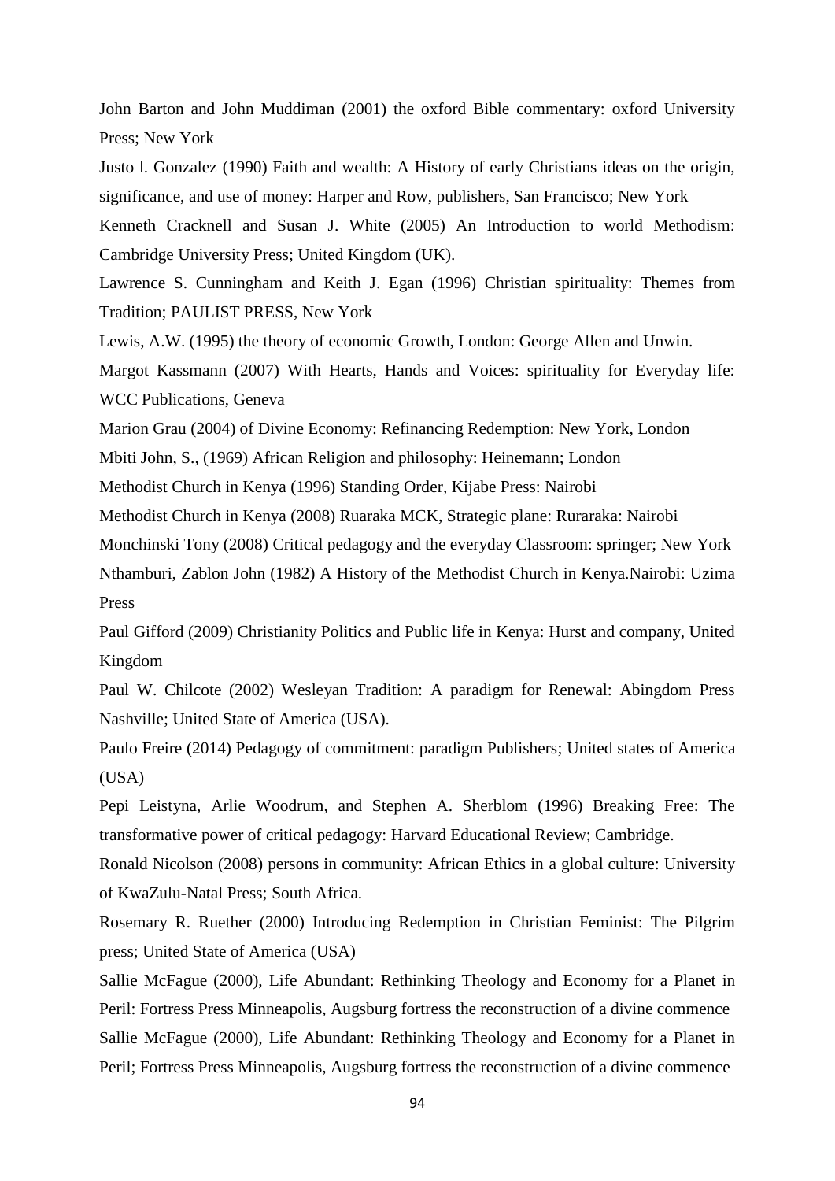John Barton and John Muddiman (2001) the oxford Bible commentary: oxford University Press; New York

Justo l. Gonzalez (1990) Faith and wealth: A History of early Christians ideas on the origin, significance, and use of money: Harper and Row, publishers, San Francisco; New York

Kenneth Cracknell and Susan J. White (2005) An Introduction to world Methodism: Cambridge University Press; United Kingdom (UK).

Lawrence S. Cunningham and Keith J. Egan (1996) Christian spirituality: Themes from Tradition; PAULIST PRESS, New York

Lewis, A.W. (1995) the theory of economic Growth, London: George Allen and Unwin.

Margot Kassmann (2007) With Hearts, Hands and Voices: spirituality for Everyday life: WCC Publications, Geneva

Marion Grau (2004) of Divine Economy: Refinancing Redemption: New York, London

Mbiti John, S., (1969) African Religion and philosophy: Heinemann; London

Methodist Church in Kenya (1996) Standing Order, Kijabe Press: Nairobi

Methodist Church in Kenya (2008) Ruaraka MCK, Strategic plane: Ruraraka: Nairobi

Monchinski Tony (2008) Critical pedagogy and the everyday Classroom: springer; New York

Nthamburi, Zablon John (1982) A History of the Methodist Church in Kenya.Nairobi: Uzima Press

Paul Gifford (2009) Christianity Politics and Public life in Kenya: Hurst and company, United Kingdom

Paul W. Chilcote (2002) Wesleyan Tradition: A paradigm for Renewal: Abingdom Press Nashville; United State of America (USA).

Paulo Freire (2014) Pedagogy of commitment: paradigm Publishers; United states of America (USA)

Pepi Leistyna, Arlie Woodrum, and Stephen A. Sherblom (1996) Breaking Free: The transformative power of critical pedagogy: Harvard Educational Review; Cambridge.

Ronald Nicolson (2008) persons in community: African Ethics in a global culture: University of KwaZulu-Natal Press; South Africa.

Rosemary R. Ruether (2000) Introducing Redemption in Christian Feminist: The Pilgrim press; United State of America (USA)

Sallie McFague (2000), Life Abundant: Rethinking Theology and Economy for a Planet in Peril: Fortress Press Minneapolis, Augsburg fortress the reconstruction of a divine commence

Sallie McFague (2000), Life Abundant: Rethinking Theology and Economy for a Planet in Peril; Fortress Press Minneapolis, Augsburg fortress the reconstruction of a divine commence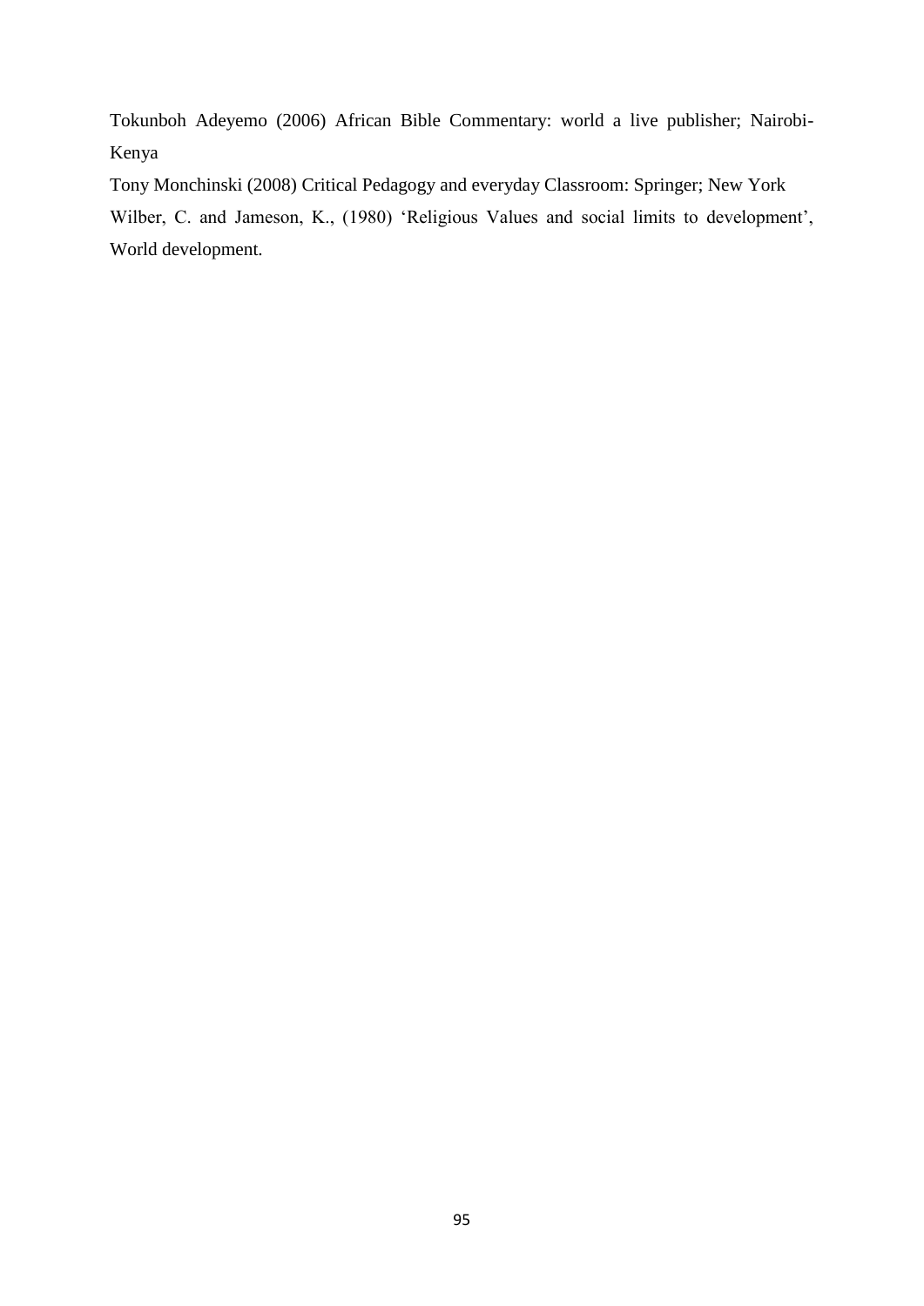Tokunboh Adeyemo (2006) African Bible Commentary: world a live publisher; Nairobi-Kenya

Tony Monchinski (2008) Critical Pedagogy and everyday Classroom: Springer; New York

Wilber, C. and Jameson, K., (1980) 'Religious Values and social limits to development', World development.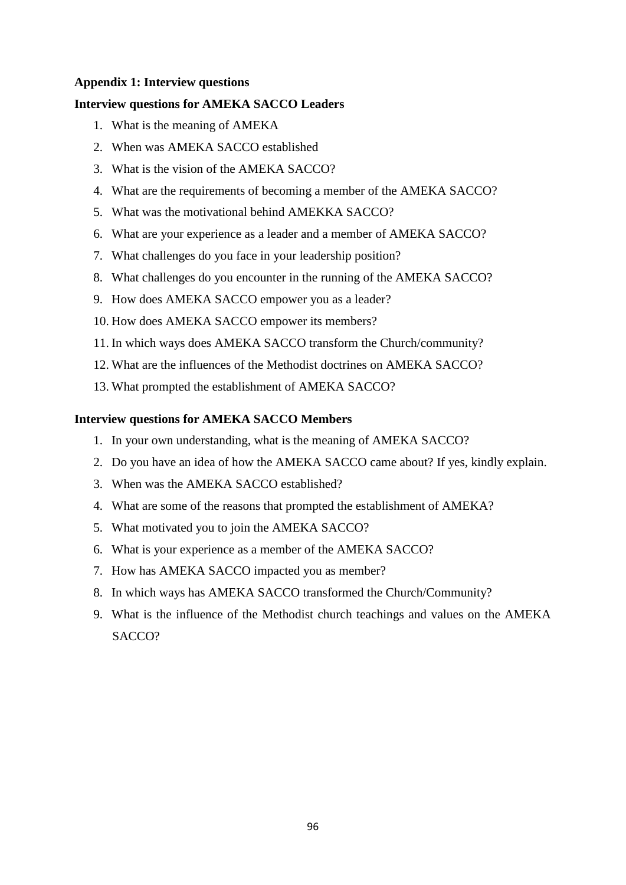**Appendix 1: Interview questions**

**Interview questions for AMEKA SACCO Leaders**

1. What is the meaning of AMEKA
2. When was AMEKA SACCO established
3. What is the vision of the AMEKA SACCO?
4. What are the requirements of becoming a member of the AMEKA SACCO?
5. What was the motivational behind AMEKKA SACCO?
6. What are your experience as a leader and a member of AMEKA SACCO?
7. What challenges do you face in your leadership position?
8. What challenges do you encounter in the running of the AMEKA SACCO?
9. How does AMEKA SACCO empower you as a leader?
10. How does AMEKA SACCO empower its members?
11. In which ways does AMEKA SACCO transform the Church/community?
12. What are the influences of the Methodist doctrines on AMEKA SACCO?
13. What prompted the establishment of AMEKA SACCO?

**Interview questions for AMEKA SACCO Members**

1. In your own understanding, what is the meaning of AMEKA SACCO?
2. Do you have an idea of how the AMEKA SACCO came about? If yes, kindly explain.
3. When was the AMEKA SACCO established?
4. What are some of the reasons that prompted the establishment of AMEKA?
5. What motivated you to join the AMEKA SACCO?
6. What is your experience as a member of the AMEKA SACCO?
7. How has AMEKA SACCO impacted you as member?
8. In which ways has AMEKA SACCO transformed the Church/Community?
9. What is the influence of the Methodist church teachings and values on the AMEKA SACCO?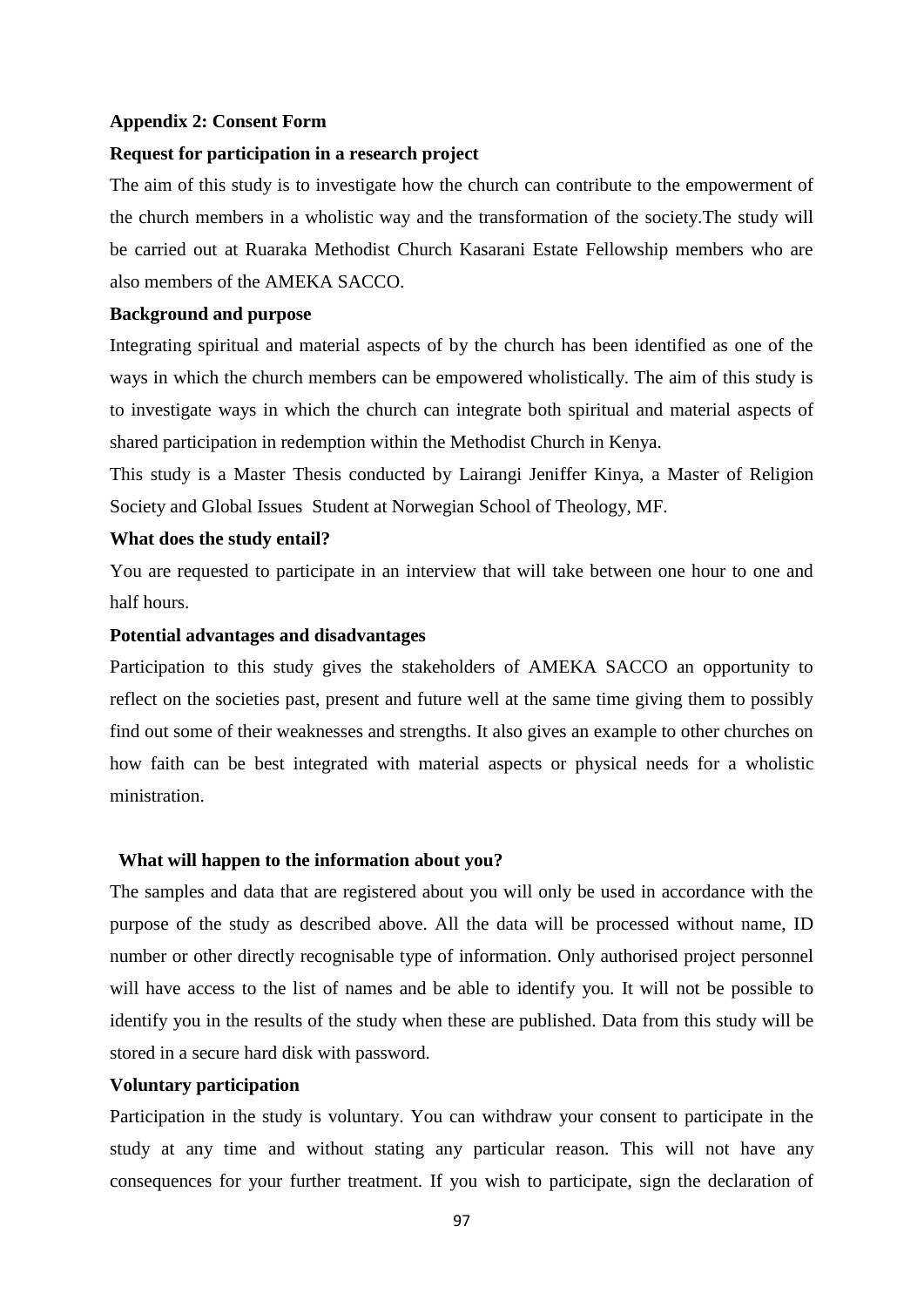**Appendix 2: Consent Form**

**Request for participation in a research project**

The aim of this study is to investigate how the church can contribute to the empowerment of the church members in a wholistic way and the transformation of the society.The study will be carried out at Ruaraka Methodist Church Kasarani Estate Fellowship members who are also members of the AMEKA SACCO.

**Background and purpose**

Integrating spiritual and material aspects of by the church has been identified as one of the ways in which the church members can be empowered wholistically. The aim of this study is to investigate ways in which the church can integrate both spiritual and material aspects of shared participation in redemption within the Methodist Church in Kenya.

This study is a Master Thesis conducted by Lairangi Jeniffer Kinya, a Master of Religion Society and Global Issues Student at Norwegian School of Theology, MF.

**What does the study entail?**

You are requested to participate in an interview that will take between one hour to one and half hours.

**Potential advantages and disadvantages**

Participation to this study gives the stakeholders of AMEKA SACCO an opportunity to reflect on the societies past, present and future well at the same time giving them to possibly find out some of their weaknesses and strengths. It also gives an example to other churches on how faith can be best integrated with material aspects or physical needs for a wholistic ministration.

**What will happen to the information about you?**

The samples and data that are registered about you will only be used in accordance with the purpose of the study as described above. All the data will be processed without name, ID number or other directly recognisable type of information. Only authorised project personnel will have access to the list of names and be able to identify you. It will not be possible to identify you in the results of the study when these are published. Data from this study will be stored in a secure hard disk with password.

**Voluntary participation**

Participation in the study is voluntary. You can withdraw your consent to participate in the study at any time and without stating any particular reason. This will not have any consequences for your further treatment. If you wish to participate, sign the declaration of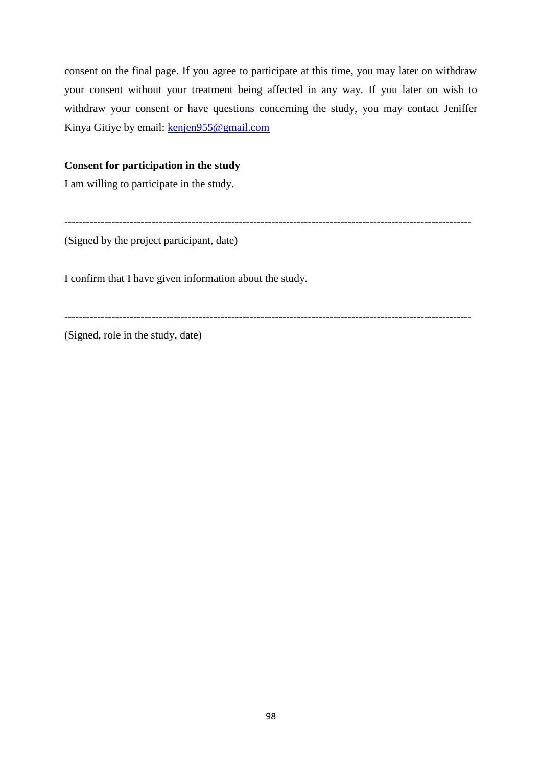consent on the final page. If you agree to participate at this time, you may later on withdraw your consent without your treatment being affected in any way. If you later on wish to withdraw your consent or have questions concerning the study, you may contact Jeniffer Kinya Gitiye by email: kenjen955@gmail.com

**Consent for participation in the study**

I am willing to participate in the study.

----------------------------------------------------------------------------------------------------------------

(Signed by the project participant, date)

I confirm that I have given information about the study.

----------------------------------------------------------------------------------------------------------------

(Signed, role in the study, date)